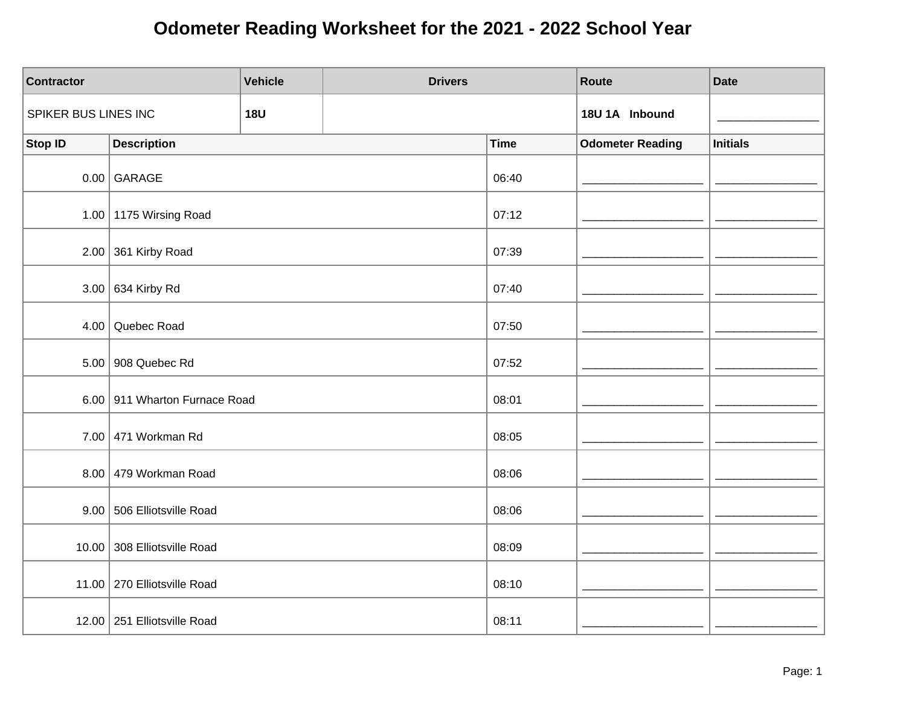# Odometer Reading Worksheet for the 2021 - 2022 School Year

| Contractor | Vehicle | Drivers | Route | Date |
|---|---|---|---|---|
| SPIKER BUS LINES INC | **18U** | | **18U 1A Inbound** | _______________ |

| Stop ID | Description | Time | Odometer Reading | Initials |
|---|---|---|---|---|
| 0.00 | GARAGE | 06:40 | __________________ | _______________ |
| 1.00 | 1175 Wirsing Road | 07:12 | __________________ | _______________ |
| 2.00 | 361 Kirby Road | 07:39 | __________________ | _______________ |
| 3.00 | 634 Kirby Rd | 07:40 | __________________ | _______________ |
| 4.00 | Quebec Road | 07:50 | __________________ | _______________ |
| 5.00 | 908 Quebec Rd | 07:52 | __________________ | _______________ |
| 6.00 | 911 Wharton Furnace Road | 08:01 | __________________ | _______________ |
| 7.00 | 471 Workman Rd | 08:05 | __________________ | _______________ |
| 8.00 | 479 Workman Road | 08:06 | __________________ | _______________ |
| 9.00 | 506 Elliotsville Road | 08:06 | __________________ | _______________ |
| 10.00 | 308 Elliotsville Road | 08:09 | __________________ | _______________ |
| 11.00 | 270 Elliotsville Road | 08:10 | __________________ | _______________ |
| 12.00 | 251 Elliotsville Road | 08:11 | __________________ | _______________ |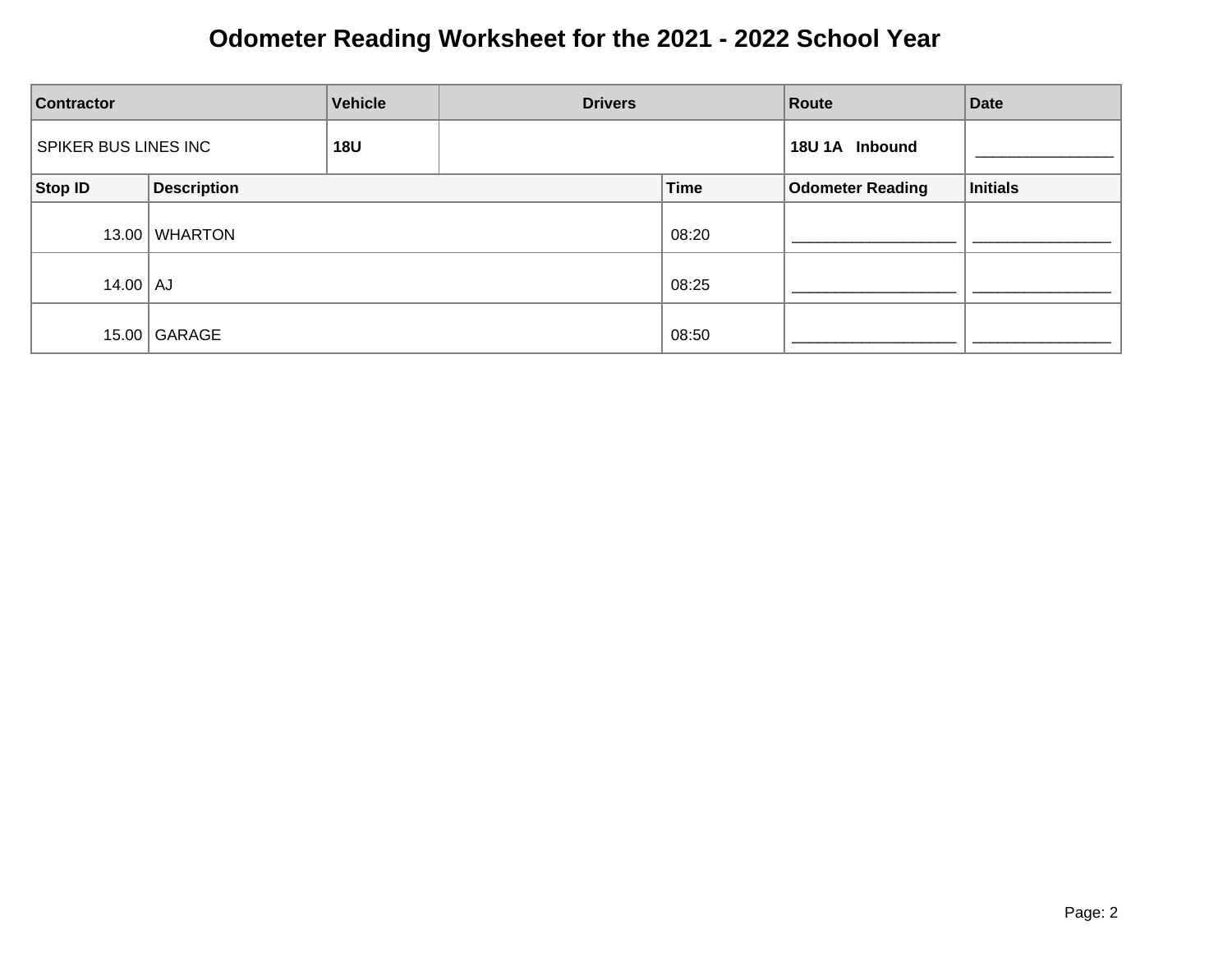# Odometer Reading Worksheet for the 2021 - 2022 School Year

| Contractor | Vehicle | Drivers | Route | Date |
|---|---|---|---|---|
| SPIKER BUS LINES INC | **18U** | | **18U 1A Inbound** | _______________ |

| Stop ID | Description | Time | Odometer Reading | Initials |
|---|---|---|---|---|
| 13.00 | WHARTON | 08:20 | __________________ | _______________ |
| 14.00 | AJ | 08:25 | __________________ | _______________ |
| 15.00 | GARAGE | 08:50 | __________________ | _______________ |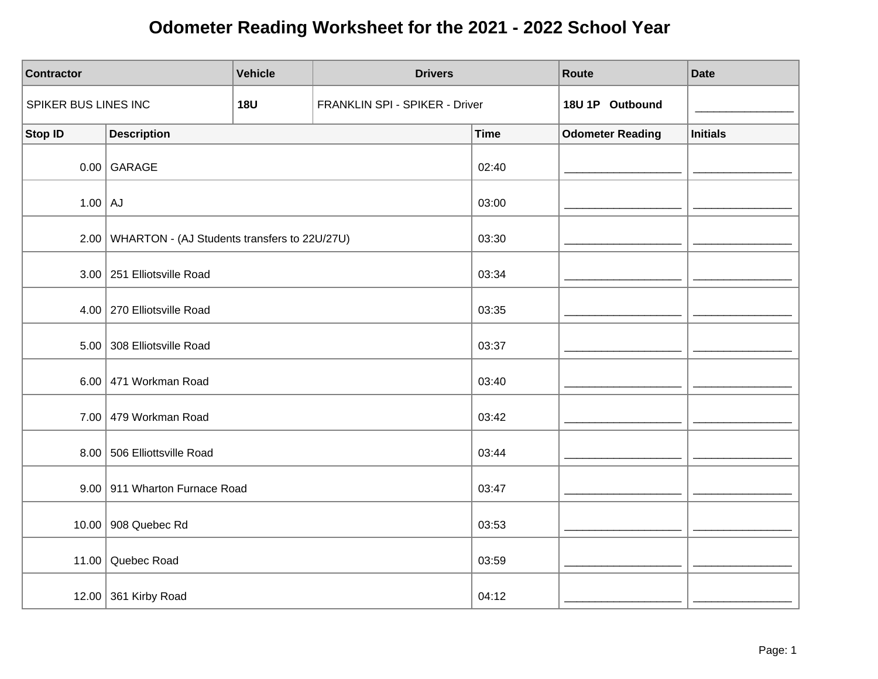# Odometer Reading Worksheet for the 2021 - 2022 School Year

| Contractor | Vehicle | Drivers | Route | Date |
|---|---|---|---|---|
| SPIKER BUS LINES INC | **18U** | FRANKLIN SPI - SPIKER - Driver | **18U 1P Outbound** | _______________ |

| Stop ID | Description | Time | Odometer Reading | Initials |
|---|---|---|---|---|
| 0.00 | GARAGE | 02:40 | __________________ | _______________ |
| 1.00 | AJ | 03:00 | __________________ | _______________ |
| 2.00 | WHARTON - (AJ Students transfers to 22U/27U) | 03:30 | __________________ | _______________ |
| 3.00 | 251 Elliotsville Road | 03:34 | __________________ | _______________ |
| 4.00 | 270 Elliotsville Road | 03:35 | __________________ | _______________ |
| 5.00 | 308 Elliotsville Road | 03:37 | __________________ | _______________ |
| 6.00 | 471 Workman Road | 03:40 | __________________ | _______________ |
| 7.00 | 479 Workman Road | 03:42 | __________________ | _______________ |
| 8.00 | 506 Elliottsville Road | 03:44 | __________________ | _______________ |
| 9.00 | 911 Wharton Furnace Road | 03:47 | __________________ | _______________ |
| 10.00 | 908 Quebec Rd | 03:53 | __________________ | _______________ |
| 11.00 | Quebec Road | 03:59 | __________________ | _______________ |
| 12.00 | 361 Kirby Road | 04:12 | __________________ | _______________ |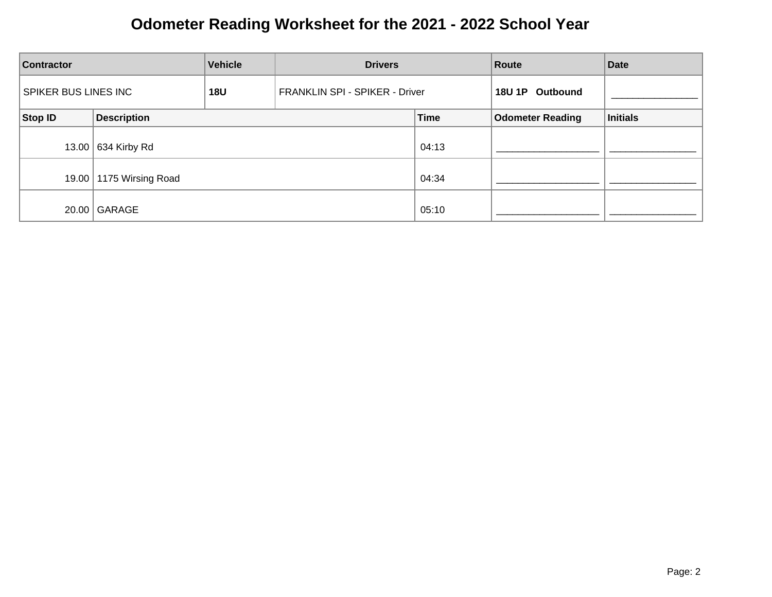# Odometer Reading Worksheet for the 2021 - 2022 School Year

| Contractor | Vehicle | Drivers | Route | Date |
|---|---|---|---|---|
| SPIKER BUS LINES INC | **18U** | FRANKLIN SPI - SPIKER - Driver | **18U 1P Outbound** | _______________ |

| Stop ID | Description | Time | Odometer Reading | Initials |
|---|---|---|---|---|
| 13.00 | 634 Kirby Rd | 04:13 | __________________ | _______________ |
| 19.00 | 1175 Wirsing Road | 04:34 | __________________ | _______________ |
| 20.00 | GARAGE | 05:10 | __________________ | _______________ |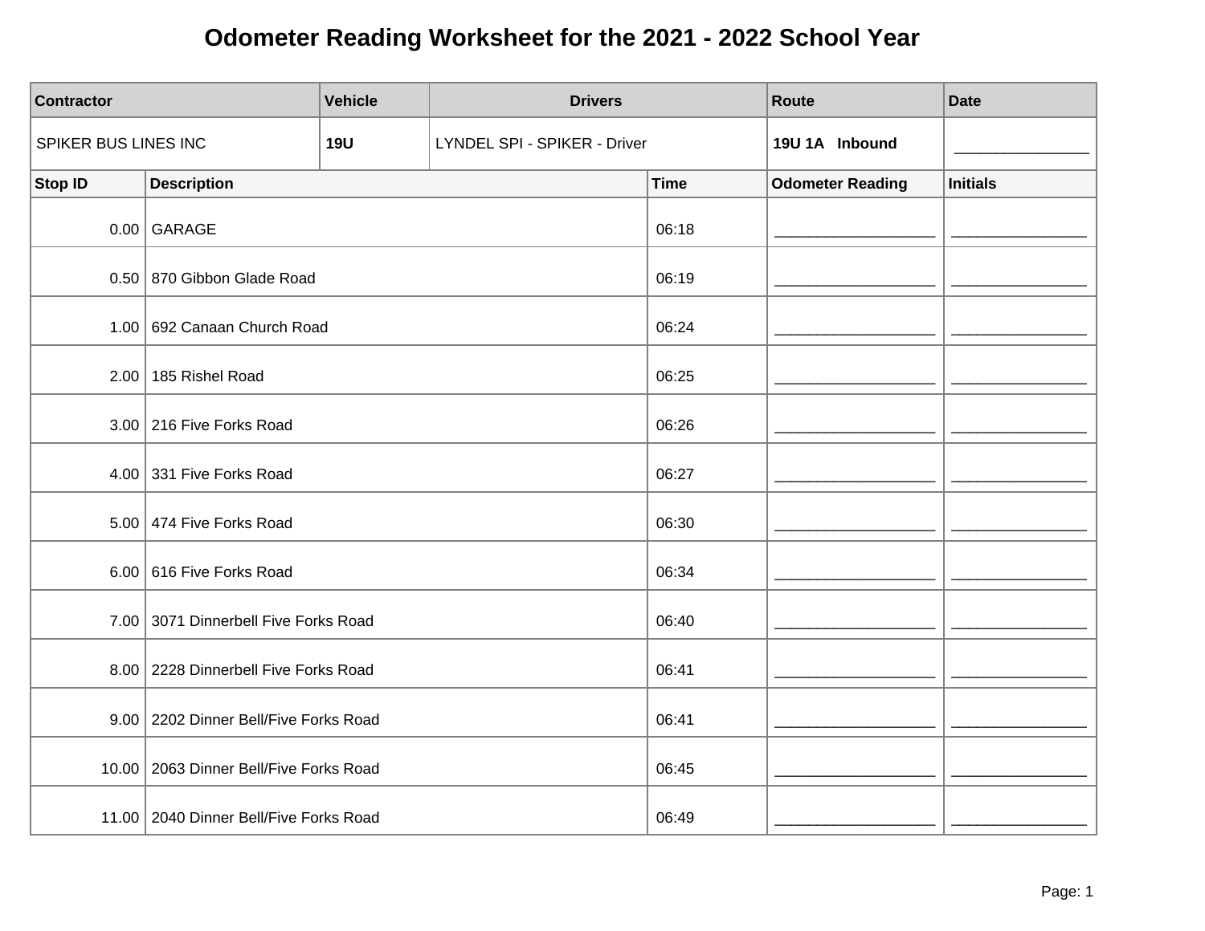# Odometer Reading Worksheet for the 2021 - 2022 School Year

| Contractor | Vehicle | Drivers | Route | Date |
|---|---|---|---|---|
| SPIKER BUS LINES INC | **19U** | LYNDEL SPI - SPIKER - Driver | **19U 1A Inbound** | _______________ |

| Stop ID | Description | Time | Odometer Reading | Initials |
|---|---|---|---|---|
| 0.00 | GARAGE | 06:18 | __________________ | _______________ |
| 0.50 | 870 Gibbon Glade Road | 06:19 | __________________ | _______________ |
| 1.00 | 692 Canaan Church Road | 06:24 | __________________ | _______________ |
| 2.00 | 185 Rishel Road | 06:25 | __________________ | _______________ |
| 3.00 | 216 Five Forks Road | 06:26 | __________________ | _______________ |
| 4.00 | 331 Five Forks Road | 06:27 | __________________ | _______________ |
| 5.00 | 474 Five Forks Road | 06:30 | __________________ | _______________ |
| 6.00 | 616 Five Forks Road | 06:34 | __________________ | _______________ |
| 7.00 | 3071 Dinnerbell Five Forks Road | 06:40 | __________________ | _______________ |
| 8.00 | 2228 Dinnerbell Five Forks Road | 06:41 | __________________ | _______________ |
| 9.00 | 2202 Dinner Bell/Five Forks Road | 06:41 | __________________ | _______________ |
| 10.00 | 2063 Dinner Bell/Five Forks Road | 06:45 | __________________ | _______________ |
| 11.00 | 2040 Dinner Bell/Five Forks Road | 06:49 | __________________ | _______________ |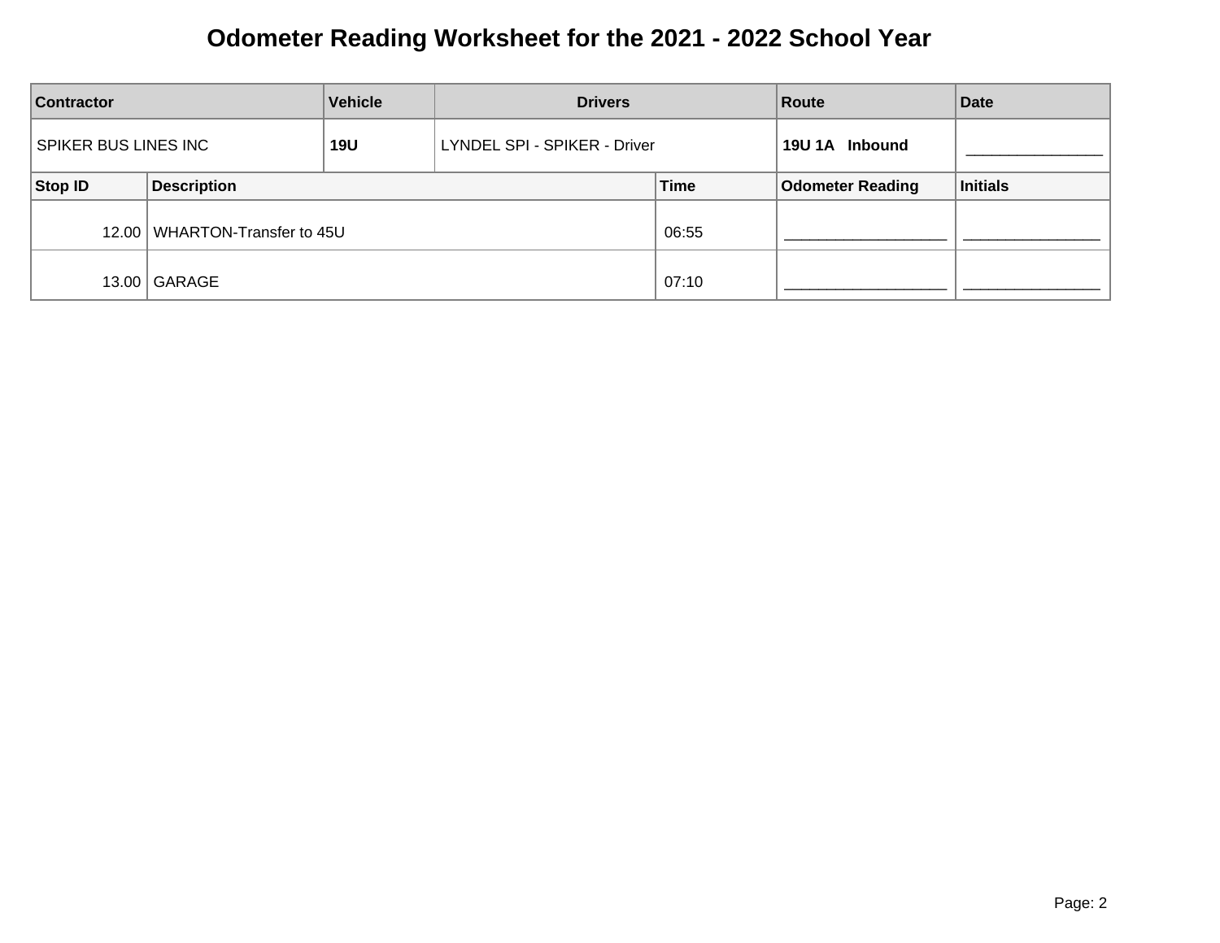# Odometer Reading Worksheet for the 2021 - 2022 School Year

| Contractor | Vehicle | Drivers | Route | Date |
|---|---|---|---|---|
| SPIKER BUS LINES INC | **19U** | LYNDEL SPI - SPIKER - Driver | **19U 1A Inbound** | _______________ |

| Stop ID | Description | Time | Odometer Reading | Initials |
|---|---|---|---|---|
| 12.00 | WHARTON-Transfer to 45U | 06:55 | __________________ | _______________ |
| 13.00 | GARAGE | 07:10 | __________________ | _______________ |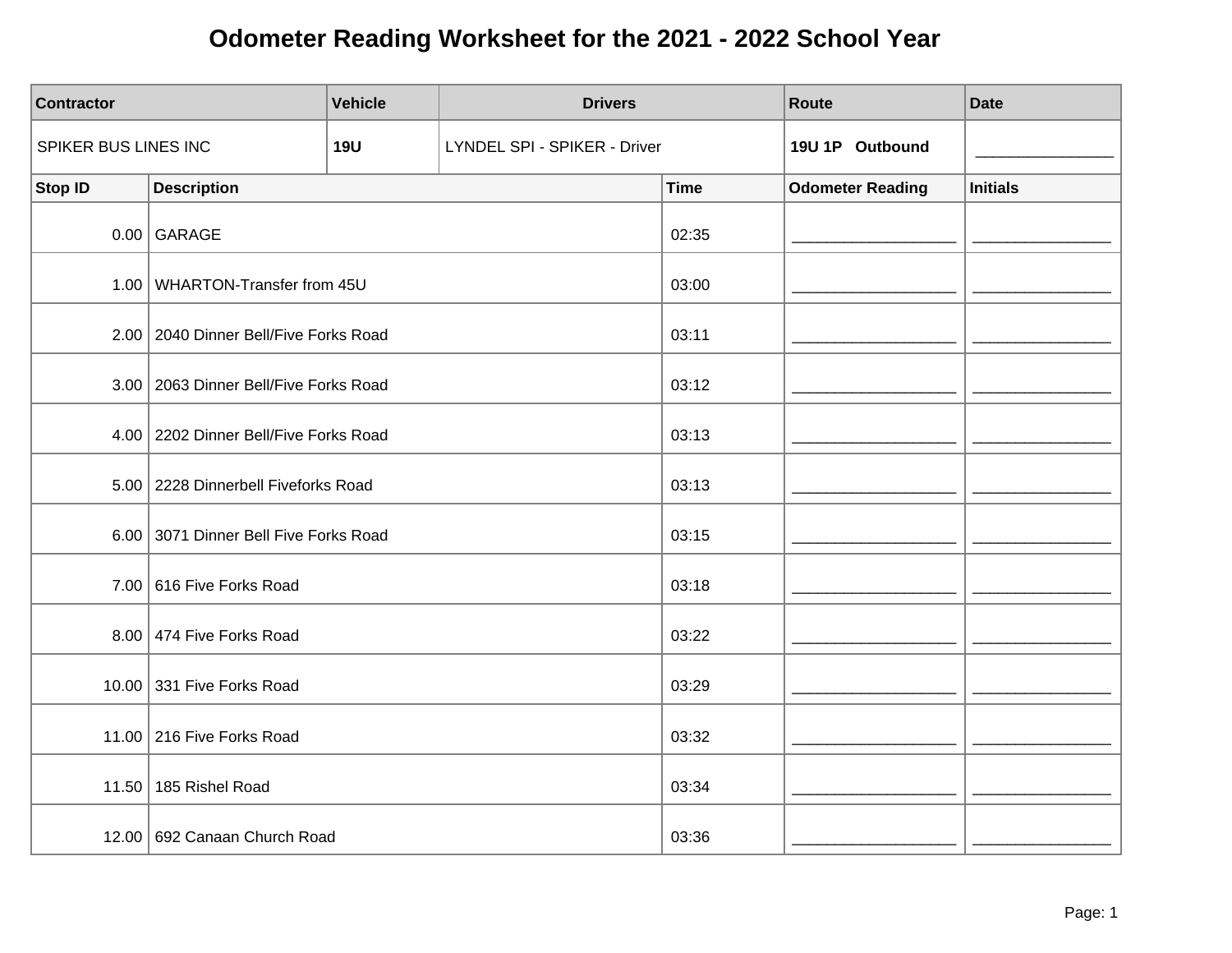# Odometer Reading Worksheet for the 2021 - 2022 School Year

| Contractor | Vehicle | Drivers | Route | Date |
|---|---|---|---|---|
| SPIKER BUS LINES INC | **19U** | LYNDEL SPI - SPIKER - Driver | **19U 1P Outbound** | _______________ |

| Stop ID | Description | Time | Odometer Reading | Initials |
|---|---|---|---|---|
| 0.00 | GARAGE | 02:35 | _________________ | _______________ |
| 1.00 | WHARTON-Transfer from 45U | 03:00 | _________________ | _______________ |
| 2.00 | 2040 Dinner Bell/Five Forks Road | 03:11 | _________________ | _______________ |
| 3.00 | 2063 Dinner Bell/Five Forks Road | 03:12 | _________________ | _______________ |
| 4.00 | 2202 Dinner Bell/Five Forks Road | 03:13 | _________________ | _______________ |
| 5.00 | 2228 Dinnerbell Fiveforks Road | 03:13 | _________________ | _______________ |
| 6.00 | 3071 Dinner Bell Five Forks Road | 03:15 | _________________ | _______________ |
| 7.00 | 616 Five Forks Road | 03:18 | _________________ | _______________ |
| 8.00 | 474 Five Forks Road | 03:22 | _________________ | _______________ |
| 10.00 | 331 Five Forks Road | 03:29 | _________________ | _______________ |
| 11.00 | 216 Five Forks Road | 03:32 | _________________ | _______________ |
| 11.50 | 185 Rishel Road | 03:34 | _________________ | _______________ |
| 12.00 | 692 Canaan Church Road | 03:36 | _________________ | _______________ |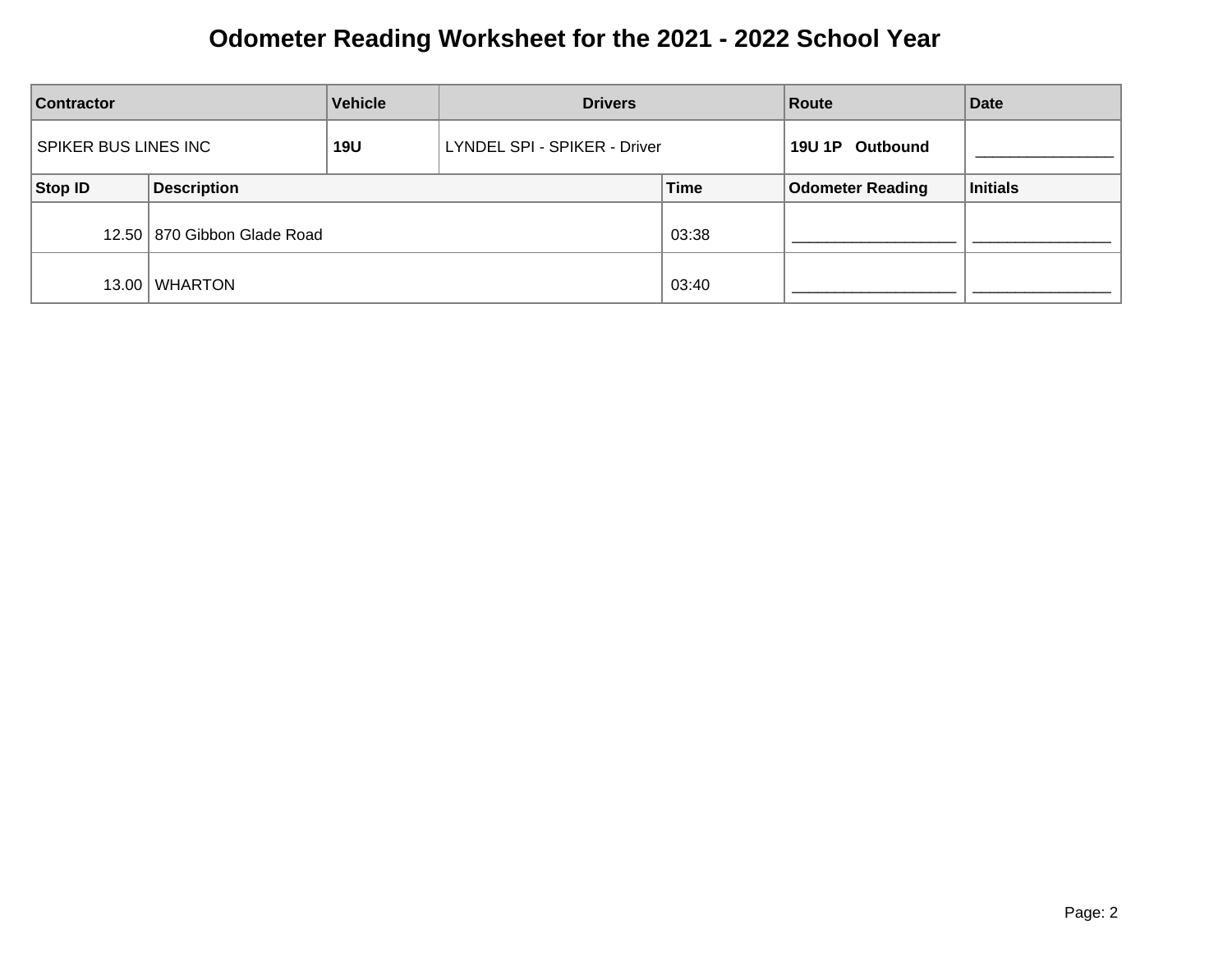# Odometer Reading Worksheet for the 2021 - 2022 School Year

| Contractor | | Vehicle | Drivers | | Route | Date |
|---|---|---|---|---|---|---|
| SPIKER BUS LINES INC | | **19U** | LYNDEL SPI - SPIKER - Driver | | **19U 1P Outbound** | _______________ |
| **Stop ID** | **Description** | | | **Time** | **Odometer Reading** | **Initials** |
| 12.50 | 870 Gibbon Glade Road | | | 03:38 | __________________ | _______________ |
| 13.00 | WHARTON | | | 03:40 | __________________ | _______________ |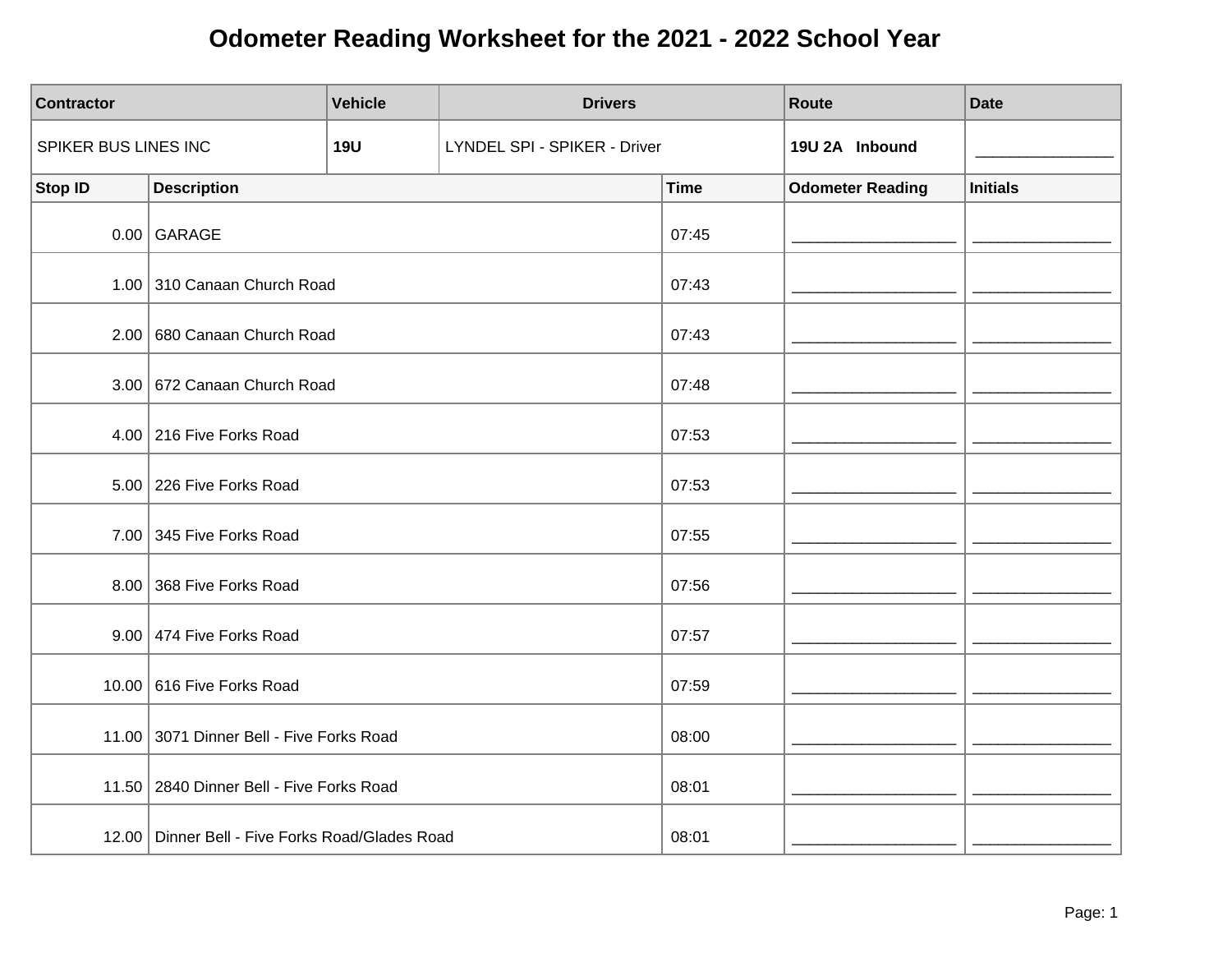# Odometer Reading Worksheet for the 2021 - 2022 School Year

| Contractor | Vehicle | Drivers | Route | Date |
|---|---|---|---|---|
| SPIKER BUS LINES INC | **19U** | LYNDEL SPI - SPIKER - Driver | **19U 2A Inbound** | _______________ |

| Stop ID | Description | Time | Odometer Reading | Initials |
|---|---|---|---|---|
| 0.00 | GARAGE | 07:45 | __________________ | _______________ |
| 1.00 | 310 Canaan Church Road | 07:43 | __________________ | _______________ |
| 2.00 | 680 Canaan Church Road | 07:43 | __________________ | _______________ |
| 3.00 | 672 Canaan Church Road | 07:48 | __________________ | _______________ |
| 4.00 | 216 Five Forks Road | 07:53 | __________________ | _______________ |
| 5.00 | 226 Five Forks Road | 07:53 | __________________ | _______________ |
| 7.00 | 345 Five Forks Road | 07:55 | __________________ | _______________ |
| 8.00 | 368 Five Forks Road | 07:56 | __________________ | _______________ |
| 9.00 | 474 Five Forks Road | 07:57 | __________________ | _______________ |
| 10.00 | 616 Five Forks Road | 07:59 | __________________ | _______________ |
| 11.00 | 3071 Dinner Bell - Five Forks Road | 08:00 | __________________ | _______________ |
| 11.50 | 2840 Dinner Bell - Five Forks Road | 08:01 | __________________ | _______________ |
| 12.00 | Dinner Bell - Five Forks Road/Glades Road | 08:01 | __________________ | _______________ |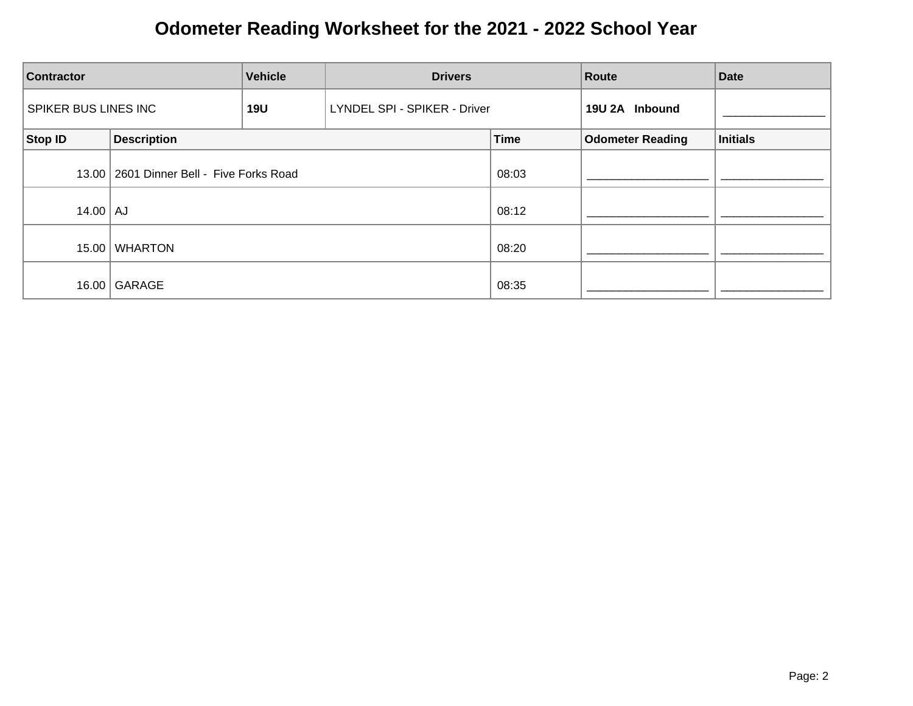# Odometer Reading Worksheet for the 2021 - 2022 School Year

| Contractor | Vehicle | Drivers | Route | Date |
|---|---|---|---|---|
| SPIKER BUS LINES INC | **19U** | LYNDEL SPI - SPIKER - Driver | **19U 2A Inbound** | _______________ |

| Stop ID | Description | Time | Odometer Reading | Initials |
|---|---|---|---|---|
| 13.00 | 2601 Dinner Bell - Five Forks Road | 08:03 | __________________ | _______________ |
| 14.00 | AJ | 08:12 | __________________ | _______________ |
| 15.00 | WHARTON | 08:20 | __________________ | _______________ |
| 16.00 | GARAGE | 08:35 | __________________ | _______________ |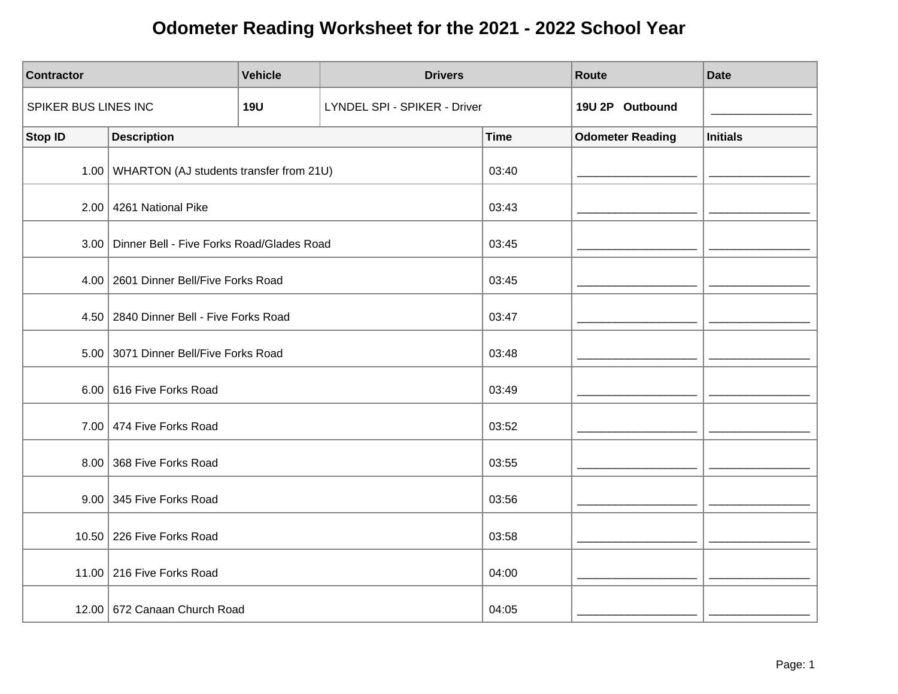# Odometer Reading Worksheet for the 2021 - 2022 School Year

| Contractor | Vehicle | Drivers | Route | Date |
|---|---|---|---|---|
| SPIKER BUS LINES INC | **19U** | LYNDEL SPI - SPIKER - Driver | **19U 2P Outbound** | _______________ |

| Stop ID | Description | Time | Odometer Reading | Initials |
|---|---|---|---|---|
| 1.00 | WHARTON (AJ students transfer from 21U) | 03:40 | __________________ | _______________ |
| 2.00 | 4261 National Pike | 03:43 | __________________ | _______________ |
| 3.00 | Dinner Bell - Five Forks Road/Glades Road | 03:45 | __________________ | _______________ |
| 4.00 | 2601 Dinner Bell/Five Forks Road | 03:45 | __________________ | _______________ |
| 4.50 | 2840 Dinner Bell - Five Forks Road | 03:47 | __________________ | _______________ |
| 5.00 | 3071 Dinner Bell/Five Forks Road | 03:48 | __________________ | _______________ |
| 6.00 | 616 Five Forks Road | 03:49 | __________________ | _______________ |
| 7.00 | 474 Five Forks Road | 03:52 | __________________ | _______________ |
| 8.00 | 368 Five Forks Road | 03:55 | __________________ | _______________ |
| 9.00 | 345 Five Forks Road | 03:56 | __________________ | _______________ |
| 10.50 | 226 Five Forks Road | 03:58 | __________________ | _______________ |
| 11.00 | 216 Five Forks Road | 04:00 | __________________ | _______________ |
| 12.00 | 672 Canaan Church Road | 04:05 | __________________ | _______________ |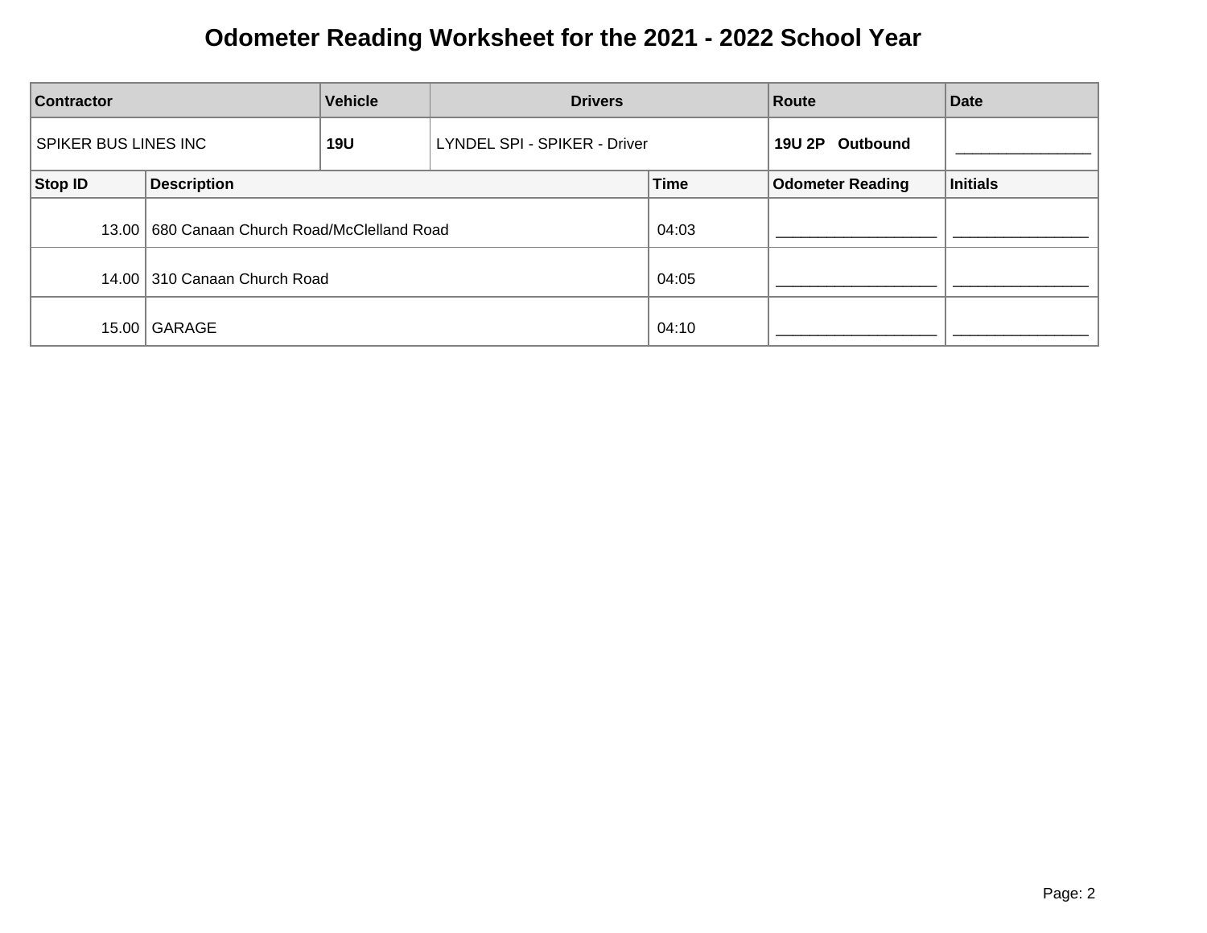# Odometer Reading Worksheet for the 2021 - 2022 School Year

| Contractor | Vehicle | Drivers | Route | Date |
|---|---|---|---|---|
| SPIKER BUS LINES INC | **19U** | LYNDEL SPI - SPIKER - Driver | **19U 2P Outbound** | _______________ |

| Stop ID | Description | Time | Odometer Reading | Initials |
|---|---|---|---|---|
| 13.00 | 680 Canaan Church Road/McClelland Road | 04:03 | _________________ | _______________ |
| 14.00 | 310 Canaan Church Road | 04:05 | _________________ | _______________ |
| 15.00 | GARAGE | 04:10 | _________________ | _______________ |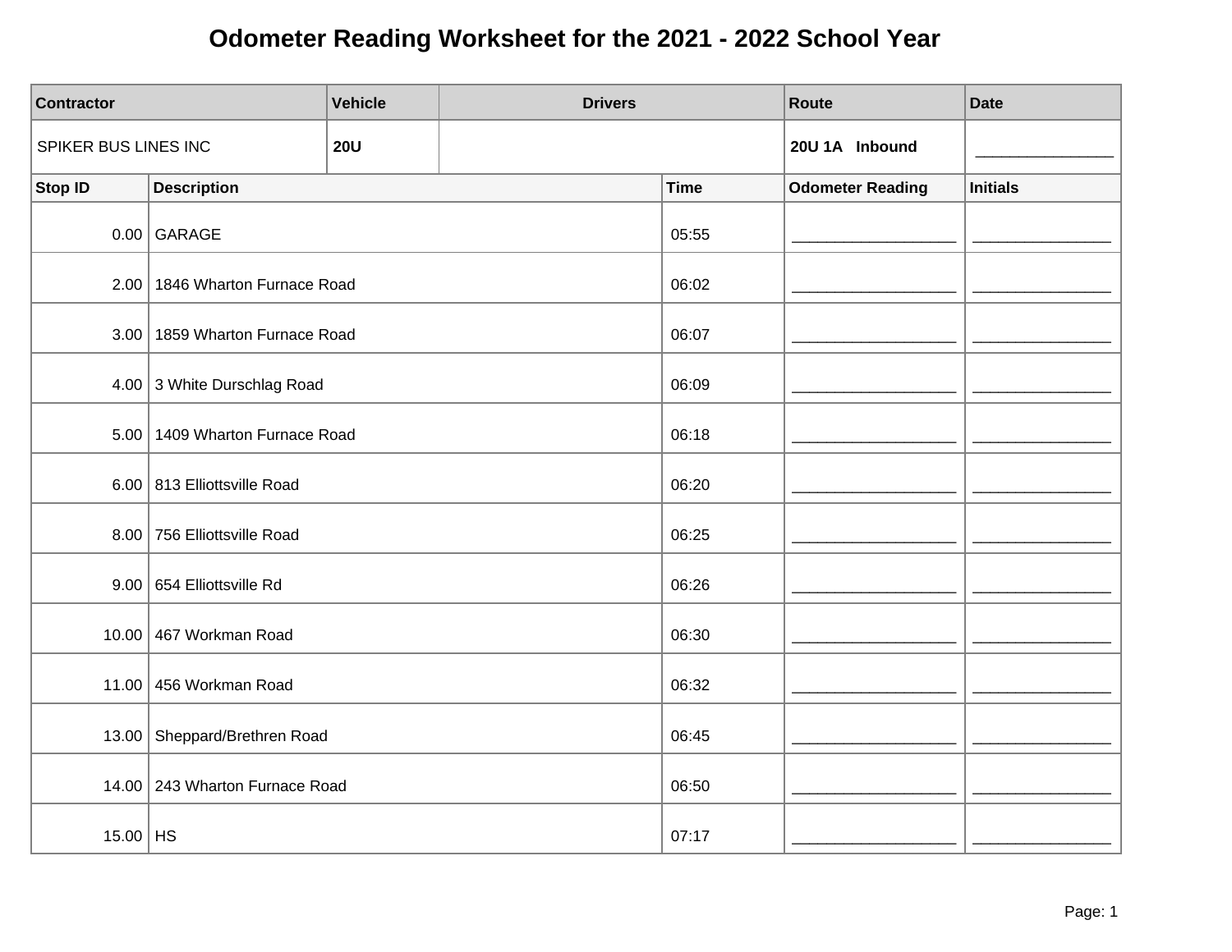# Odometer Reading Worksheet for the 2021 - 2022 School Year

| Contractor | Vehicle | Drivers | Route | Date |
|---|---|---|---|---|
| SPIKER BUS LINES INC | **20U** | | **20U 1A Inbound** | _______________ |

| Stop ID | Description | Time | Odometer Reading | Initials |
|---|---|---|---|---|
| 0.00 | GARAGE | 05:55 | __________________ | _______________ |
| 2.00 | 1846 Wharton Furnace Road | 06:02 | __________________ | _______________ |
| 3.00 | 1859 Wharton Furnace Road | 06:07 | __________________ | _______________ |
| 4.00 | 3 White Durschlag Road | 06:09 | __________________ | _______________ |
| 5.00 | 1409 Wharton Furnace Road | 06:18 | __________________ | _______________ |
| 6.00 | 813 Elliottsville Road | 06:20 | __________________ | _______________ |
| 8.00 | 756 Elliottsville Road | 06:25 | __________________ | _______________ |
| 9.00 | 654 Elliottsville Rd | 06:26 | __________________ | _______________ |
| 10.00 | 467 Workman Road | 06:30 | __________________ | _______________ |
| 11.00 | 456 Workman Road | 06:32 | __________________ | _______________ |
| 13.00 | Sheppard/Brethren Road | 06:45 | __________________ | _______________ |
| 14.00 | 243 Wharton Furnace Road | 06:50 | __________________ | _______________ |
| 15.00 | HS | 07:17 | __________________ | _______________ |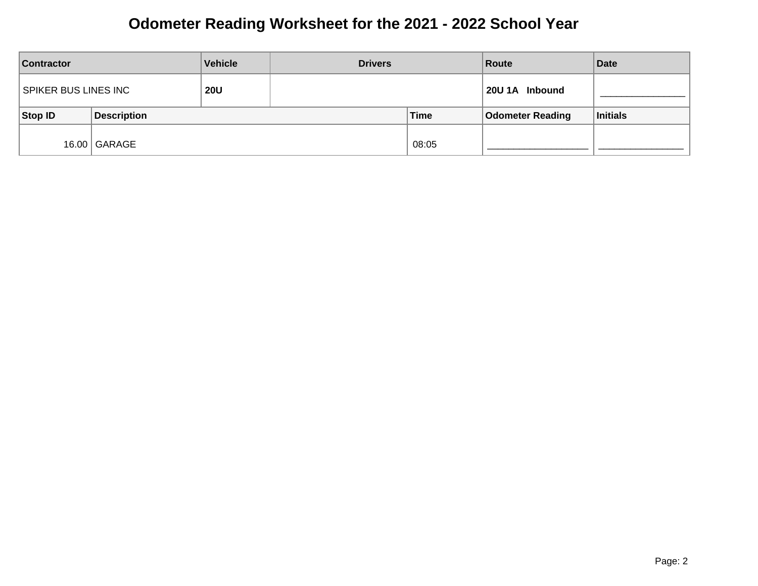# Odometer Reading Worksheet for the 2021 - 2022 School Year

| Contractor | Vehicle | Drivers | Route | Date |
|---|---|---|---|---|
| SPIKER BUS LINES INC | **20U** | | **20U 1A Inbound** | _______________ |

| Stop ID | Description | Time | Odometer Reading | Initials |
|---|---|---|---|---|
| 16.00 | GARAGE | 08:05 | _________________ | _______________ |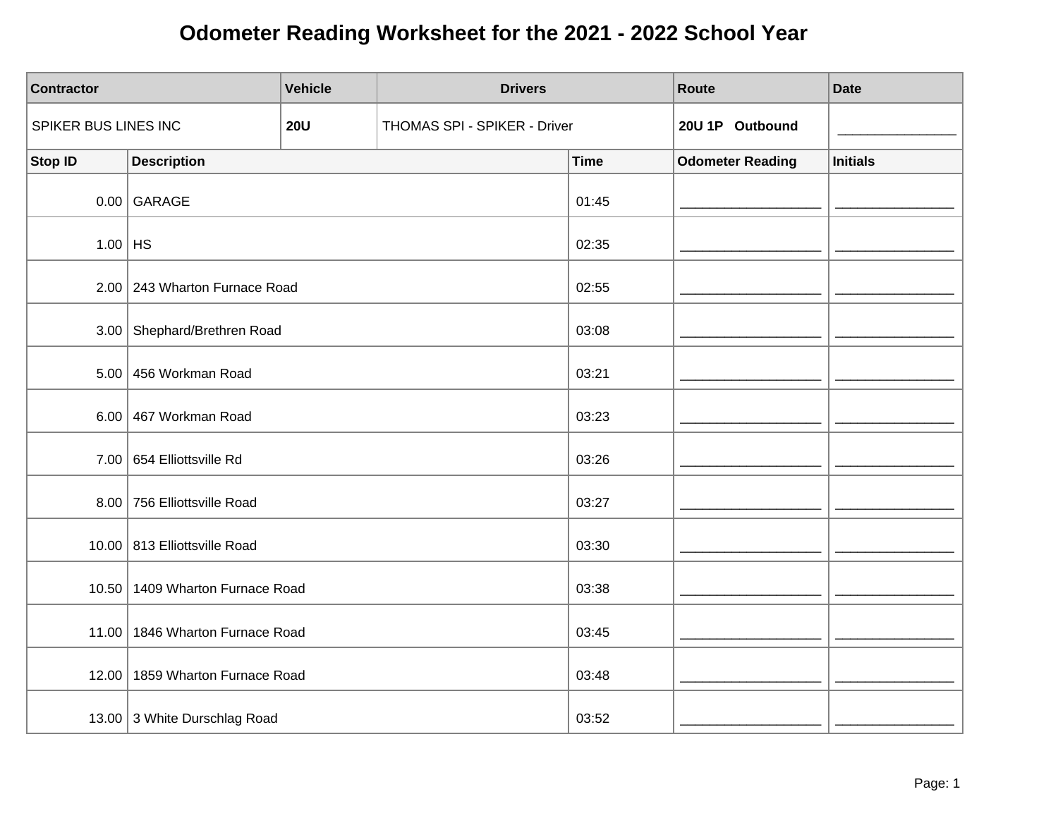# Odometer Reading Worksheet for the 2021 - 2022 School Year

| Contractor | Vehicle | Drivers | Route | Date |
|---|---|---|---|---|
| SPIKER BUS LINES INC | **20U** | THOMAS SPI - SPIKER - Driver | **20U 1P Outbound** | _______________ |

| Stop ID | Description | Time | Odometer Reading | Initials |
|---|---|---|---|---|
| 0.00 | GARAGE | 01:45 | __________________ | _______________ |
| 1.00 | HS | 02:35 | __________________ | _______________ |
| 2.00 | 243 Wharton Furnace Road | 02:55 | __________________ | _______________ |
| 3.00 | Shephard/Brethren Road | 03:08 | __________________ | _______________ |
| 5.00 | 456 Workman Road | 03:21 | __________________ | _______________ |
| 6.00 | 467 Workman Road | 03:23 | __________________ | _______________ |
| 7.00 | 654 Elliottsville Rd | 03:26 | __________________ | _______________ |
| 8.00 | 756 Elliottsville Road | 03:27 | __________________ | _______________ |
| 10.00 | 813 Elliottsville Road | 03:30 | __________________ | _______________ |
| 10.50 | 1409 Wharton Furnace Road | 03:38 | __________________ | _______________ |
| 11.00 | 1846 Wharton Furnace Road | 03:45 | __________________ | _______________ |
| 12.00 | 1859 Wharton Furnace Road | 03:48 | __________________ | _______________ |
| 13.00 | 3 White Durschlag Road | 03:52 | __________________ | _______________ |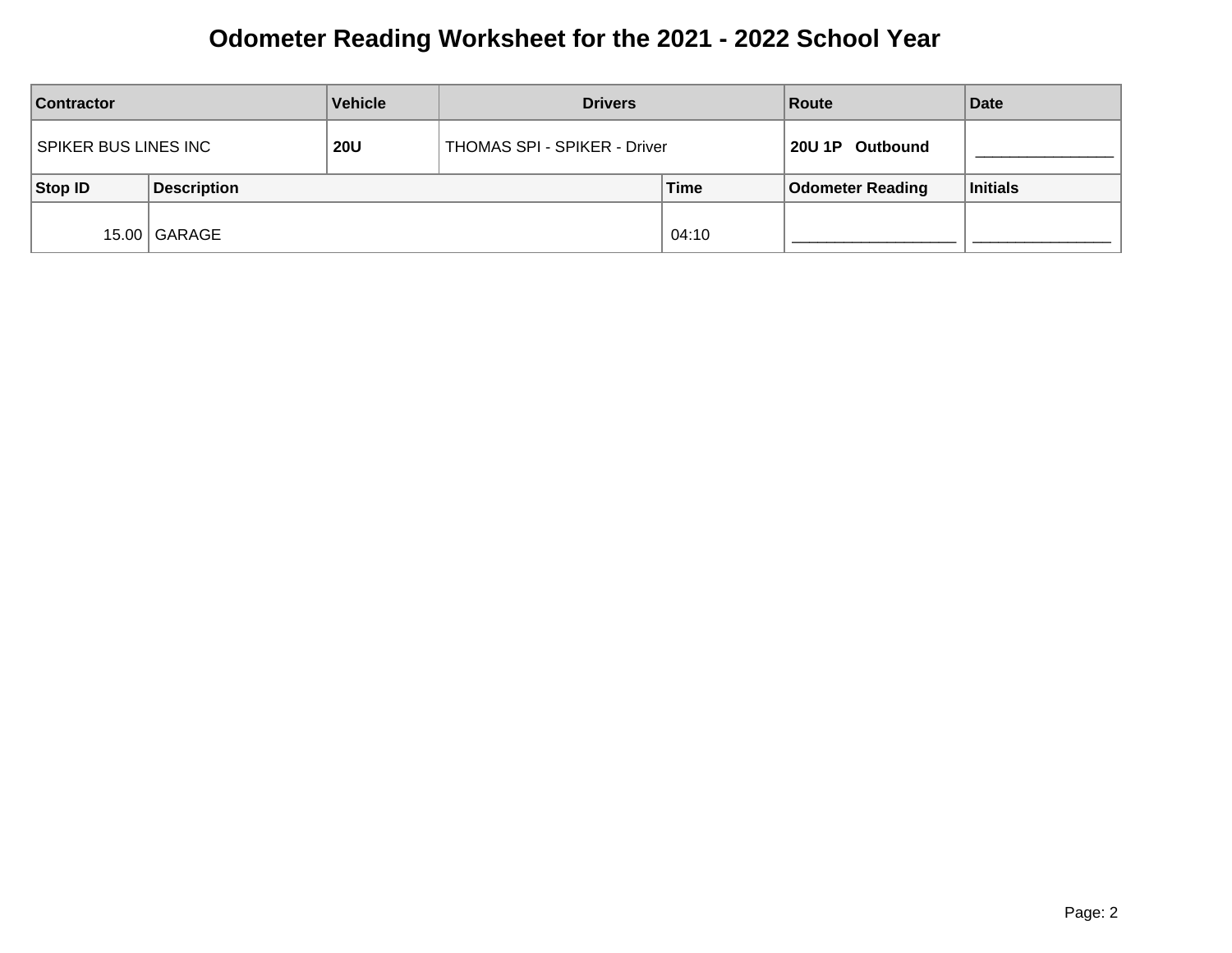# Odometer Reading Worksheet for the 2021 - 2022 School Year

| Contractor | Vehicle | Drivers | Route | Date |
|---|---|---|---|---|
| SPIKER BUS LINES INC | **20U** | THOMAS SPI - SPIKER - Driver | **20U 1P Outbound** | _______________ |

| Stop ID | Description | Time | Odometer Reading | Initials |
|---|---|---|---|---|
| 15.00 | GARAGE | 04:10 | _________________ | _______________ |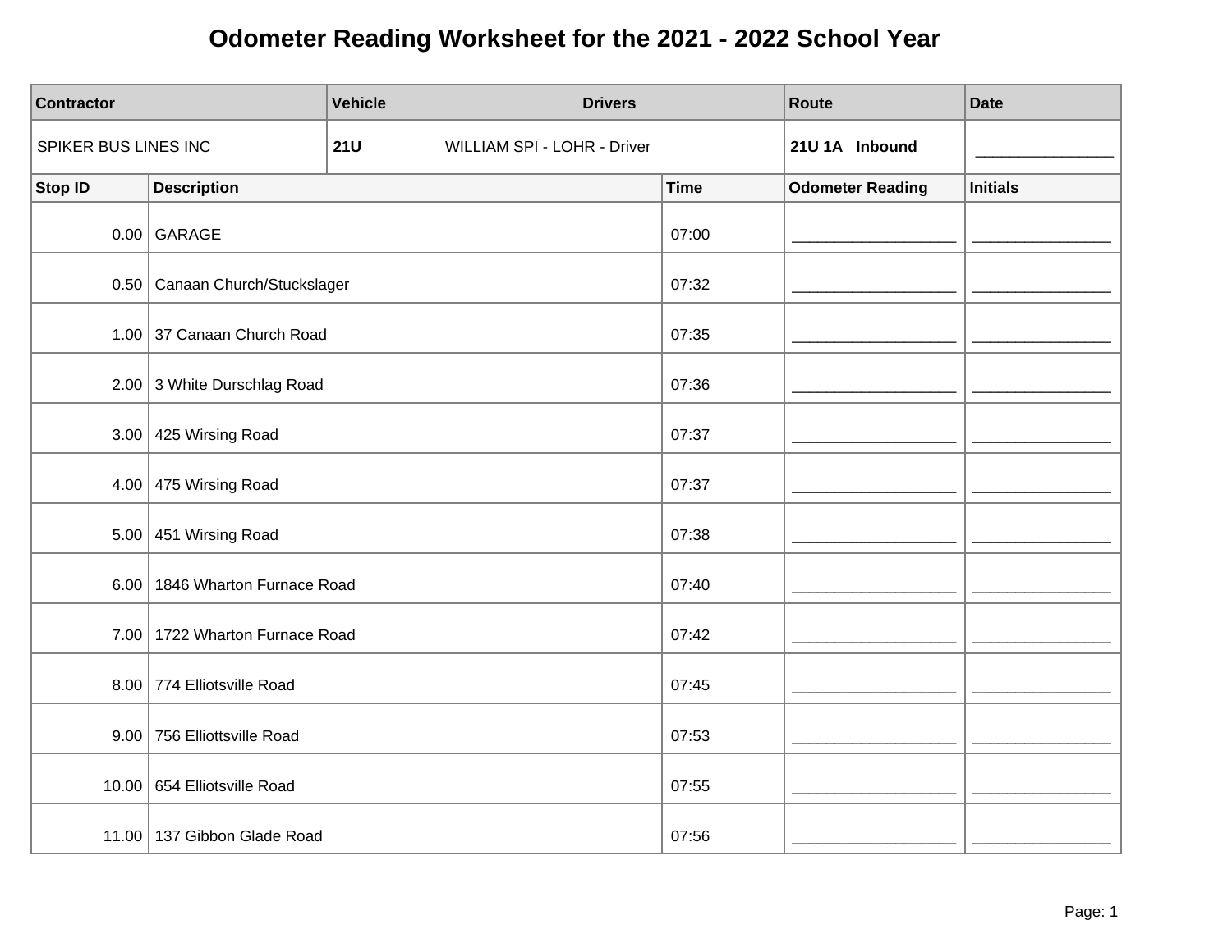# Odometer Reading Worksheet for the 2021 - 2022 School Year

| Contractor | Vehicle | Drivers | Route | Date |
|---|---|---|---|---|
| SPIKER BUS LINES INC | **21U** | WILLIAM SPI - LOHR - Driver | **21U 1A Inbound** | _______________ |

| Stop ID | Description | Time | Odometer Reading | Initials |
|---|---|---|---|---|
| 0.00 | GARAGE | 07:00 | __________________ | _______________ |
| 0.50 | Canaan Church/Stuckslager | 07:32 | __________________ | _______________ |
| 1.00 | 37 Canaan Church Road | 07:35 | __________________ | _______________ |
| 2.00 | 3 White Durschlag Road | 07:36 | __________________ | _______________ |
| 3.00 | 425 Wirsing Road | 07:37 | __________________ | _______________ |
| 4.00 | 475 Wirsing Road | 07:37 | __________________ | _______________ |
| 5.00 | 451 Wirsing Road | 07:38 | __________________ | _______________ |
| 6.00 | 1846 Wharton Furnace Road | 07:40 | __________________ | _______________ |
| 7.00 | 1722 Wharton Furnace Road | 07:42 | __________________ | _______________ |
| 8.00 | 774 Elliotsville Road | 07:45 | __________________ | _______________ |
| 9.00 | 756 Elliottsville Road | 07:53 | __________________ | _______________ |
| 10.00 | 654 Elliotsville Road | 07:55 | __________________ | _______________ |
| 11.00 | 137 Gibbon Glade Road | 07:56 | __________________ | _______________ |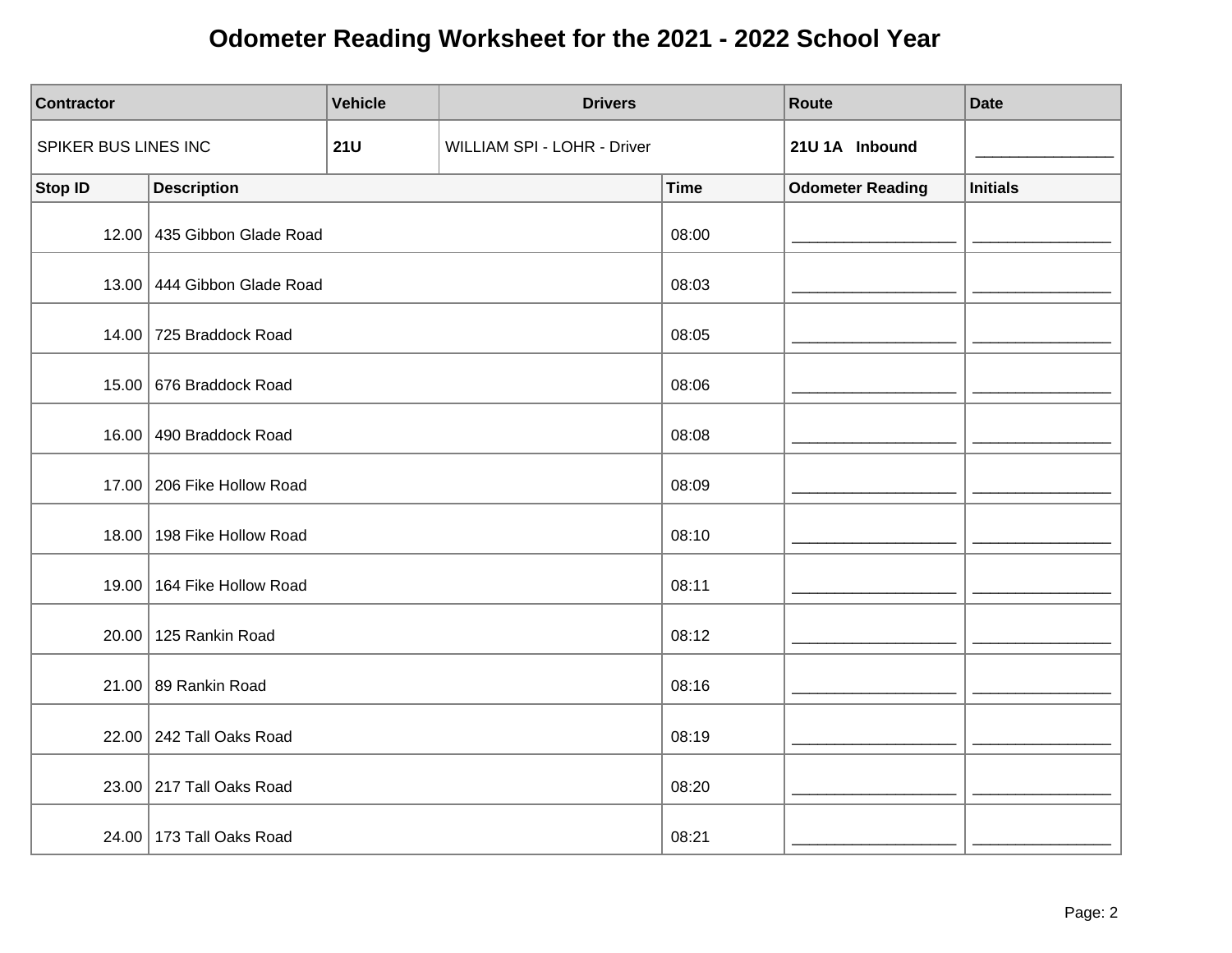# Odometer Reading Worksheet for the 2021 - 2022 School Year

| Contractor | Vehicle | Drivers | Route | Date |
|---|---|---|---|---|
| SPIKER BUS LINES INC | **21U** | WILLIAM SPI - LOHR - Driver | **21U 1A Inbound** | _______________ |

| Stop ID | Description | Time | Odometer Reading | Initials |
|---|---|---|---|---|
| 12.00 | 435 Gibbon Glade Road | 08:00 | __________________ | _______________ |
| 13.00 | 444 Gibbon Glade Road | 08:03 | __________________ | _______________ |
| 14.00 | 725 Braddock Road | 08:05 | __________________ | _______________ |
| 15.00 | 676 Braddock Road | 08:06 | __________________ | _______________ |
| 16.00 | 490 Braddock Road | 08:08 | __________________ | _______________ |
| 17.00 | 206 Fike Hollow Road | 08:09 | __________________ | _______________ |
| 18.00 | 198 Fike Hollow Road | 08:10 | __________________ | _______________ |
| 19.00 | 164 Fike Hollow Road | 08:11 | __________________ | _______________ |
| 20.00 | 125 Rankin Road | 08:12 | __________________ | _______________ |
| 21.00 | 89 Rankin Road | 08:16 | __________________ | _______________ |
| 22.00 | 242 Tall Oaks Road | 08:19 | __________________ | _______________ |
| 23.00 | 217 Tall Oaks Road | 08:20 | __________________ | _______________ |
| 24.00 | 173 Tall Oaks Road | 08:21 | __________________ | _______________ |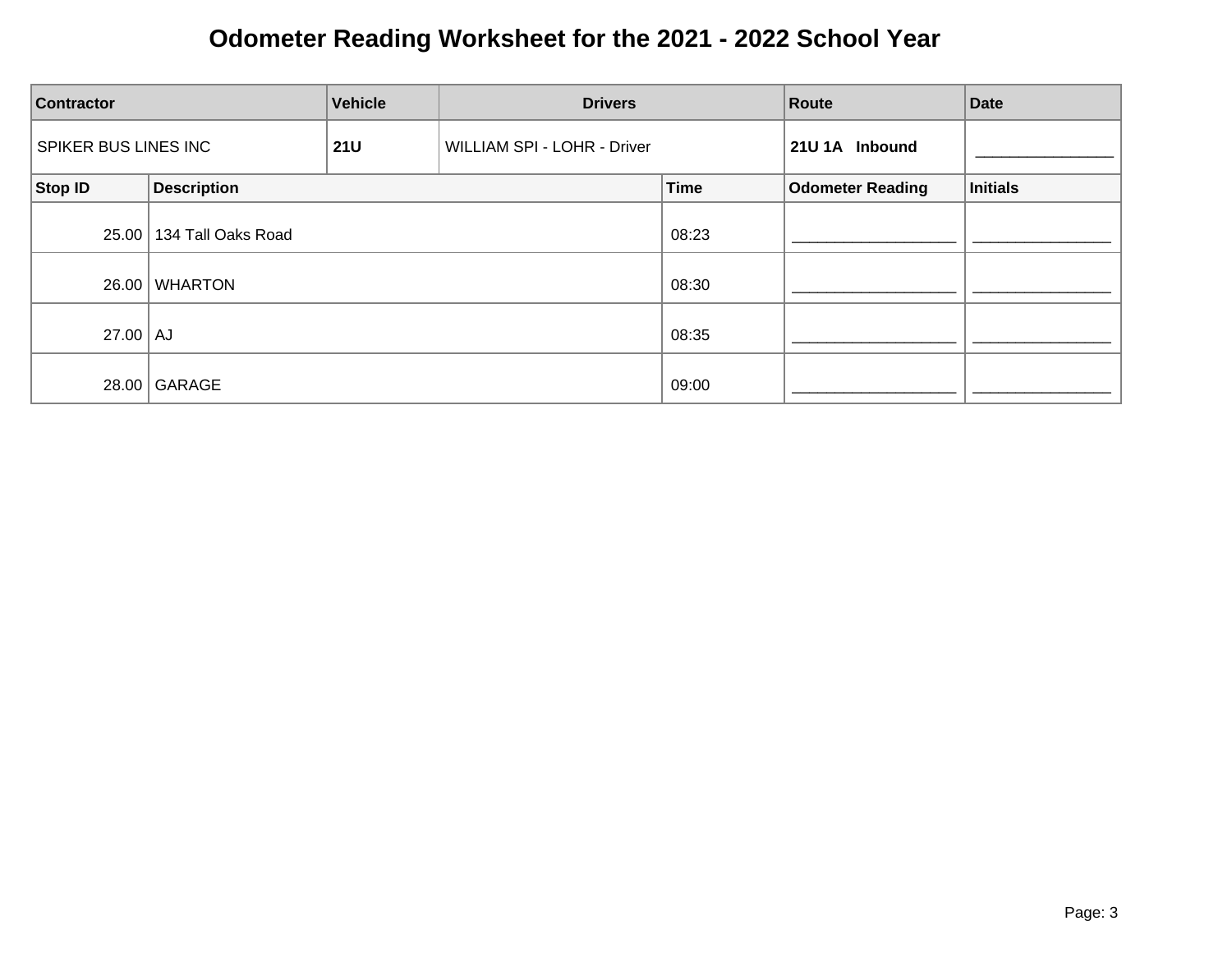# Odometer Reading Worksheet for the 2021 - 2022 School Year

| Contractor | Vehicle | Drivers | Route | Date |
| --- | --- | --- | --- | --- |
| SPIKER BUS LINES INC | 21U | WILLIAM SPI - LOHR - Driver | 21U 1A Inbound | _______________ |

| Stop ID | Description | Time | Odometer Reading | Initials |
| --- | --- | --- | --- | --- |
| 25.00 | 134 Tall Oaks Road | 08:23 | __________________ | _______________ |
| 26.00 | WHARTON | 08:30 | __________________ | _______________ |
| 27.00 | AJ | 08:35 | __________________ | _______________ |
| 28.00 | GARAGE | 09:00 | __________________ | _______________ |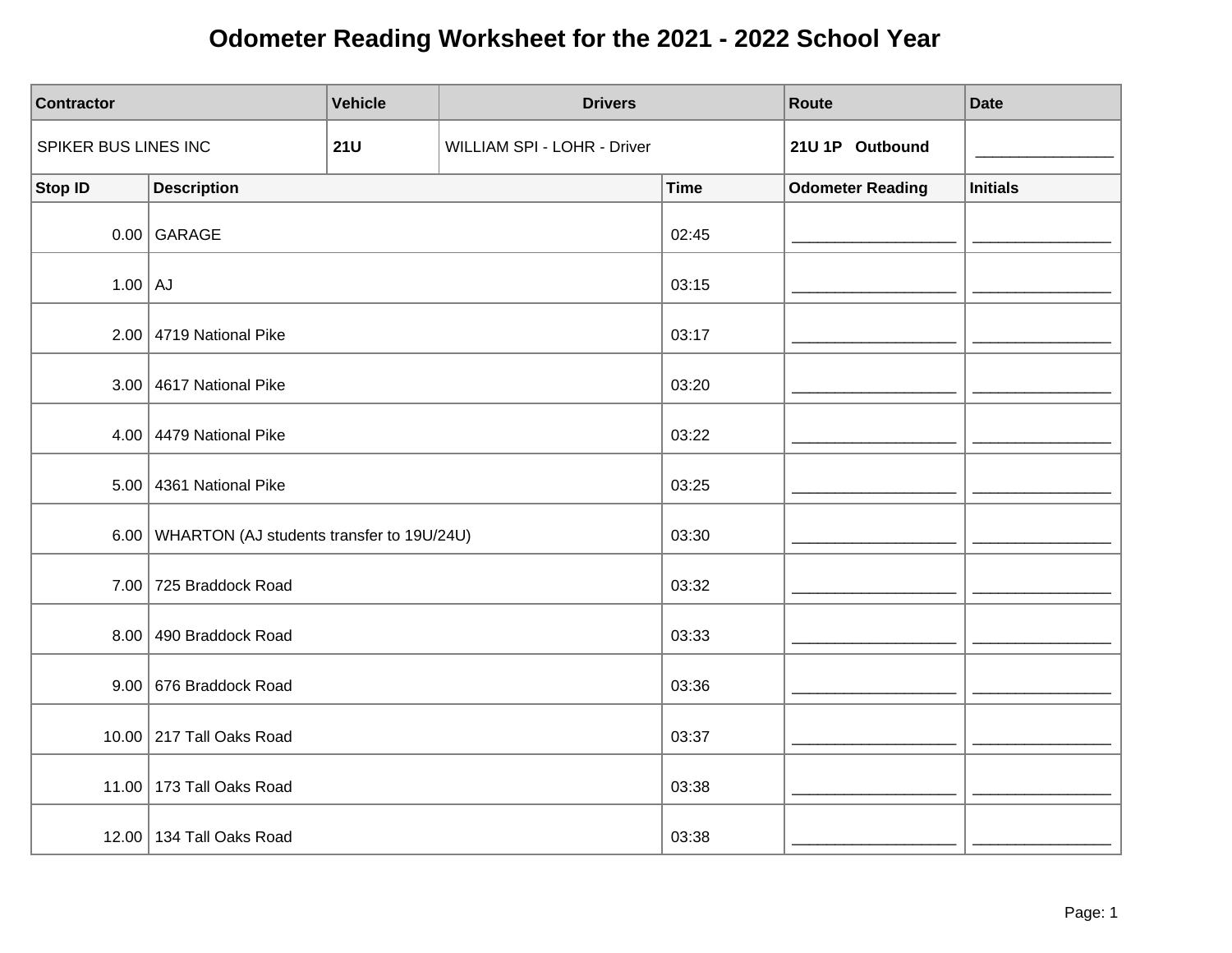# Odometer Reading Worksheet for the 2021 - 2022 School Year

| Contractor | Vehicle | Drivers | Route | Date |
|---|---|---|---|---|
| SPIKER BUS LINES INC | **21U** | WILLIAM SPI - LOHR - Driver | **21U 1P Outbound** | _______________ |

| Stop ID | Description | Time | Odometer Reading | Initials |
|---|---|---|---|---|
| 0.00 | GARAGE | 02:45 | __________________ | _______________ |
| 1.00 | AJ | 03:15 | __________________ | _______________ |
| 2.00 | 4719 National Pike | 03:17 | __________________ | _______________ |
| 3.00 | 4617 National Pike | 03:20 | __________________ | _______________ |
| 4.00 | 4479 National Pike | 03:22 | __________________ | _______________ |
| 5.00 | 4361 National Pike | 03:25 | __________________ | _______________ |
| 6.00 | WHARTON (AJ students transfer to 19U/24U) | 03:30 | __________________ | _______________ |
| 7.00 | 725 Braddock Road | 03:32 | __________________ | _______________ |
| 8.00 | 490 Braddock Road | 03:33 | __________________ | _______________ |
| 9.00 | 676 Braddock Road | 03:36 | __________________ | _______________ |
| 10.00 | 217 Tall Oaks Road | 03:37 | __________________ | _______________ |
| 11.00 | 173 Tall Oaks Road | 03:38 | __________________ | _______________ |
| 12.00 | 134 Tall Oaks Road | 03:38 | __________________ | _______________ |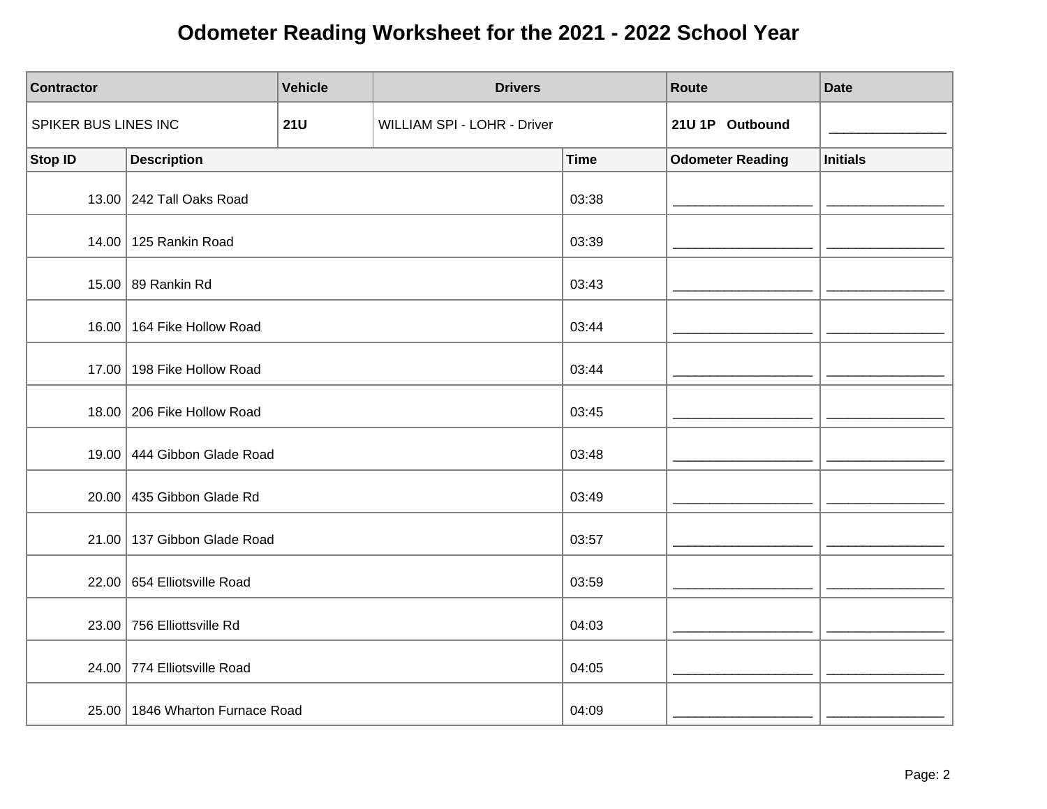# Odometer Reading Worksheet for the 2021 - 2022 School Year

| Contractor | Vehicle | Drivers | Route | Date |
|---|---|---|---|---|
| SPIKER BUS LINES INC | **21U** | WILLIAM SPI - LOHR - Driver | **21U 1P Outbound** | _______________ |

| Stop ID | Description | Time | Odometer Reading | Initials |
|---|---|---|---|---|
| 13.00 | 242 Tall Oaks Road | 03:38 | __________________ | _______________ |
| 14.00 | 125 Rankin Road | 03:39 | __________________ | _______________ |
| 15.00 | 89 Rankin Rd | 03:43 | __________________ | _______________ |
| 16.00 | 164 Fike Hollow Road | 03:44 | __________________ | _______________ |
| 17.00 | 198 Fike Hollow Road | 03:44 | __________________ | _______________ |
| 18.00 | 206 Fike Hollow Road | 03:45 | __________________ | _______________ |
| 19.00 | 444 Gibbon Glade Road | 03:48 | __________________ | _______________ |
| 20.00 | 435 Gibbon Glade Rd | 03:49 | __________________ | _______________ |
| 21.00 | 137 Gibbon Glade Road | 03:57 | __________________ | _______________ |
| 22.00 | 654 Elliotsville Road | 03:59 | __________________ | _______________ |
| 23.00 | 756 Elliottsville Rd | 04:03 | __________________ | _______________ |
| 24.00 | 774 Elliotsville Road | 04:05 | __________________ | _______________ |
| 25.00 | 1846 Wharton Furnace Road | 04:09 | __________________ | _______________ |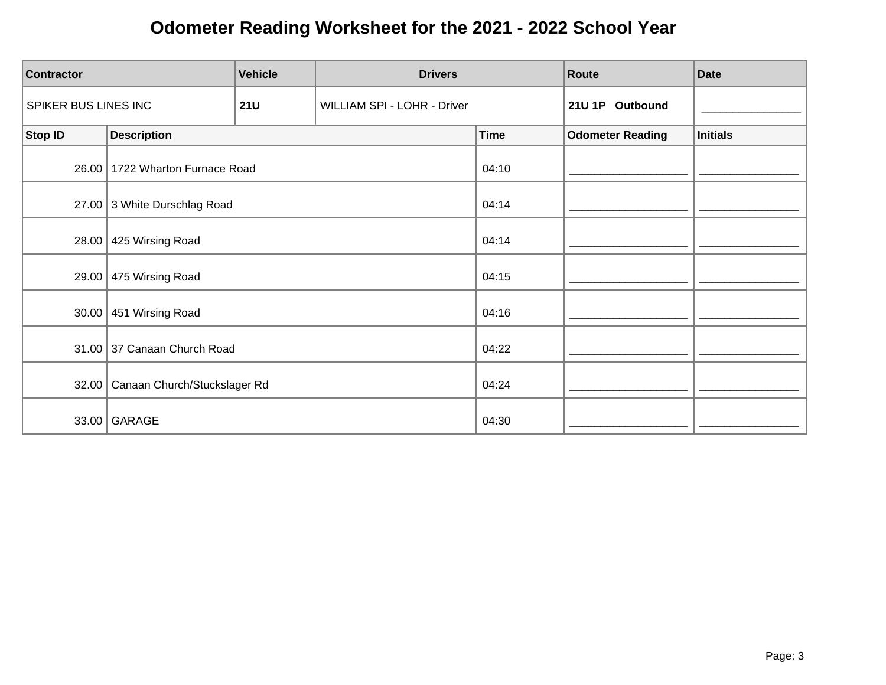# Odometer Reading Worksheet for the 2021 - 2022 School Year

| Contractor | Vehicle | Drivers | Route | Date |
|---|---|---|---|---|
| SPIKER BUS LINES INC | **21U** | WILLIAM SPI - LOHR - Driver | **21U 1P Outbound** | _______________ |

| Stop ID | Description | Time | Odometer Reading | Initials |
|---|---|---|---|---|
| 26.00 | 1722 Wharton Furnace Road | 04:10 | __________________ | _______________ |
| 27.00 | 3 White Durschlag Road | 04:14 | __________________ | _______________ |
| 28.00 | 425 Wirsing Road | 04:14 | __________________ | _______________ |
| 29.00 | 475 Wirsing Road | 04:15 | __________________ | _______________ |
| 30.00 | 451 Wirsing Road | 04:16 | __________________ | _______________ |
| 31.00 | 37 Canaan Church Road | 04:22 | __________________ | _______________ |
| 32.00 | Canaan Church/Stuckslager Rd | 04:24 | __________________ | _______________ |
| 33.00 | GARAGE | 04:30 | __________________ | _______________ |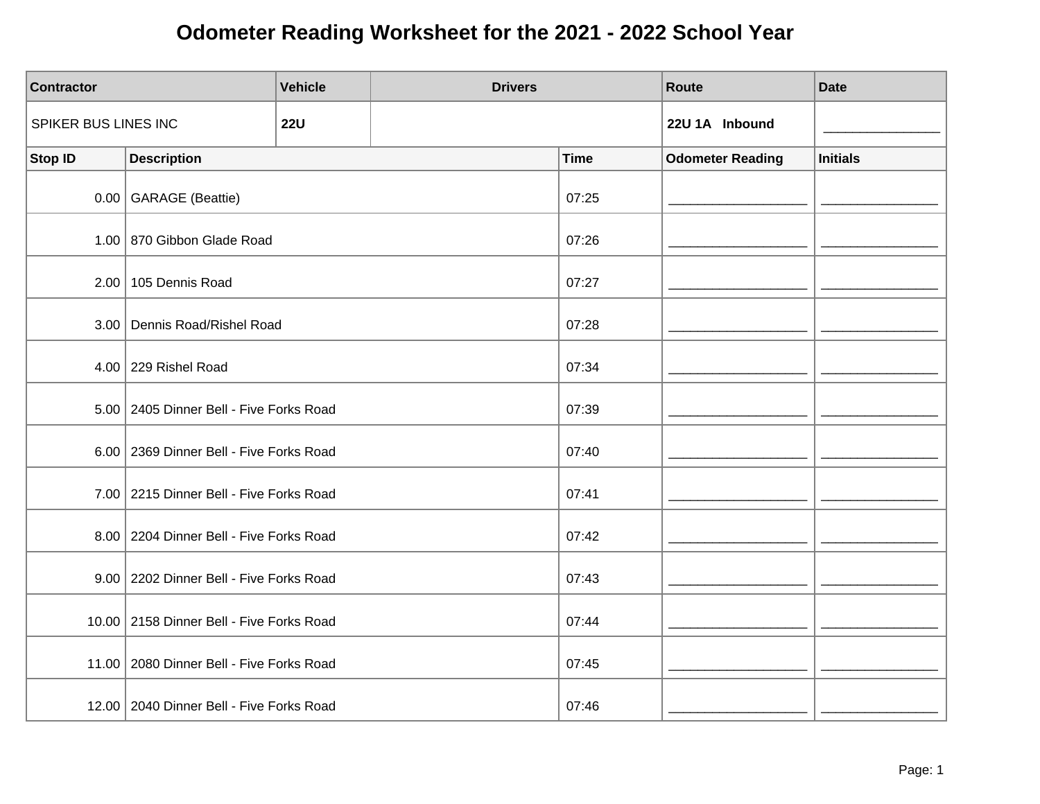# Odometer Reading Worksheet for the 2021 - 2022 School Year

| Contractor | Vehicle | Drivers | Route | Date |
|---|---|---|---|---|
| SPIKER BUS LINES INC | **22U** | | **22U 1A Inbound** | _______________ |

| Stop ID | Description | Time | Odometer Reading | Initials |
|---|---|---|---|---|
| 0.00 | GARAGE (Beattie) | 07:25 | __________________ | _______________ |
| 1.00 | 870 Gibbon Glade Road | 07:26 | __________________ | _______________ |
| 2.00 | 105 Dennis Road | 07:27 | __________________ | _______________ |
| 3.00 | Dennis Road/Rishel Road | 07:28 | __________________ | _______________ |
| 4.00 | 229 Rishel Road | 07:34 | __________________ | _______________ |
| 5.00 | 2405 Dinner Bell - Five Forks Road | 07:39 | __________________ | _______________ |
| 6.00 | 2369 Dinner Bell - Five Forks Road | 07:40 | __________________ | _______________ |
| 7.00 | 2215 Dinner Bell - Five Forks Road | 07:41 | __________________ | _______________ |
| 8.00 | 2204 Dinner Bell - Five Forks Road | 07:42 | __________________ | _______________ |
| 9.00 | 2202 Dinner Bell - Five Forks Road | 07:43 | __________________ | _______________ |
| 10.00 | 2158 Dinner Bell - Five Forks Road | 07:44 | __________________ | _______________ |
| 11.00 | 2080 Dinner Bell - Five Forks Road | 07:45 | __________________ | _______________ |
| 12.00 | 2040 Dinner Bell - Five Forks Road | 07:46 | __________________ | _______________ |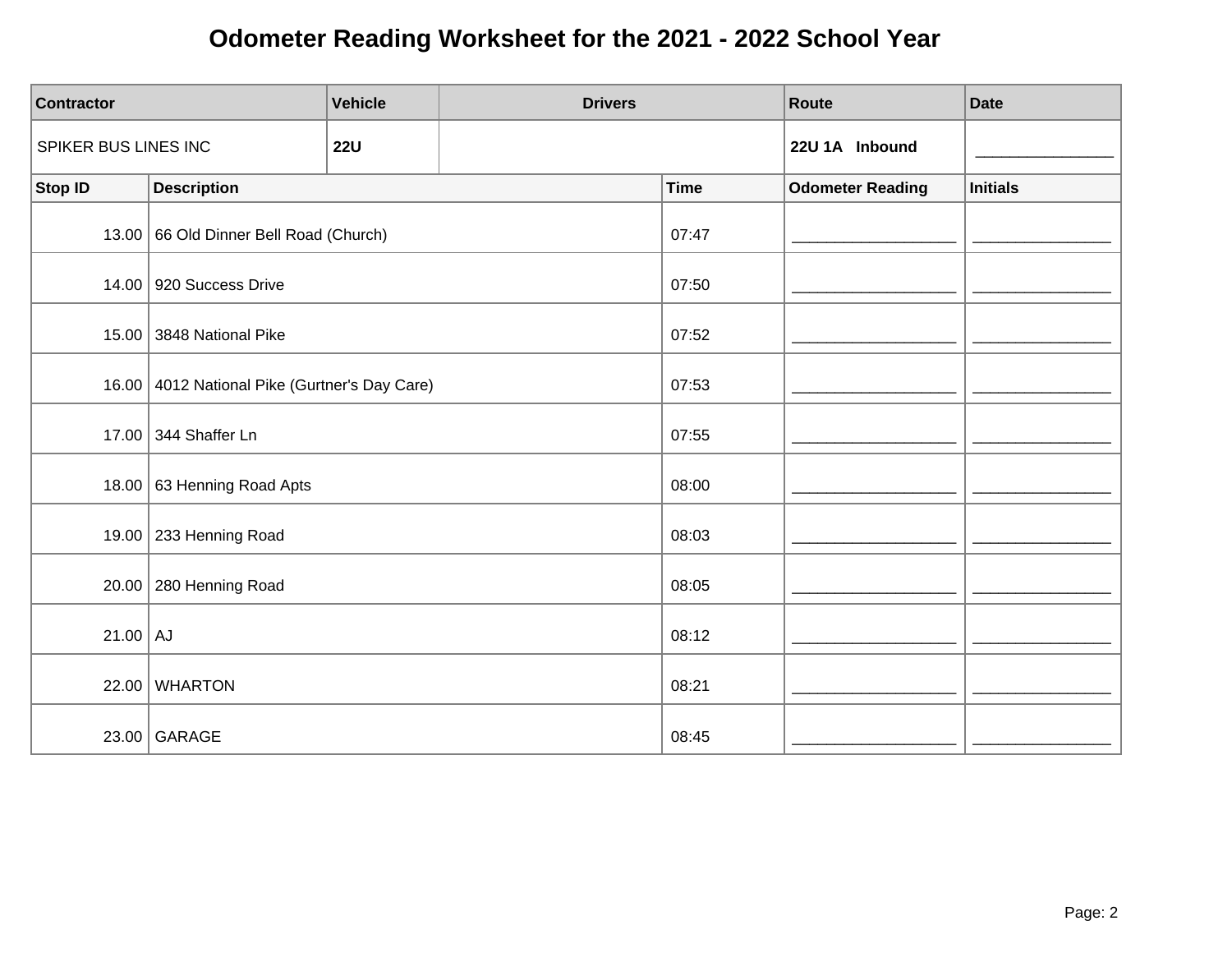# Odometer Reading Worksheet for the 2021 - 2022 School Year

| Contractor | Vehicle | Drivers | Route | Date |
|---|---|---|---|---|
| SPIKER BUS LINES INC | **22U** | | **22U 1A Inbound** | _______________ |

| Stop ID | Description | Time | Odometer Reading | Initials |
|---|---|---|---|---|
| 13.00 | 66 Old Dinner Bell Road (Church) | 07:47 | _________________ | _______________ |
| 14.00 | 920 Success Drive | 07:50 | _________________ | _______________ |
| 15.00 | 3848 National Pike | 07:52 | _________________ | _______________ |
| 16.00 | 4012 National Pike (Gurtner's Day Care) | 07:53 | _________________ | _______________ |
| 17.00 | 344 Shaffer Ln | 07:55 | _________________ | _______________ |
| 18.00 | 63 Henning Road Apts | 08:00 | _________________ | _______________ |
| 19.00 | 233 Henning Road | 08:03 | _________________ | _______________ |
| 20.00 | 280 Henning Road | 08:05 | _________________ | _______________ |
| 21.00 | AJ | 08:12 | _________________ | _______________ |
| 22.00 | WHARTON | 08:21 | _________________ | _______________ |
| 23.00 | GARAGE | 08:45 | _________________ | _______________ |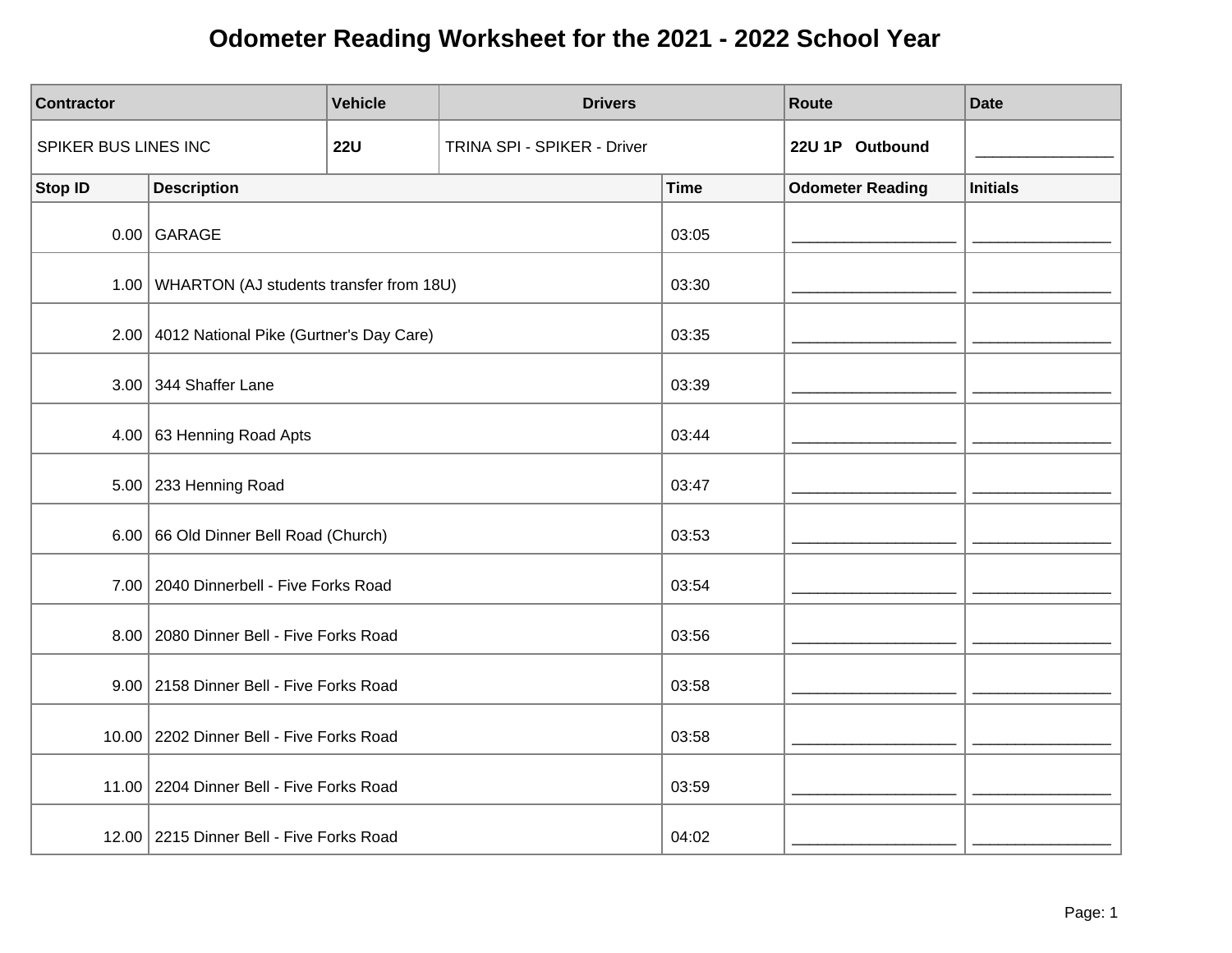# Odometer Reading Worksheet for the 2021 - 2022 School Year

| Contractor | Vehicle | Drivers | Route | Date |
|---|---|---|---|---|
| SPIKER BUS LINES INC | **22U** | TRINA SPI - SPIKER - Driver | **22U 1P Outbound** | _______________ |

| Stop ID | Description | Time | Odometer Reading | Initials |
|---|---|---|---|---|
| 0.00 | GARAGE | 03:05 | _________________ | _______________ |
| 1.00 | WHARTON (AJ students transfer from 18U) | 03:30 | _________________ | _______________ |
| 2.00 | 4012 National Pike (Gurtner's Day Care) | 03:35 | _________________ | _______________ |
| 3.00 | 344 Shaffer Lane | 03:39 | _________________ | _______________ |
| 4.00 | 63 Henning Road Apts | 03:44 | _________________ | _______________ |
| 5.00 | 233 Henning Road | 03:47 | _________________ | _______________ |
| 6.00 | 66 Old Dinner Bell Road (Church) | 03:53 | _________________ | _______________ |
| 7.00 | 2040 Dinnerbell - Five Forks Road | 03:54 | _________________ | _______________ |
| 8.00 | 2080 Dinner Bell - Five Forks Road | 03:56 | _________________ | _______________ |
| 9.00 | 2158 Dinner Bell - Five Forks Road | 03:58 | _________________ | _______________ |
| 10.00 | 2202 Dinner Bell - Five Forks Road | 03:58 | _________________ | _______________ |
| 11.00 | 2204 Dinner Bell - Five Forks Road | 03:59 | _________________ | _______________ |
| 12.00 | 2215 Dinner Bell - Five Forks Road | 04:02 | _________________ | _______________ |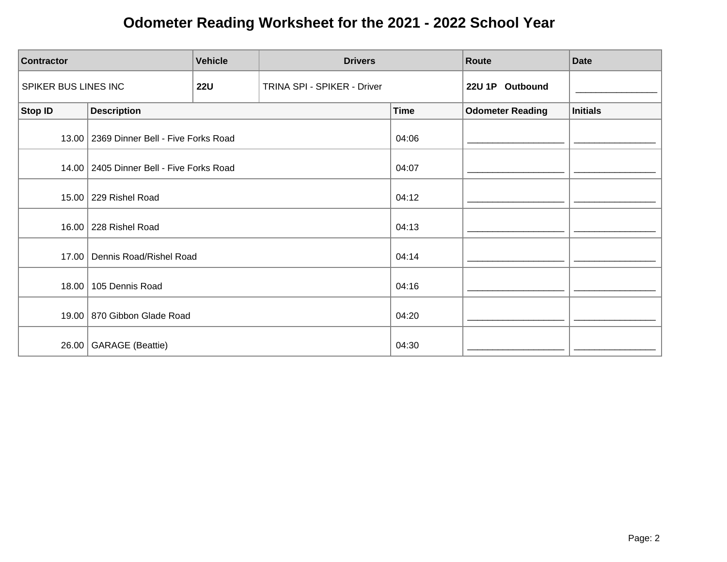# Odometer Reading Worksheet for the 2021 - 2022 School Year

| Contractor | Vehicle | Drivers | Route | Date |
|---|---|---|---|---|
| SPIKER BUS LINES INC | **22U** | TRINA SPI - SPIKER - Driver | **22U 1P Outbound** | _______________ |

| Stop ID | Description | Time | Odometer Reading | Initials |
|---|---|---|---|---|
| 13.00 | 2369 Dinner Bell - Five Forks Road | 04:06 | __________________ | _______________ |
| 14.00 | 2405 Dinner Bell - Five Forks Road | 04:07 | __________________ | _______________ |
| 15.00 | 229 Rishel Road | 04:12 | __________________ | _______________ |
| 16.00 | 228 Rishel Road | 04:13 | __________________ | _______________ |
| 17.00 | Dennis Road/Rishel Road | 04:14 | __________________ | _______________ |
| 18.00 | 105 Dennis Road | 04:16 | __________________ | _______________ |
| 19.00 | 870 Gibbon Glade Road | 04:20 | __________________ | _______________ |
| 26.00 | GARAGE (Beattie) | 04:30 | __________________ | _______________ |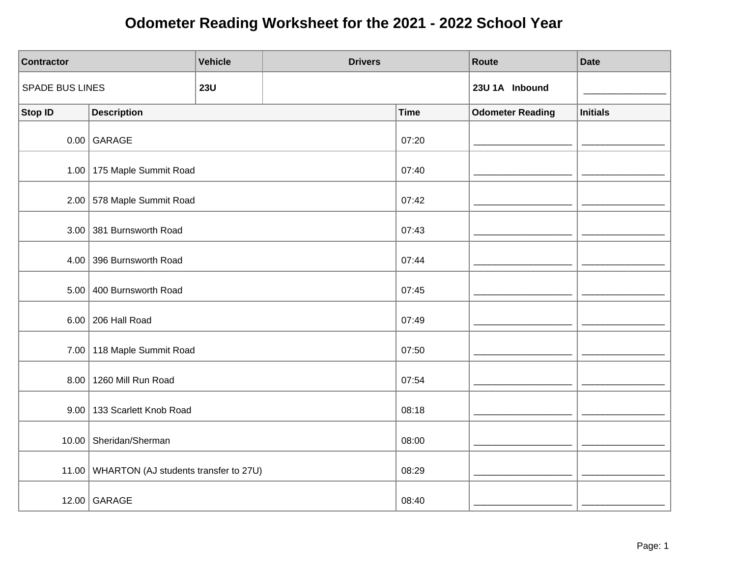# Odometer Reading Worksheet for the 2021 - 2022 School Year

| Contractor | Vehicle | Drivers | Route | Date |
|---|---|---|---|---|
| SPADE BUS LINES | **23U** | | **23U 1A Inbound** | _______________ |

| Stop ID | Description | Time | Odometer Reading | Initials |
|---|---|---|---|---|
| 0.00 | GARAGE | 07:20 | __________________ | _______________ |
| 1.00 | 175 Maple Summit Road | 07:40 | __________________ | _______________ |
| 2.00 | 578 Maple Summit Road | 07:42 | __________________ | _______________ |
| 3.00 | 381 Burnsworth Road | 07:43 | __________________ | _______________ |
| 4.00 | 396 Burnsworth Road | 07:44 | __________________ | _______________ |
| 5.00 | 400 Burnsworth Road | 07:45 | __________________ | _______________ |
| 6.00 | 206 Hall Road | 07:49 | __________________ | _______________ |
| 7.00 | 118 Maple Summit Road | 07:50 | __________________ | _______________ |
| 8.00 | 1260 Mill Run Road | 07:54 | __________________ | _______________ |
| 9.00 | 133 Scarlett Knob Road | 08:18 | __________________ | _______________ |
| 10.00 | Sheridan/Sherman | 08:00 | __________________ | _______________ |
| 11.00 | WHARTON (AJ students transfer to 27U) | 08:29 | __________________ | _______________ |
| 12.00 | GARAGE | 08:40 | __________________ | _______________ |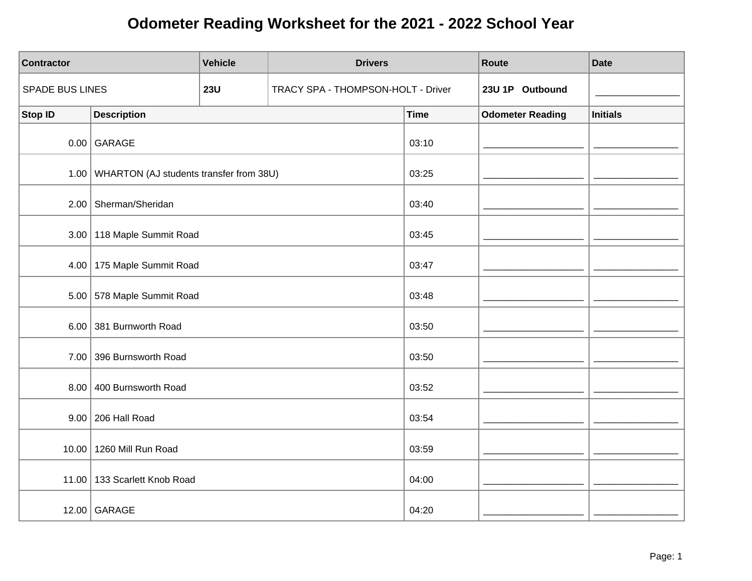# Odometer Reading Worksheet for the 2021 - 2022 School Year

| Contractor | Vehicle | Drivers | Route | Date |
|---|---|---|---|---|
| SPADE BUS LINES | **23U** | TRACY SPA - THOMPSON-HOLT - Driver | **23U 1P Outbound** | _______________ |

| Stop ID | Description | Time | Odometer Reading | Initials |
|---|---|---|---|---|
| 0.00 | GARAGE | 03:10 | __________________ | _______________ |
| 1.00 | WHARTON (AJ students transfer from 38U) | 03:25 | __________________ | _______________ |
| 2.00 | Sherman/Sheridan | 03:40 | __________________ | _______________ |
| 3.00 | 118 Maple Summit Road | 03:45 | __________________ | _______________ |
| 4.00 | 175 Maple Summit Road | 03:47 | __________________ | _______________ |
| 5.00 | 578 Maple Summit Road | 03:48 | __________________ | _______________ |
| 6.00 | 381 Burnworth Road | 03:50 | __________________ | _______________ |
| 7.00 | 396 Burnsworth Road | 03:50 | __________________ | _______________ |
| 8.00 | 400 Burnsworth Road | 03:52 | __________________ | _______________ |
| 9.00 | 206 Hall Road | 03:54 | __________________ | _______________ |
| 10.00 | 1260 Mill Run Road | 03:59 | __________________ | _______________ |
| 11.00 | 133 Scarlett Knob Road | 04:00 | __________________ | _______________ |
| 12.00 | GARAGE | 04:20 | __________________ | _______________ |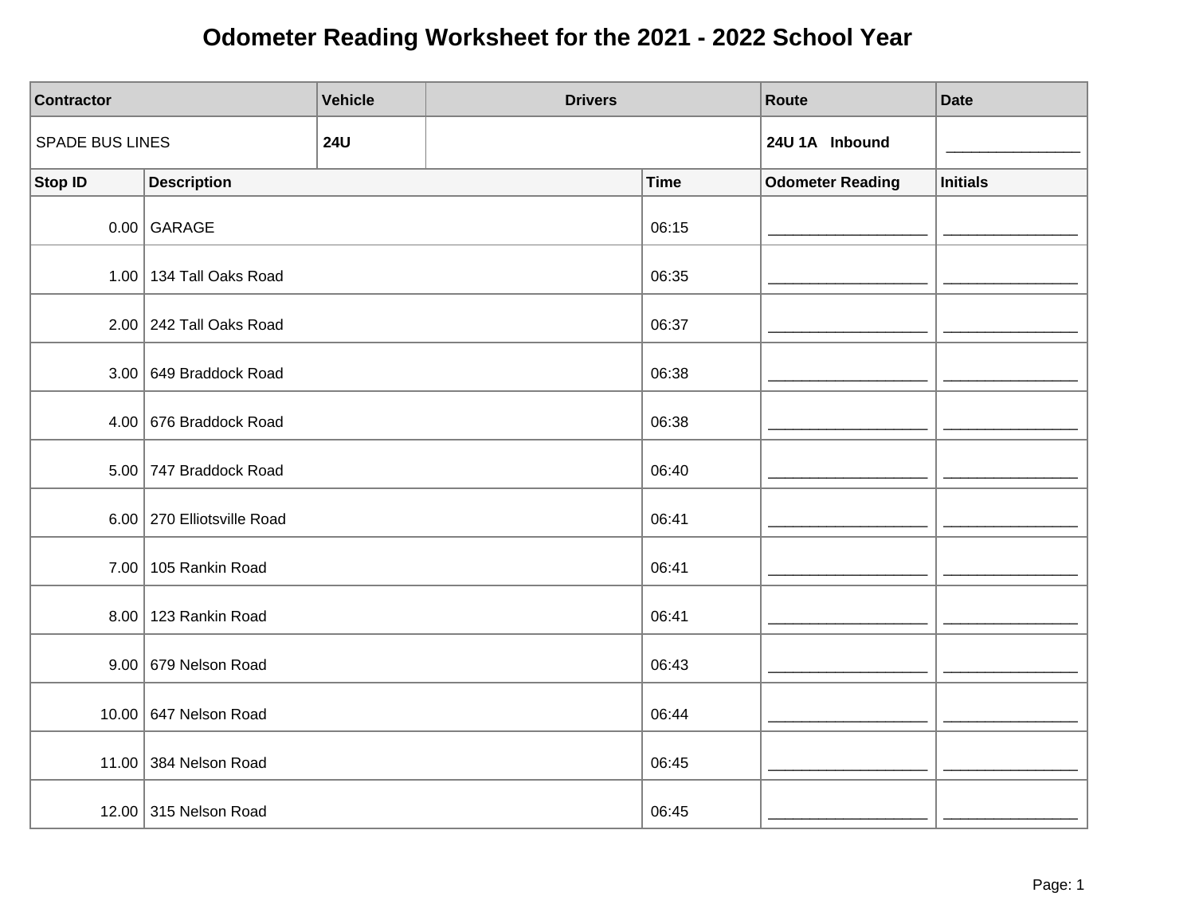# Odometer Reading Worksheet for the 2021 - 2022 School Year

| Contractor | Vehicle | Drivers | Route | Date |
| --- | --- | --- | --- | --- |
| SPADE BUS LINES | **24U** | | **24U 1A Inbound** | _______________ |

| Stop ID | Description | Time | Odometer Reading | Initials |
| --- | --- | --- | --- | --- |
| 0.00 | GARAGE | 06:15 | ___________________ | _______________ |
| 1.00 | 134 Tall Oaks Road | 06:35 | ___________________ | _______________ |
| 2.00 | 242 Tall Oaks Road | 06:37 | ___________________ | _______________ |
| 3.00 | 649 Braddock Road | 06:38 | ___________________ | _______________ |
| 4.00 | 676 Braddock Road | 06:38 | ___________________ | _______________ |
| 5.00 | 747 Braddock Road | 06:40 | ___________________ | _______________ |
| 6.00 | 270 Elliotsville Road | 06:41 | ___________________ | _______________ |
| 7.00 | 105 Rankin Road | 06:41 | ___________________ | _______________ |
| 8.00 | 123 Rankin Road | 06:41 | ___________________ | _______________ |
| 9.00 | 679 Nelson Road | 06:43 | ___________________ | _______________ |
| 10.00 | 647 Nelson Road | 06:44 | ___________________ | _______________ |
| 11.00 | 384 Nelson Road | 06:45 | ___________________ | _______________ |
| 12.00 | 315 Nelson Road | 06:45 | ___________________ | _______________ |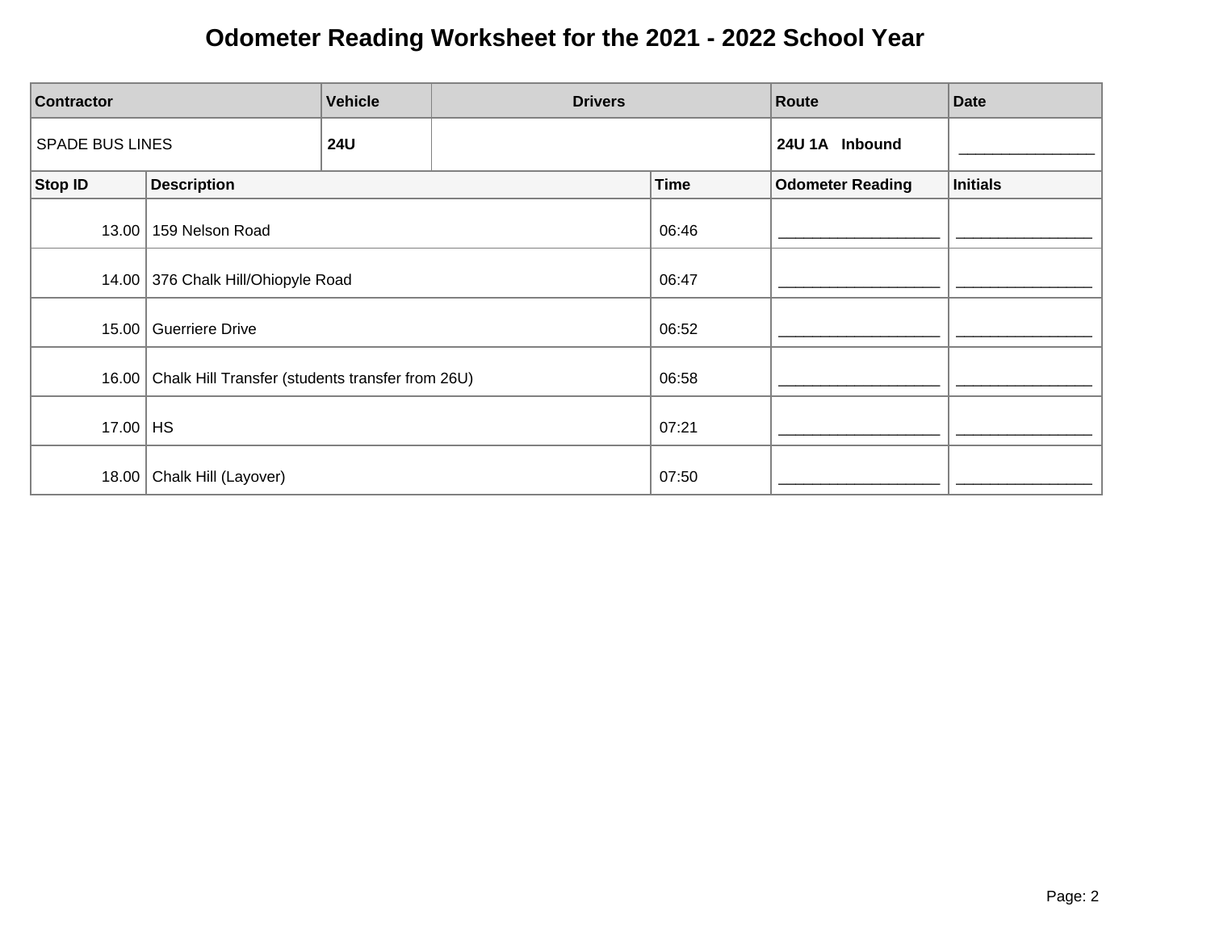# Odometer Reading Worksheet for the 2021 - 2022 School Year

| Contractor | Vehicle | Drivers | Route | Date |
|---|---|---|---|---|
| SPADE BUS LINES | **24U** | | **24U 1A Inbound** | _______________ |

| Stop ID | Description | Time | Odometer Reading | Initials |
|---|---|---|---|---|
| 13.00 | 159 Nelson Road | 06:46 | __________________ | _______________ |
| 14.00 | 376 Chalk Hill/Ohiopyle Road | 06:47 | __________________ | _______________ |
| 15.00 | Guerriere Drive | 06:52 | __________________ | _______________ |
| 16.00 | Chalk Hill Transfer (students transfer from 26U) | 06:58 | __________________ | _______________ |
| 17.00 | HS | 07:21 | __________________ | _______________ |
| 18.00 | Chalk Hill (Layover) | 07:50 | __________________ | _______________ |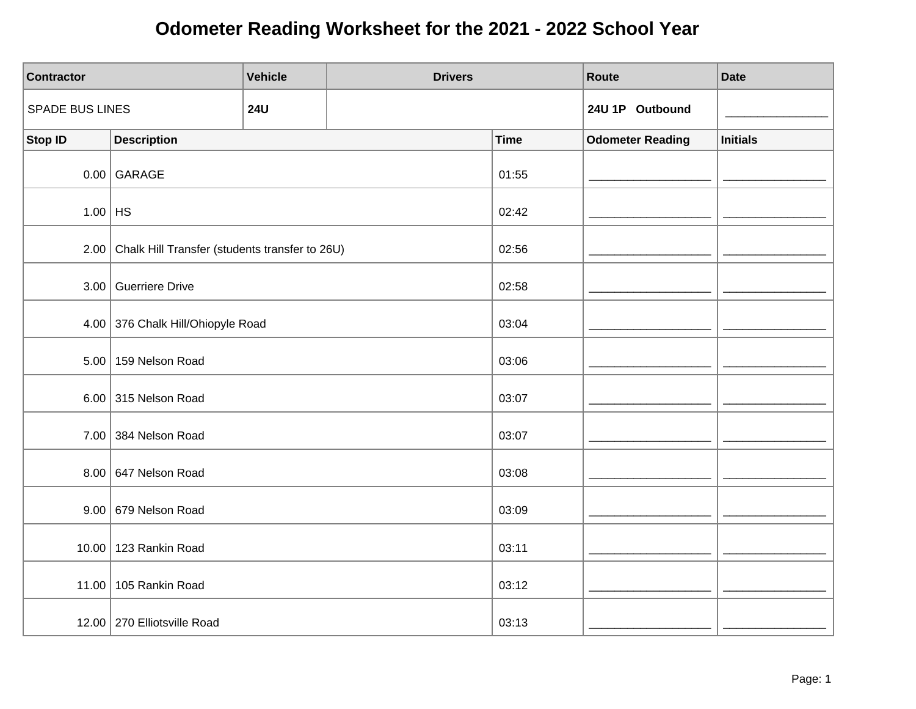# Odometer Reading Worksheet for the 2021 - 2022 School Year

| Contractor | Vehicle | Drivers | Route | Date |
|---|---|---|---|---|
| SPADE BUS LINES | **24U** | | **24U 1P Outbound** | _______________ |

| Stop ID | Description | Time | Odometer Reading | Initials |
|---|---|---|---|---|
| 0.00 | GARAGE | 01:55 | __________________ | _______________ |
| 1.00 | HS | 02:42 | __________________ | _______________ |
| 2.00 | Chalk Hill Transfer (students transfer to 26U) | 02:56 | __________________ | _______________ |
| 3.00 | Guerriere Drive | 02:58 | __________________ | _______________ |
| 4.00 | 376 Chalk Hill/Ohiopyle Road | 03:04 | __________________ | _______________ |
| 5.00 | 159 Nelson Road | 03:06 | __________________ | _______________ |
| 6.00 | 315 Nelson Road | 03:07 | __________________ | _______________ |
| 7.00 | 384 Nelson Road | 03:07 | __________________ | _______________ |
| 8.00 | 647 Nelson Road | 03:08 | __________________ | _______________ |
| 9.00 | 679 Nelson Road | 03:09 | __________________ | _______________ |
| 10.00 | 123 Rankin Road | 03:11 | __________________ | _______________ |
| 11.00 | 105 Rankin Road | 03:12 | __________________ | _______________ |
| 12.00 | 270 Elliotsville Road | 03:13 | __________________ | _______________ |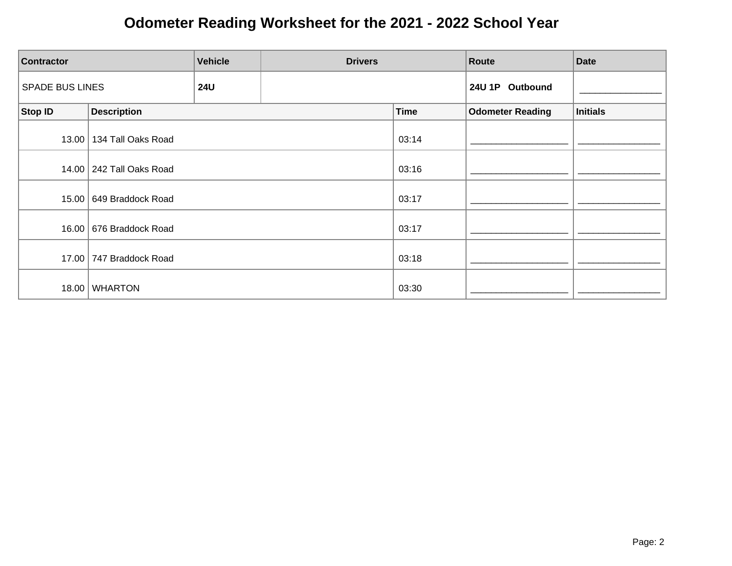# Odometer Reading Worksheet for the 2021 - 2022 School Year

| Contractor | Vehicle | Drivers | Route | Date |
|---|---|---|---|---|
| SPADE BUS LINES | **24U** | | **24U 1P Outbound** | ________________ |

| Stop ID | Description | Time | Odometer Reading | Initials |
|---|---|---|---|---|
| 13.00 | 134 Tall Oaks Road | 03:14 | ___________________ | ________________ |
| 14.00 | 242 Tall Oaks Road | 03:16 | ___________________ | ________________ |
| 15.00 | 649 Braddock Road | 03:17 | ___________________ | ________________ |
| 16.00 | 676 Braddock Road | 03:17 | ___________________ | ________________ |
| 17.00 | 747 Braddock Road | 03:18 | ___________________ | ________________ |
| 18.00 | WHARTON | 03:30 | ___________________ | ________________ |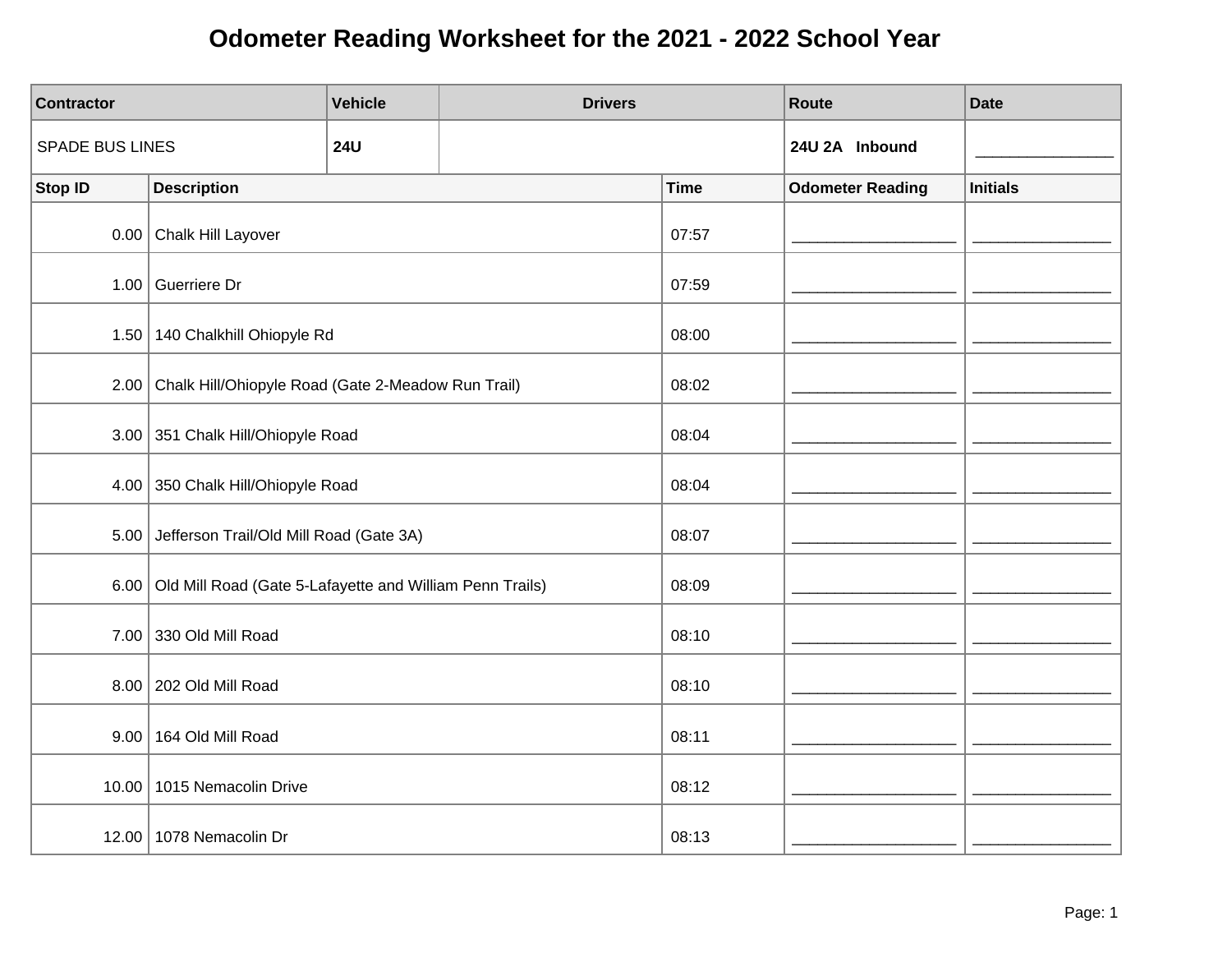# Odometer Reading Worksheet for the 2021 - 2022 School Year

| Contractor | Vehicle | Drivers | Route | Date |
|---|---|---|---|---|
| SPADE BUS LINES | **24U** | | **24U 2A Inbound** | _______________ |

| Stop ID | Description | Time | Odometer Reading | Initials |
|---|---|---|---|---|
| 0.00 | Chalk Hill Layover | 07:57 | __________________ | _______________ |
| 1.00 | Guerriere Dr | 07:59 | __________________ | _______________ |
| 1.50 | 140 Chalkhill Ohiopyle Rd | 08:00 | __________________ | _______________ |
| 2.00 | Chalk Hill/Ohiopyle Road (Gate 2-Meadow Run Trail) | 08:02 | __________________ | _______________ |
| 3.00 | 351 Chalk Hill/Ohiopyle Road | 08:04 | __________________ | _______________ |
| 4.00 | 350 Chalk Hill/Ohiopyle Road | 08:04 | __________________ | _______________ |
| 5.00 | Jefferson Trail/Old Mill Road (Gate 3A) | 08:07 | __________________ | _______________ |
| 6.00 | Old Mill Road (Gate 5-Lafayette and William Penn Trails) | 08:09 | __________________ | _______________ |
| 7.00 | 330 Old Mill Road | 08:10 | __________________ | _______________ |
| 8.00 | 202 Old Mill Road | 08:10 | __________________ | _______________ |
| 9.00 | 164 Old Mill Road | 08:11 | __________________ | _______________ |
| 10.00 | 1015 Nemacolin Drive | 08:12 | __________________ | _______________ |
| 12.00 | 1078 Nemacolin Dr | 08:13 | __________________ | _______________ |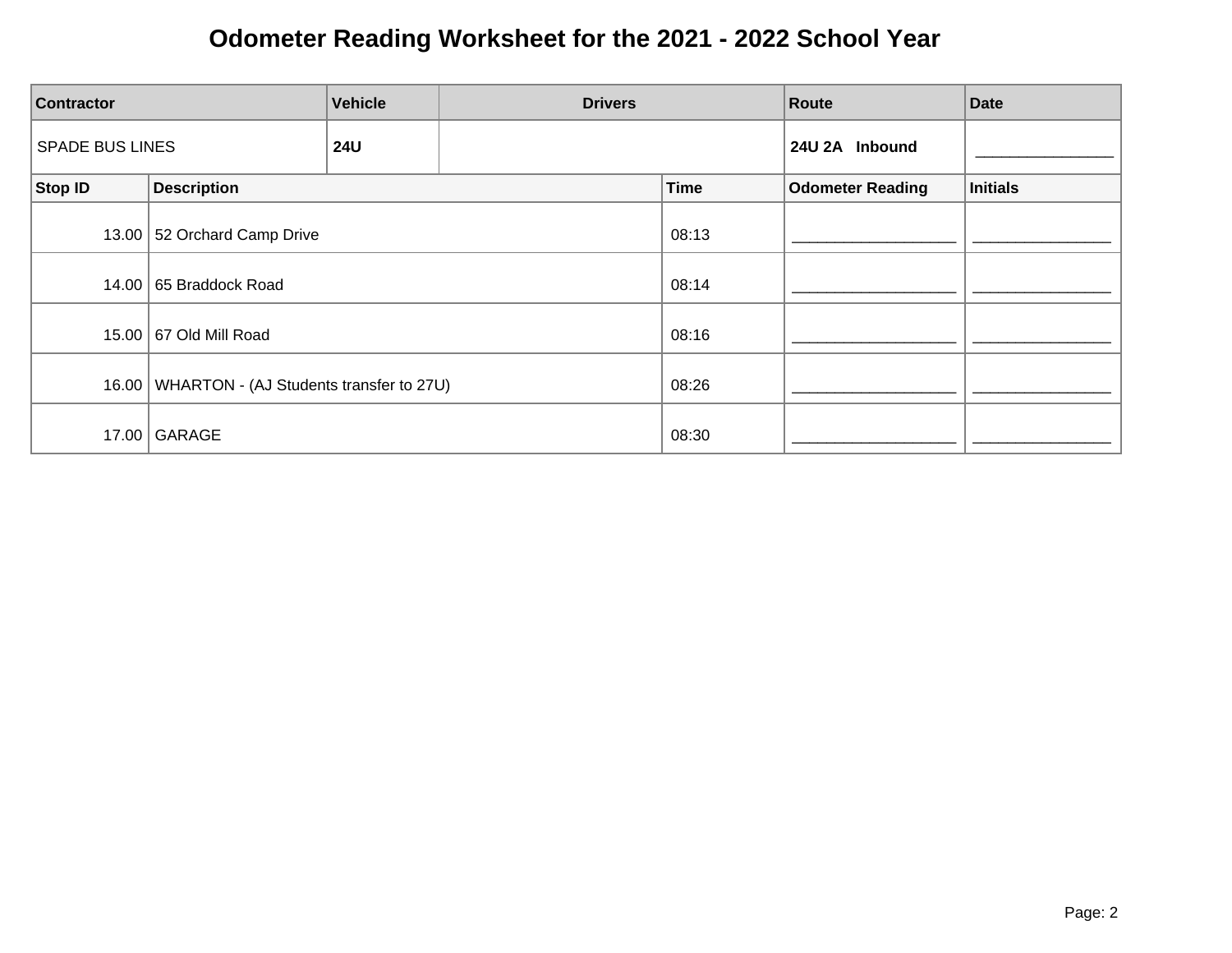# Odometer Reading Worksheet for the 2021 - 2022 School Year

| Contractor | Vehicle | Drivers | Route | Date |
|---|---|---|---|---|
| SPADE BUS LINES | **24U** | | **24U 2A Inbound** | _______________ |

| Stop ID | Description | Time | Odometer Reading | Initials |
|---|---|---|---|---|
| 13.00 | 52 Orchard Camp Drive | 08:13 | __________________ | _______________ |
| 14.00 | 65 Braddock Road | 08:14 | __________________ | _______________ |
| 15.00 | 67 Old Mill Road | 08:16 | __________________ | _______________ |
| 16.00 | WHARTON - (AJ Students transfer to 27U) | 08:26 | __________________ | _______________ |
| 17.00 | GARAGE | 08:30 | __________________ | _______________ |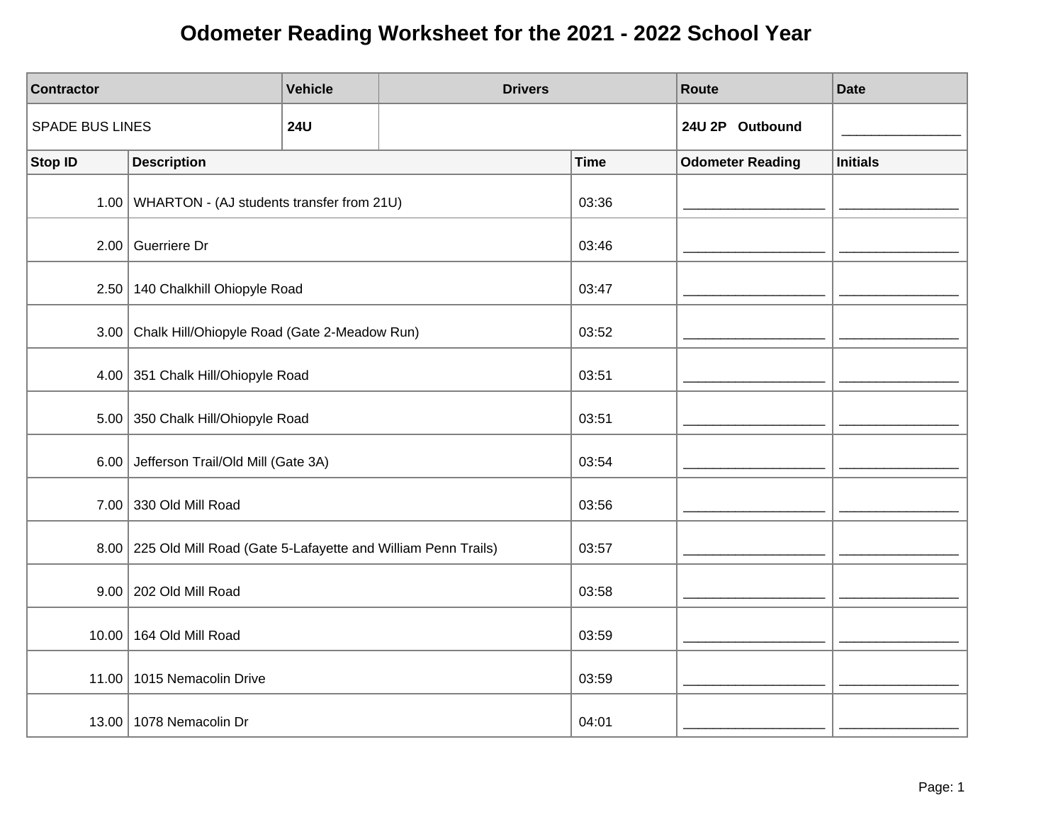# Odometer Reading Worksheet for the 2021 - 2022 School Year

| Contractor | Vehicle | Drivers | Route | Date |
|---|---|---|---|---|
| SPADE BUS LINES | 24U | | 24U 2P Outbound | _______________ |

| Stop ID | Description | Time | Odometer Reading | Initials |
|---|---|---|---|---|
| 1.00 | WHARTON - (AJ students transfer from 21U) | 03:36 | __________________ | _______________ |
| 2.00 | Guerriere Dr | 03:46 | __________________ | _______________ |
| 2.50 | 140 Chalkhill Ohiopyle Road | 03:47 | __________________ | _______________ |
| 3.00 | Chalk Hill/Ohiopyle Road (Gate 2-Meadow Run) | 03:52 | __________________ | _______________ |
| 4.00 | 351 Chalk Hill/Ohiopyle Road | 03:51 | __________________ | _______________ |
| 5.00 | 350 Chalk Hill/Ohiopyle Road | 03:51 | __________________ | _______________ |
| 6.00 | Jefferson Trail/Old Mill (Gate 3A) | 03:54 | __________________ | _______________ |
| 7.00 | 330 Old Mill Road | 03:56 | __________________ | _______________ |
| 8.00 | 225 Old Mill Road (Gate 5-Lafayette and William Penn Trails) | 03:57 | __________________ | _______________ |
| 9.00 | 202 Old Mill Road | 03:58 | __________________ | _______________ |
| 10.00 | 164 Old Mill Road | 03:59 | __________________ | _______________ |
| 11.00 | 1015 Nemacolin Drive | 03:59 | __________________ | _______________ |
| 13.00 | 1078 Nemacolin Dr | 04:01 | __________________ | _______________ |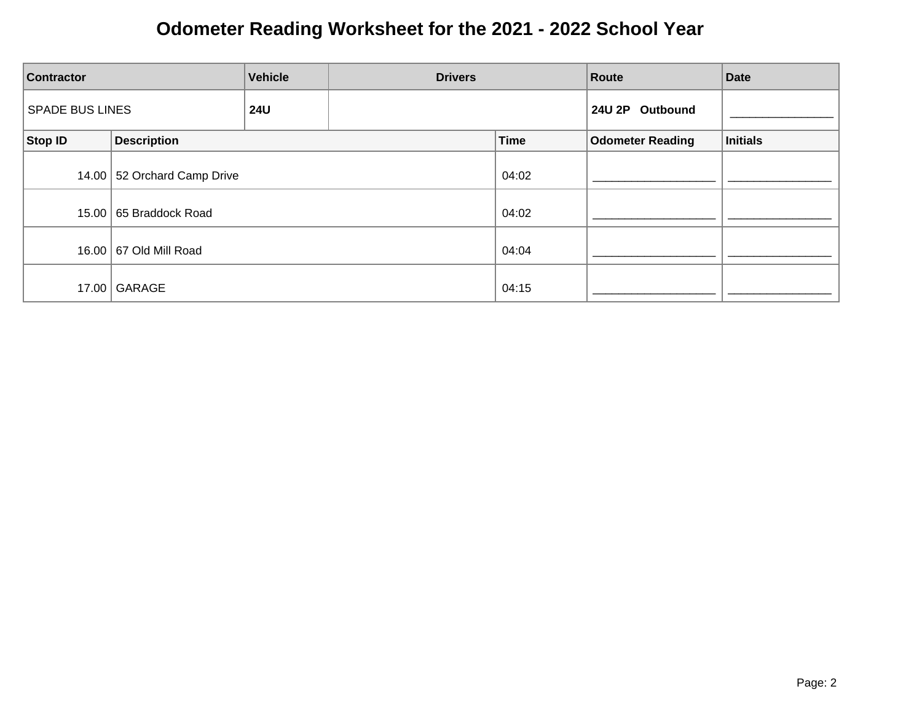# Odometer Reading Worksheet for the 2021 - 2022 School Year

| Contractor | Vehicle | Drivers | Route | Date |
|---|---|---|---|---|
| SPADE BUS LINES | **24U** | | **24U 2P Outbound** | _______________ |

| Stop ID | Description | Time | Odometer Reading | Initials |
|---|---|---|---|---|
| 14.00 | 52 Orchard Camp Drive | 04:02 | __________________ | _______________ |
| 15.00 | 65 Braddock Road | 04:02 | __________________ | _______________ |
| 16.00 | 67 Old Mill Road | 04:04 | __________________ | _______________ |
| 17.00 | GARAGE | 04:15 | __________________ | _______________ |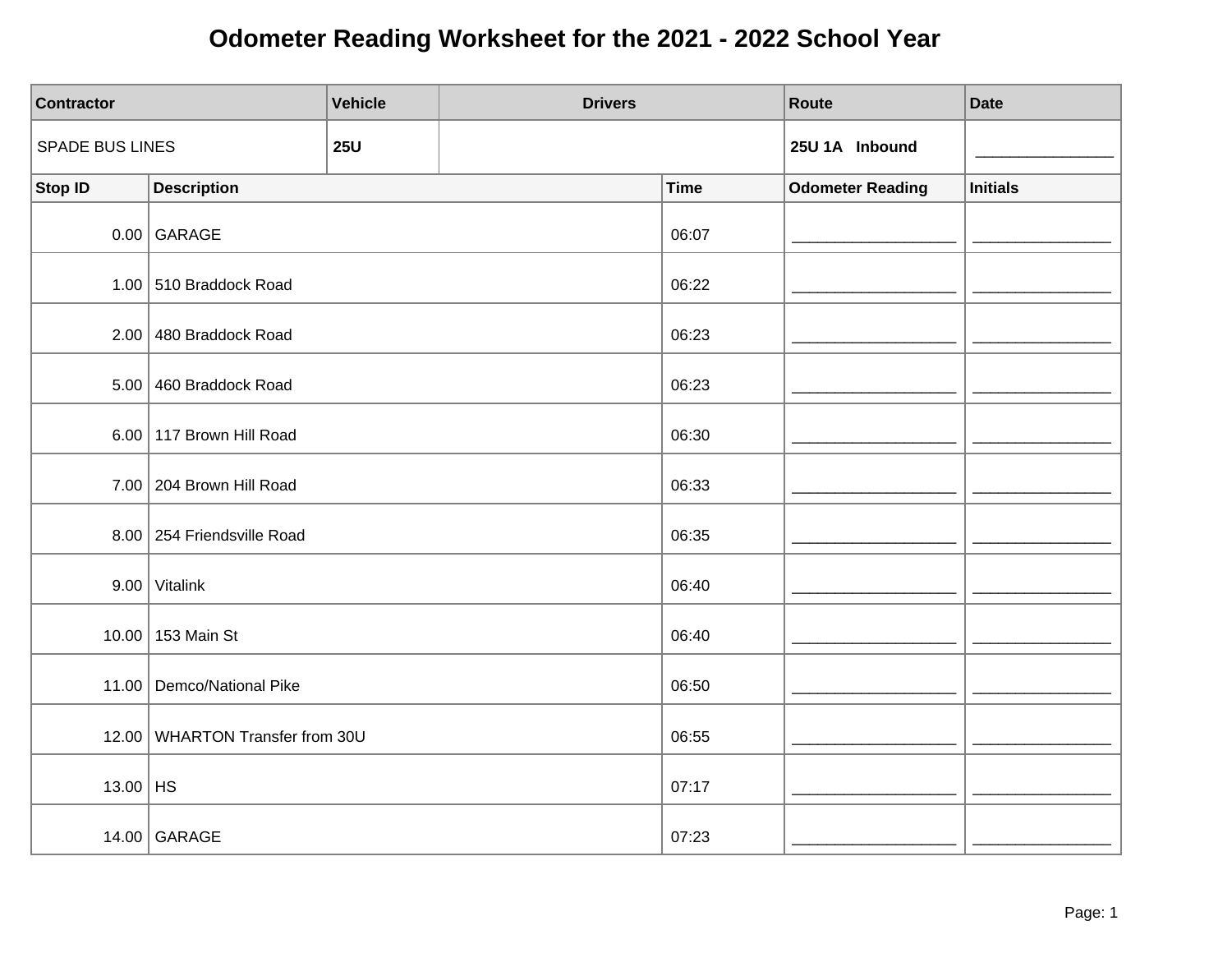# Odometer Reading Worksheet for the 2021 - 2022 School Year

| Contractor | Vehicle | Drivers | Route | Date |
|---|---|---|---|---|
| SPADE BUS LINES | **25U** | | **25U 1A Inbound** | _______________ |

| Stop ID | Description | Time | Odometer Reading | Initials |
|---|---|---|---|---|
| 0.00 | GARAGE | 06:07 | __________________ | _______________ |
| 1.00 | 510 Braddock Road | 06:22 | __________________ | _______________ |
| 2.00 | 480 Braddock Road | 06:23 | __________________ | _______________ |
| 5.00 | 460 Braddock Road | 06:23 | __________________ | _______________ |
| 6.00 | 117 Brown Hill Road | 06:30 | __________________ | _______________ |
| 7.00 | 204 Brown Hill Road | 06:33 | __________________ | _______________ |
| 8.00 | 254 Friendsville Road | 06:35 | __________________ | _______________ |
| 9.00 | Vitalink | 06:40 | __________________ | _______________ |
| 10.00 | 153 Main St | 06:40 | __________________ | _______________ |
| 11.00 | Demco/National Pike | 06:50 | __________________ | _______________ |
| 12.00 | WHARTON Transfer from 30U | 06:55 | __________________ | _______________ |
| 13.00 | HS | 07:17 | __________________ | _______________ |
| 14.00 | GARAGE | 07:23 | __________________ | _______________ |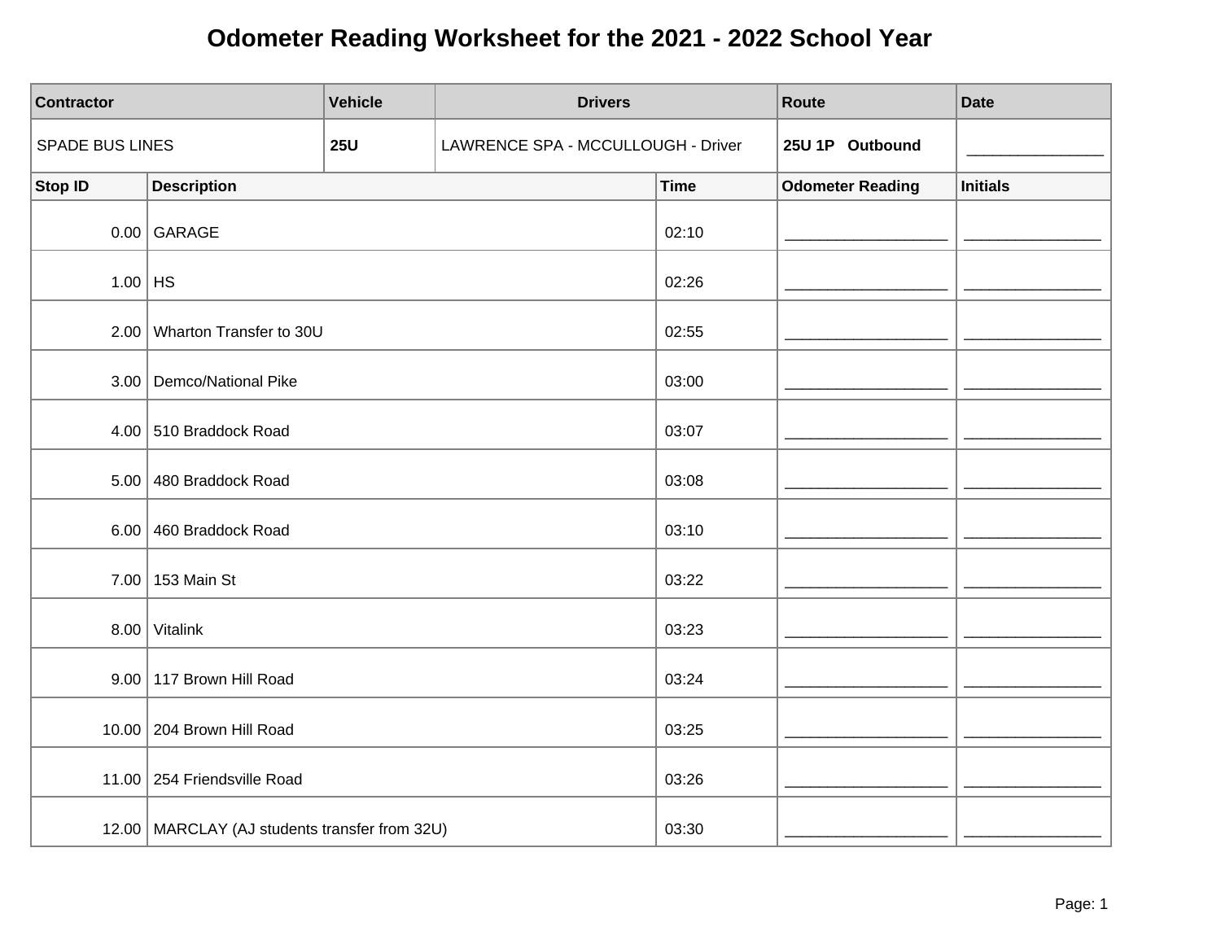# Odometer Reading Worksheet for the 2021 - 2022 School Year

| Contractor | Vehicle | Drivers | Route | Date |
|---|---|---|---|---|
| SPADE BUS LINES | **25U** | LAWRENCE SPA - MCCULLOUGH - Driver | **25U 1P Outbound** | _______________ |

| Stop ID | Description | Time | Odometer Reading | Initials |
|---|---|---|---|---|
| 0.00 | GARAGE | 02:10 | __________________ | _______________ |
| 1.00 | HS | 02:26 | __________________ | _______________ |
| 2.00 | Wharton Transfer to 30U | 02:55 | __________________ | _______________ |
| 3.00 | Demco/National Pike | 03:00 | __________________ | _______________ |
| 4.00 | 510 Braddock Road | 03:07 | __________________ | _______________ |
| 5.00 | 480 Braddock Road | 03:08 | __________________ | _______________ |
| 6.00 | 460 Braddock Road | 03:10 | __________________ | _______________ |
| 7.00 | 153 Main St | 03:22 | __________________ | _______________ |
| 8.00 | Vitalink | 03:23 | __________________ | _______________ |
| 9.00 | 117 Brown Hill Road | 03:24 | __________________ | _______________ |
| 10.00 | 204 Brown Hill Road | 03:25 | __________________ | _______________ |
| 11.00 | 254 Friendsville Road | 03:26 | __________________ | _______________ |
| 12.00 | MARCLAY (AJ students transfer from 32U) | 03:30 | __________________ | _______________ |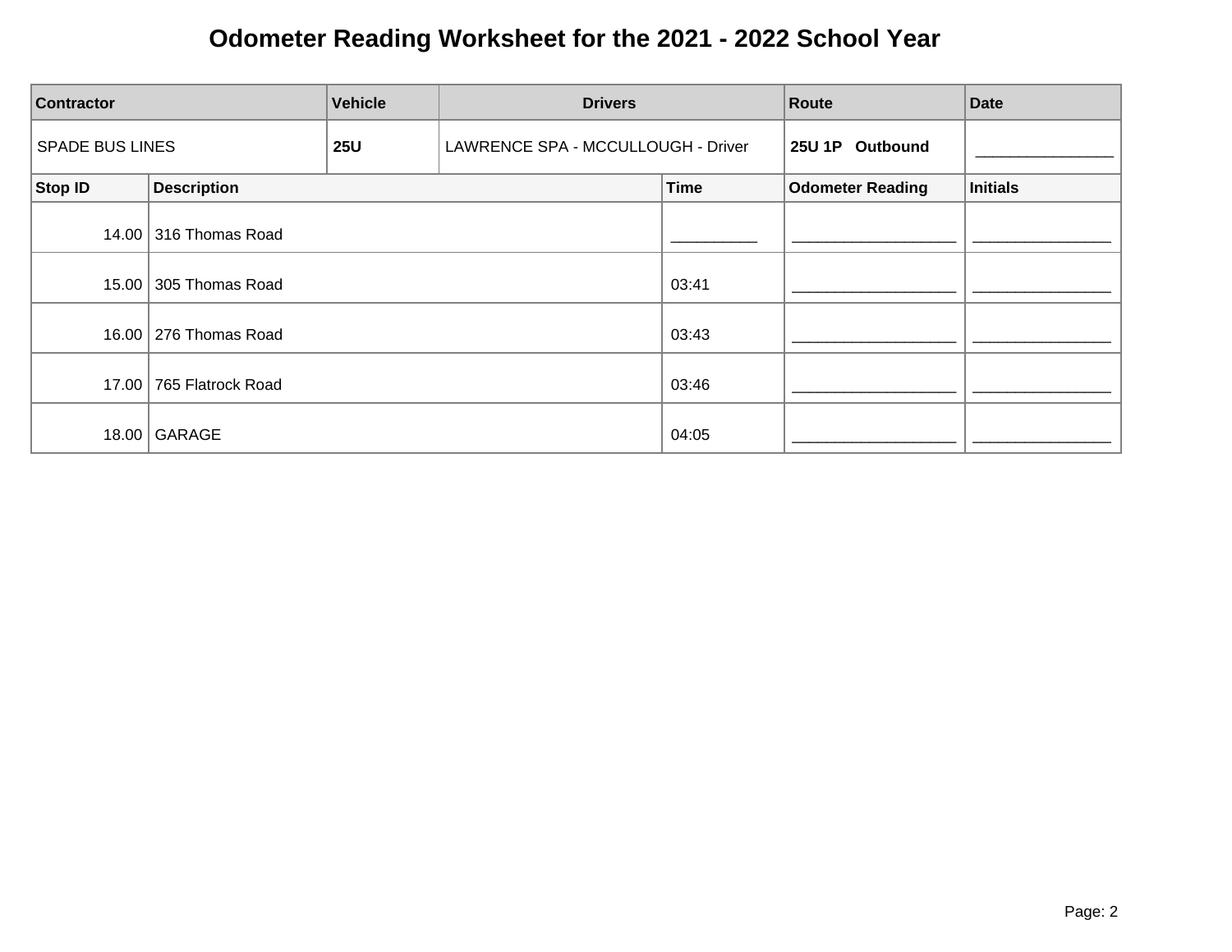# Odometer Reading Worksheet for the 2021 - 2022 School Year

| Contractor | Vehicle | Drivers | Route | Date |
|---|---|---|---|---|
| SPADE BUS LINES | **25U** | LAWRENCE SPA - MCCULLOUGH - Driver | **25U 1P Outbound** | _______________ |

| Stop ID | Description | Time | Odometer Reading | Initials |
|---|---|---|---|---|
| 14.00 | 316 Thomas Road | _________ | __________________ | _______________ |
| 15.00 | 305 Thomas Road | 03:41 | __________________ | _______________ |
| 16.00 | 276 Thomas Road | 03:43 | __________________ | _______________ |
| 17.00 | 765 Flatrock Road | 03:46 | __________________ | _______________ |
| 18.00 | GARAGE | 04:05 | __________________ | _______________ |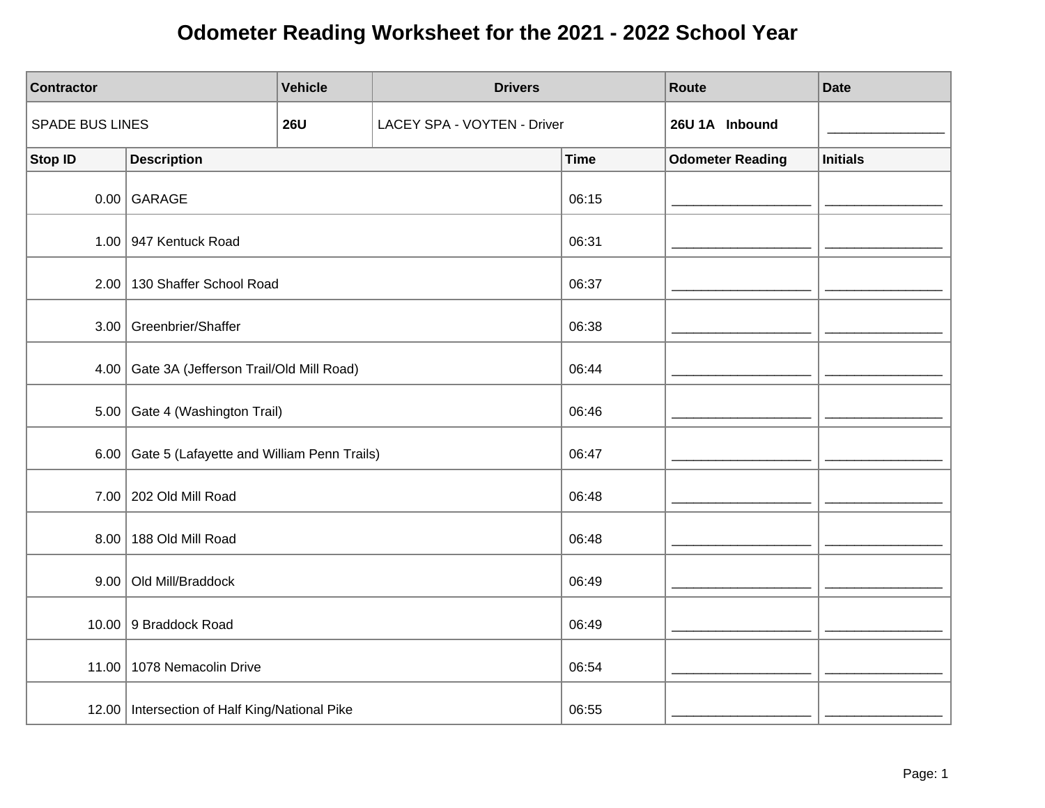# Odometer Reading Worksheet for the 2021 - 2022 School Year

| Contractor | Vehicle | Drivers | Route | Date |
|---|---|---|---|---|
| SPADE BUS LINES | **26U** | LACEY SPA - VOYTEN - Driver | **26U 1A Inbound** | _______________ |

| Stop ID | Description | Time | Odometer Reading | Initials |
|---|---|---|---|---|
| 0.00 | GARAGE | 06:15 | __________________ | _______________ |
| 1.00 | 947 Kentuck Road | 06:31 | __________________ | _______________ |
| 2.00 | 130 Shaffer School Road | 06:37 | __________________ | _______________ |
| 3.00 | Greenbrier/Shaffer | 06:38 | __________________ | _______________ |
| 4.00 | Gate 3A (Jefferson Trail/Old Mill Road) | 06:44 | __________________ | _______________ |
| 5.00 | Gate 4 (Washington Trail) | 06:46 | __________________ | _______________ |
| 6.00 | Gate 5 (Lafayette and William Penn Trails) | 06:47 | __________________ | _______________ |
| 7.00 | 202 Old Mill Road | 06:48 | __________________ | _______________ |
| 8.00 | 188 Old Mill Road | 06:48 | __________________ | _______________ |
| 9.00 | Old Mill/Braddock | 06:49 | __________________ | _______________ |
| 10.00 | 9 Braddock Road | 06:49 | __________________ | _______________ |
| 11.00 | 1078 Nemacolin Drive | 06:54 | __________________ | _______________ |
| 12.00 | Intersection of Half King/National Pike | 06:55 | __________________ | _______________ |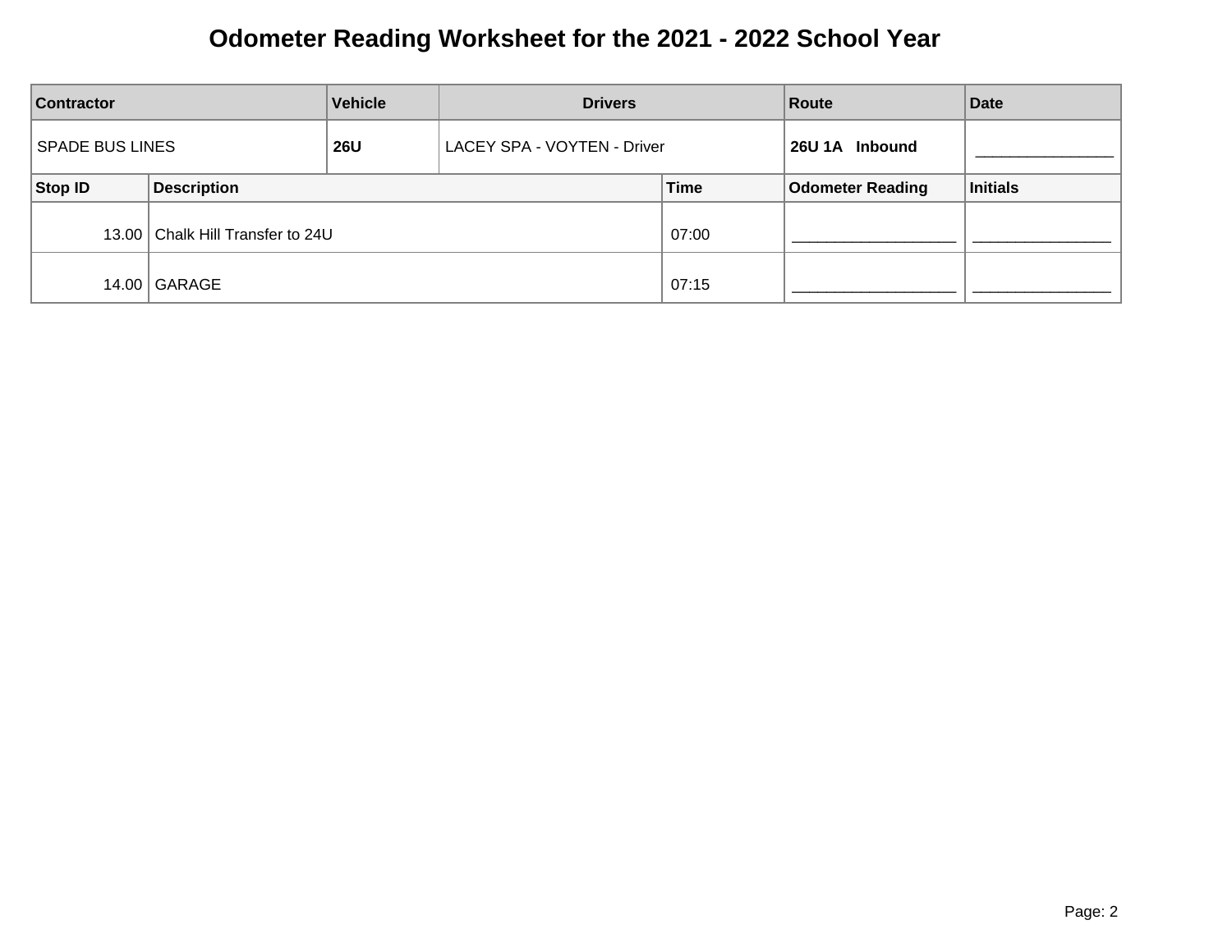# Odometer Reading Worksheet for the 2021 - 2022 School Year

| Contractor | Vehicle | Drivers | Route | Date |
|---|---|---|---|---|
| SPADE BUS LINES | **26U** | LACEY SPA - VOYTEN - Driver | **26U 1A Inbound** | _______________ |

| Stop ID | Description | Time | Odometer Reading | Initials |
|---|---|---|---|---|
| 13.00 | Chalk Hill Transfer to 24U | 07:00 | _________________ | _______________ |
| 14.00 | GARAGE | 07:15 | _________________ | _______________ |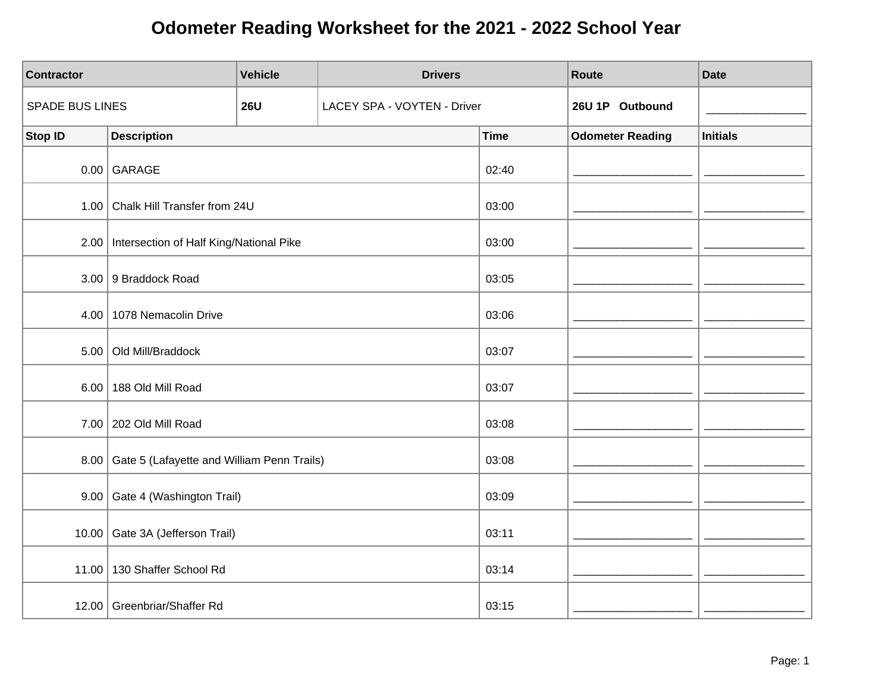# Odometer Reading Worksheet for the 2021 - 2022 School Year

| Contractor | Vehicle | Drivers | Route | Date |
|---|---|---|---|---|
| SPADE BUS LINES | **26U** | LACEY SPA - VOYTEN - Driver | **26U 1P Outbound** | _______________ |

| Stop ID | Description | Time | Odometer Reading | Initials |
|---|---|---|---|---|
| 0.00 | GARAGE | 02:40 | __________________ | _______________ |
| 1.00 | Chalk Hill Transfer from 24U | 03:00 | __________________ | _______________ |
| 2.00 | Intersection of Half King/National Pike | 03:00 | __________________ | _______________ |
| 3.00 | 9 Braddock Road | 03:05 | __________________ | _______________ |
| 4.00 | 1078 Nemacolin Drive | 03:06 | __________________ | _______________ |
| 5.00 | Old Mill/Braddock | 03:07 | __________________ | _______________ |
| 6.00 | 188 Old Mill Road | 03:07 | __________________ | _______________ |
| 7.00 | 202 Old Mill Road | 03:08 | __________________ | _______________ |
| 8.00 | Gate 5 (Lafayette and William Penn Trails) | 03:08 | __________________ | _______________ |
| 9.00 | Gate 4 (Washington Trail) | 03:09 | __________________ | _______________ |
| 10.00 | Gate 3A (Jefferson Trail) | 03:11 | __________________ | _______________ |
| 11.00 | 130 Shaffer School Rd | 03:14 | __________________ | _______________ |
| 12.00 | Greenbriar/Shaffer Rd | 03:15 | __________________ | _______________ |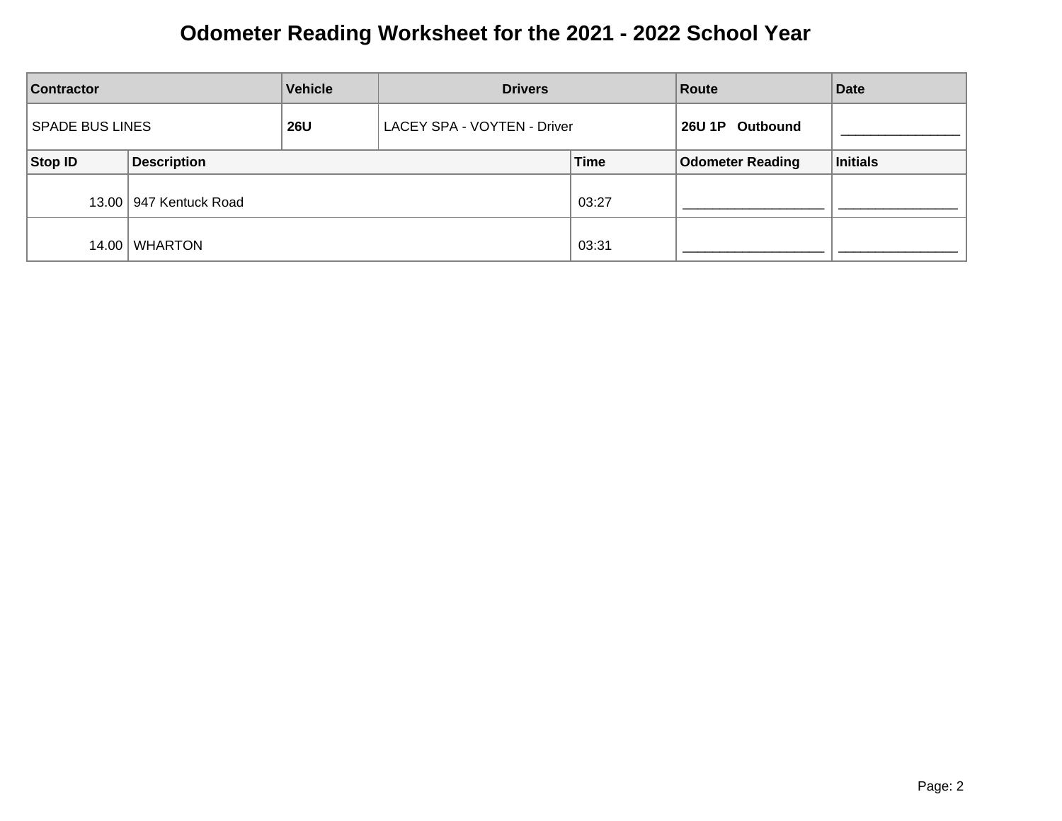# Odometer Reading Worksheet for the 2021 - 2022 School Year

| Contractor | Vehicle | Drivers | Route | Date |
|---|---|---|---|---|
| SPADE BUS LINES | **26U** | LACEY SPA - VOYTEN - Driver | **26U 1P Outbound** | _______________ |

| Stop ID | Description | Time | Odometer Reading | Initials |
|---|---|---|---|---|
| 13.00 | 947 Kentuck Road | 03:27 | ___________________ | _______________ |
| 14.00 | WHARTON | 03:31 | ___________________ | _______________ |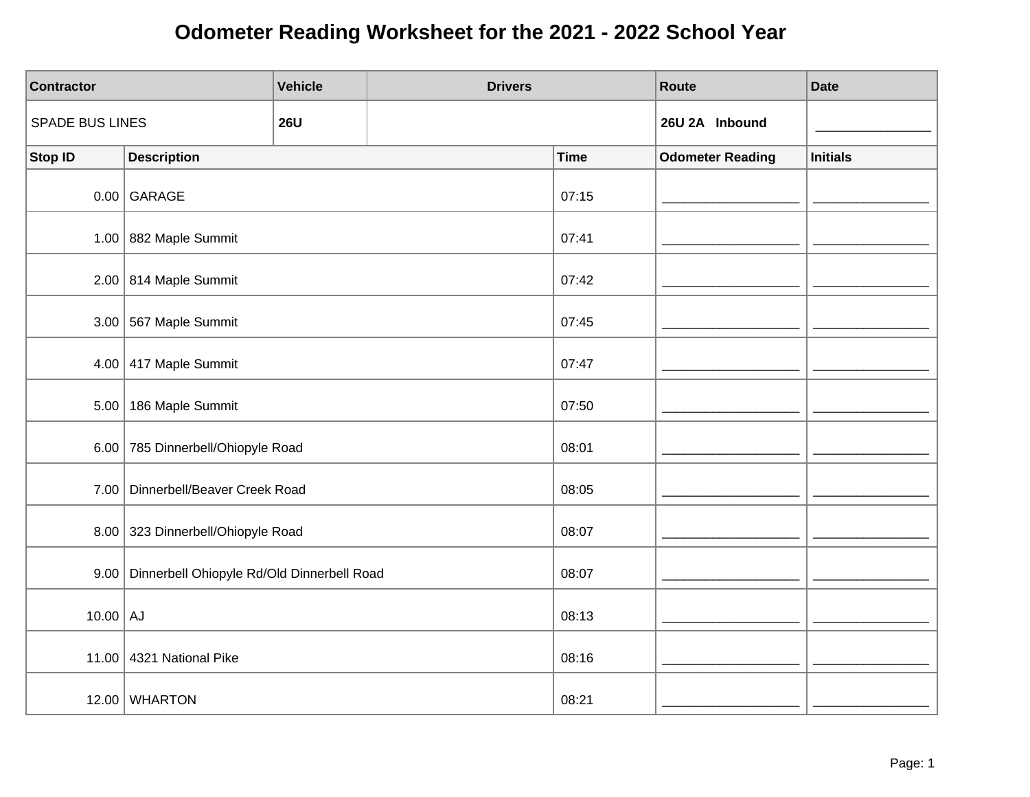# Odometer Reading Worksheet for the 2021 - 2022 School Year

| Contractor | Vehicle | Drivers | Route | Date |
|---|---|---|---|---|
| SPADE BUS LINES | **26U** | | **26U 2A Inbound** | _______________ |

| Stop ID | Description | Time | Odometer Reading | Initials |
|---|---|---|---|---|
| 0.00 | GARAGE | 07:15 | __________________ | _______________ |
| 1.00 | 882 Maple Summit | 07:41 | __________________ | _______________ |
| 2.00 | 814 Maple Summit | 07:42 | __________________ | _______________ |
| 3.00 | 567 Maple Summit | 07:45 | __________________ | _______________ |
| 4.00 | 417 Maple Summit | 07:47 | __________________ | _______________ |
| 5.00 | 186 Maple Summit | 07:50 | __________________ | _______________ |
| 6.00 | 785 Dinnerbell/Ohiopyle Road | 08:01 | __________________ | _______________ |
| 7.00 | Dinnerbell/Beaver Creek Road | 08:05 | __________________ | _______________ |
| 8.00 | 323 Dinnerbell/Ohiopyle Road | 08:07 | __________________ | _______________ |
| 9.00 | Dinnerbell Ohiopyle Rd/Old Dinnerbell Road | 08:07 | __________________ | _______________ |
| 10.00 | AJ | 08:13 | __________________ | _______________ |
| 11.00 | 4321 National Pike | 08:16 | __________________ | _______________ |
| 12.00 | WHARTON | 08:21 | __________________ | _______________ |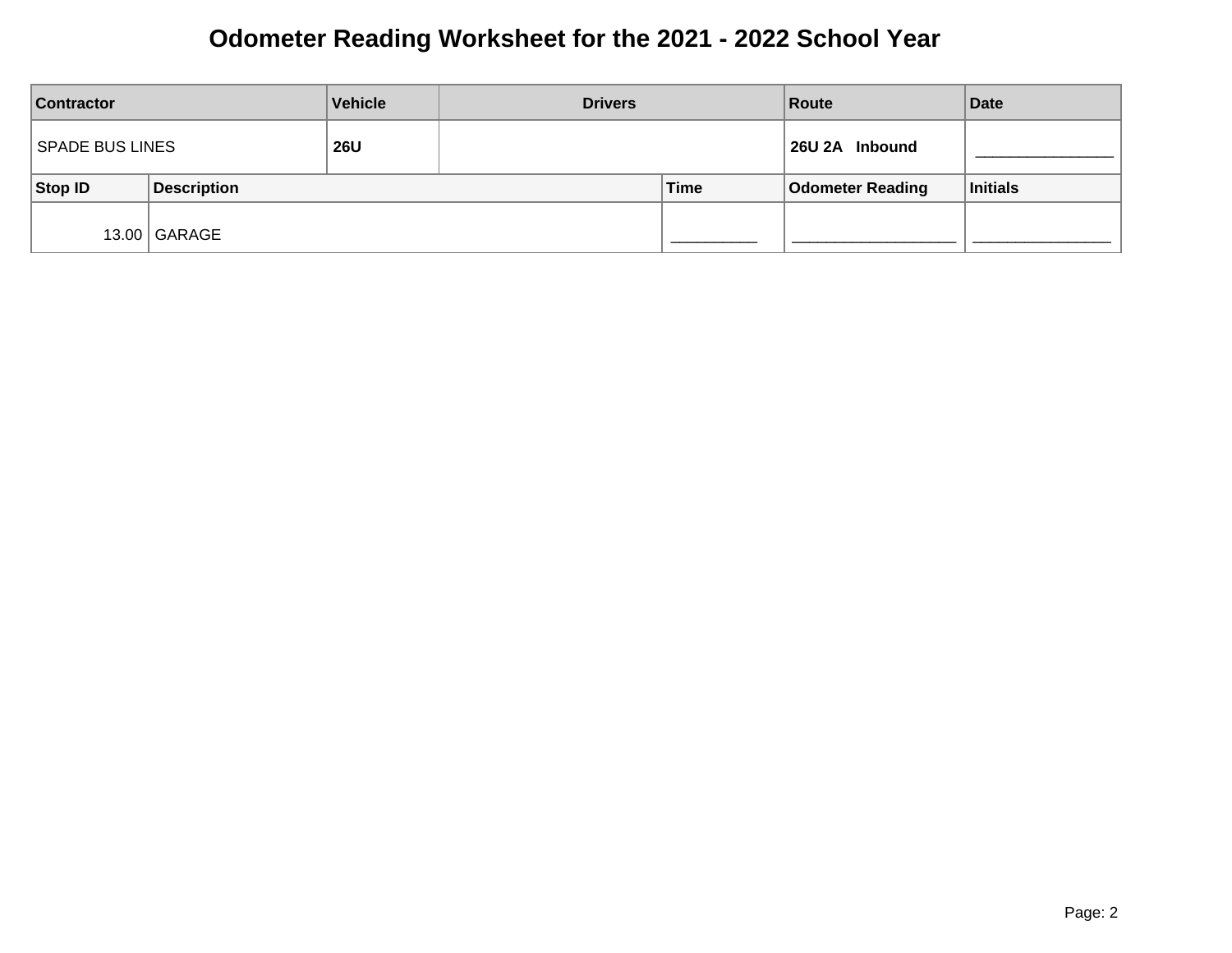# Odometer Reading Worksheet for the 2021 - 2022 School Year

| Contractor | Vehicle | Drivers | Route | Date |
|---|---|---|---|---|
| SPADE BUS LINES | **26U** | | **26U 2A Inbound** | _______________ |

| Stop ID | Description | Time | Odometer Reading | Initials |
|---|---|---|---|---|
| 13.00 | GARAGE | __________ | __________________ | _______________ |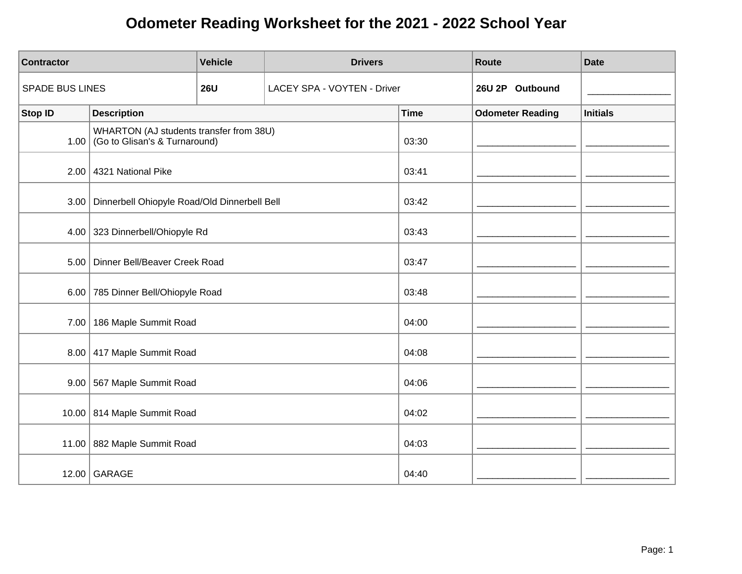# Odometer Reading Worksheet for the 2021 - 2022 School Year

| Contractor | Vehicle | Drivers | Route | Date |
|---|---|---|---|---|
| SPADE BUS LINES | **26U** | LACEY SPA - VOYTEN - Driver | **26U 2P Outbound** | _______________ |

| Stop ID | Description | Time | Odometer Reading | Initials |
|---|---|---|---|---|
| 1.00 | WHARTON (AJ students transfer from 38U) (Go to Glisan's & Turnaround) | 03:30 | __________________ | _______________ |
| 2.00 | 4321 National Pike | 03:41 | __________________ | _______________ |
| 3.00 | Dinnerbell Ohiopyle Road/Old Dinnerbell Bell | 03:42 | __________________ | _______________ |
| 4.00 | 323 Dinnerbell/Ohiopyle Rd | 03:43 | __________________ | _______________ |
| 5.00 | Dinner Bell/Beaver Creek Road | 03:47 | __________________ | _______________ |
| 6.00 | 785 Dinner Bell/Ohiopyle Road | 03:48 | __________________ | _______________ |
| 7.00 | 186 Maple Summit Road | 04:00 | __________________ | _______________ |
| 8.00 | 417 Maple Summit Road | 04:08 | __________________ | _______________ |
| 9.00 | 567 Maple Summit Road | 04:06 | __________________ | _______________ |
| 10.00 | 814 Maple Summit Road | 04:02 | __________________ | _______________ |
| 11.00 | 882 Maple Summit Road | 04:03 | __________________ | _______________ |
| 12.00 | GARAGE | 04:40 | __________________ | _______________ |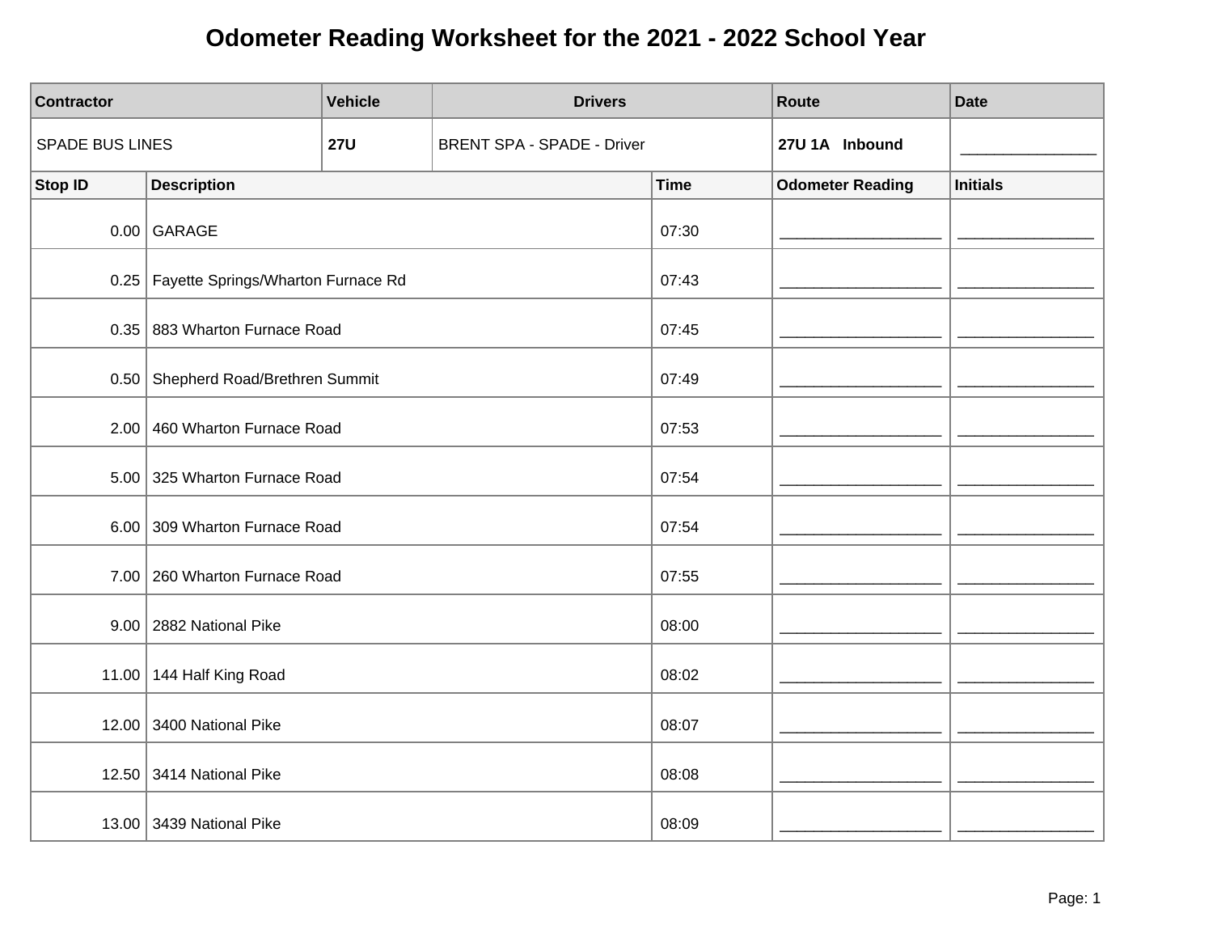# Odometer Reading Worksheet for the 2021 - 2022 School Year

| Contractor | Vehicle | Drivers | Route | Date |
|---|---|---|---|---|
| SPADE BUS LINES | **27U** | BRENT SPA - SPADE - Driver | **27U 1A Inbound** | _______________ |

| Stop ID | Description | Time | Odometer Reading | Initials |
|---|---|---|---|---|
| 0.00 | GARAGE | 07:30 | __________________ | _______________ |
| 0.25 | Fayette Springs/Wharton Furnace Rd | 07:43 | __________________ | _______________ |
| 0.35 | 883 Wharton Furnace Road | 07:45 | __________________ | _______________ |
| 0.50 | Shepherd Road/Brethren Summit | 07:49 | __________________ | _______________ |
| 2.00 | 460 Wharton Furnace Road | 07:53 | __________________ | _______________ |
| 5.00 | 325 Wharton Furnace Road | 07:54 | __________________ | _______________ |
| 6.00 | 309 Wharton Furnace Road | 07:54 | __________________ | _______________ |
| 7.00 | 260 Wharton Furnace Road | 07:55 | __________________ | _______________ |
| 9.00 | 2882 National Pike | 08:00 | __________________ | _______________ |
| 11.00 | 144 Half King Road | 08:02 | __________________ | _______________ |
| 12.00 | 3400 National Pike | 08:07 | __________________ | _______________ |
| 12.50 | 3414 National Pike | 08:08 | __________________ | _______________ |
| 13.00 | 3439 National Pike | 08:09 | __________________ | _______________ |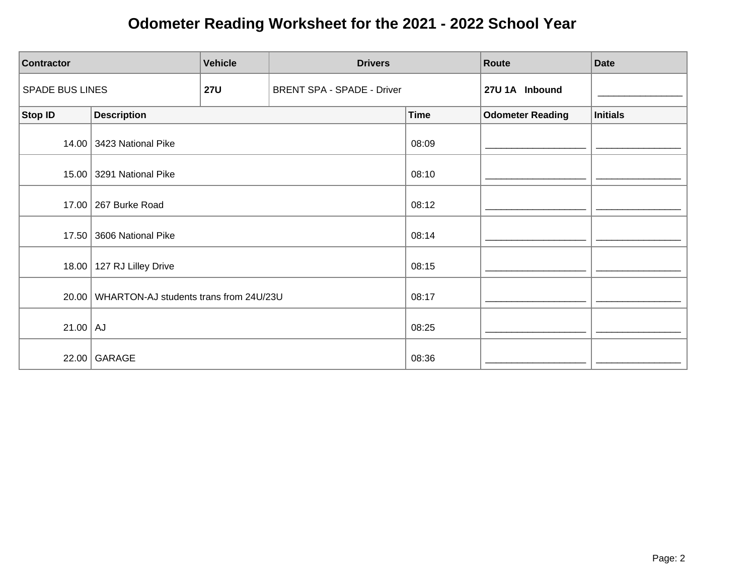# Odometer Reading Worksheet for the 2021 - 2022 School Year

| Contractor | Vehicle | Drivers | Route | Date |
|---|---|---|---|---|
| SPADE BUS LINES | **27U** | BRENT SPA - SPADE - Driver | **27U 1A Inbound** | _______________ |

| Stop ID | Description | Time | Odometer Reading | Initials |
|---|---|---|---|---|
| 14.00 | 3423 National Pike | 08:09 | __________________ | _______________ |
| 15.00 | 3291 National Pike | 08:10 | __________________ | _______________ |
| 17.00 | 267 Burke Road | 08:12 | __________________ | _______________ |
| 17.50 | 3606 National Pike | 08:14 | __________________ | _______________ |
| 18.00 | 127 RJ Lilley Drive | 08:15 | __________________ | _______________ |
| 20.00 | WHARTON-AJ students trans from 24U/23U | 08:17 | __________________ | _______________ |
| 21.00 | AJ | 08:25 | __________________ | _______________ |
| 22.00 | GARAGE | 08:36 | __________________ | _______________ |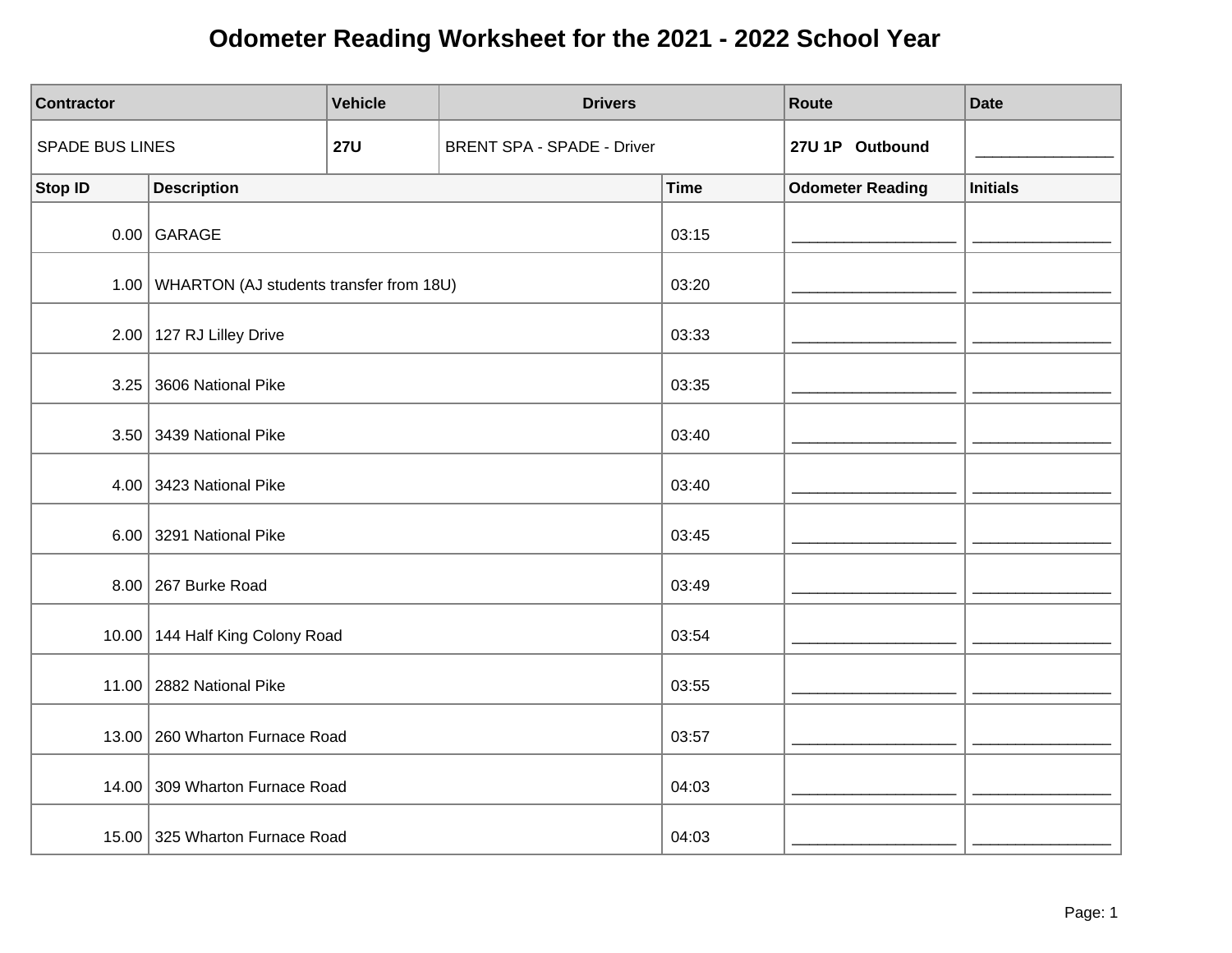# Odometer Reading Worksheet for the 2021 - 2022 School Year

| Contractor | Vehicle | Drivers | Route | Date |
|---|---|---|---|---|
| SPADE BUS LINES | **27U** | BRENT SPA - SPADE - Driver | **27U 1P Outbound** | _______________ |

| Stop ID | Description | Time | Odometer Reading | Initials |
|---|---|---|---|---|
| 0.00 | GARAGE | 03:15 | __________________ | _______________ |
| 1.00 | WHARTON (AJ students transfer from 18U) | 03:20 | __________________ | _______________ |
| 2.00 | 127 RJ Lilley Drive | 03:33 | __________________ | _______________ |
| 3.25 | 3606 National Pike | 03:35 | __________________ | _______________ |
| 3.50 | 3439 National Pike | 03:40 | __________________ | _______________ |
| 4.00 | 3423 National Pike | 03:40 | __________________ | _______________ |
| 6.00 | 3291 National Pike | 03:45 | __________________ | _______________ |
| 8.00 | 267 Burke Road | 03:49 | __________________ | _______________ |
| 10.00 | 144 Half King Colony Road | 03:54 | __________________ | _______________ |
| 11.00 | 2882 National Pike | 03:55 | __________________ | _______________ |
| 13.00 | 260 Wharton Furnace Road | 03:57 | __________________ | _______________ |
| 14.00 | 309 Wharton Furnace Road | 04:03 | __________________ | _______________ |
| 15.00 | 325 Wharton Furnace Road | 04:03 | __________________ | _______________ |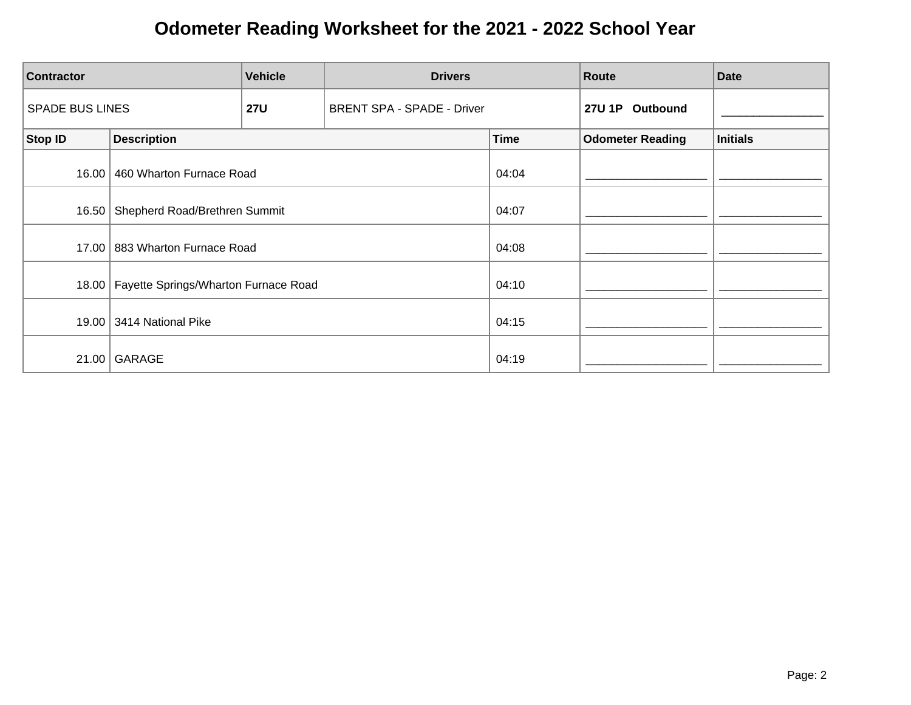# Odometer Reading Worksheet for the 2021 - 2022 School Year

| Contractor | | Vehicle | Drivers | | Route | Date |
|---|---|---|---|---|---|---|
| SPADE BUS LINES | | **27U** | BRENT SPA - SPADE - Driver | | **27U 1P Outbound** | _______________ |
| **Stop ID** | **Description** | | | **Time** | **Odometer Reading** | **Initials** |
| 16.00 | 460 Wharton Furnace Road | | | 04:04 | __________________ | _______________ |
| 16.50 | Shepherd Road/Brethren Summit | | | 04:07 | __________________ | _______________ |
| 17.00 | 883 Wharton Furnace Road | | | 04:08 | __________________ | _______________ |
| 18.00 | Fayette Springs/Wharton Furnace Road | | | 04:10 | __________________ | _______________ |
| 19.00 | 3414 National Pike | | | 04:15 | __________________ | _______________ |
| 21.00 | GARAGE | | | 04:19 | __________________ | _______________ |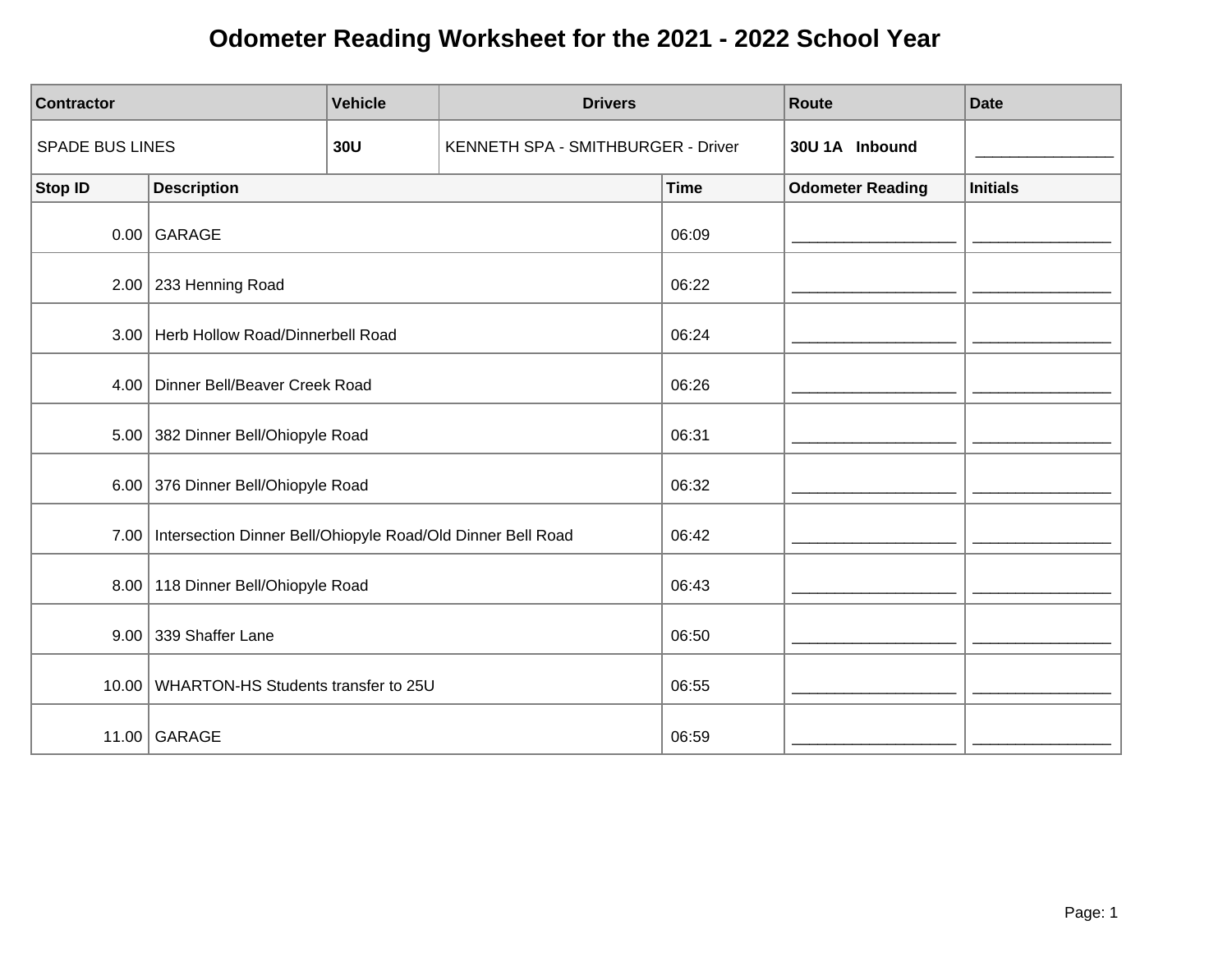# Odometer Reading Worksheet for the 2021 - 2022 School Year

| Contractor | Vehicle | Drivers | Route | Date |
|---|---|---|---|---|
| SPADE BUS LINES | 30U | KENNETH SPA - SMITHBURGER - Driver | 30U 1A Inbound | _______________ |

| Stop ID | Description | Time | Odometer Reading | Initials |
|---|---|---|---|---|
| 0.00 | GARAGE | 06:09 | __________________ | _______________ |
| 2.00 | 233 Henning Road | 06:22 | __________________ | _______________ |
| 3.00 | Herb Hollow Road/Dinnerbell Road | 06:24 | __________________ | _______________ |
| 4.00 | Dinner Bell/Beaver Creek Road | 06:26 | __________________ | _______________ |
| 5.00 | 382 Dinner Bell/Ohiopyle Road | 06:31 | __________________ | _______________ |
| 6.00 | 376 Dinner Bell/Ohiopyle Road | 06:32 | __________________ | _______________ |
| 7.00 | Intersection Dinner Bell/Ohiopyle Road/Old Dinner Bell Road | 06:42 | __________________ | _______________ |
| 8.00 | 118 Dinner Bell/Ohiopyle Road | 06:43 | __________________ | _______________ |
| 9.00 | 339 Shaffer Lane | 06:50 | __________________ | _______________ |
| 10.00 | WHARTON-HS Students transfer to 25U | 06:55 | __________________ | _______________ |
| 11.00 | GARAGE | 06:59 | __________________ | _______________ |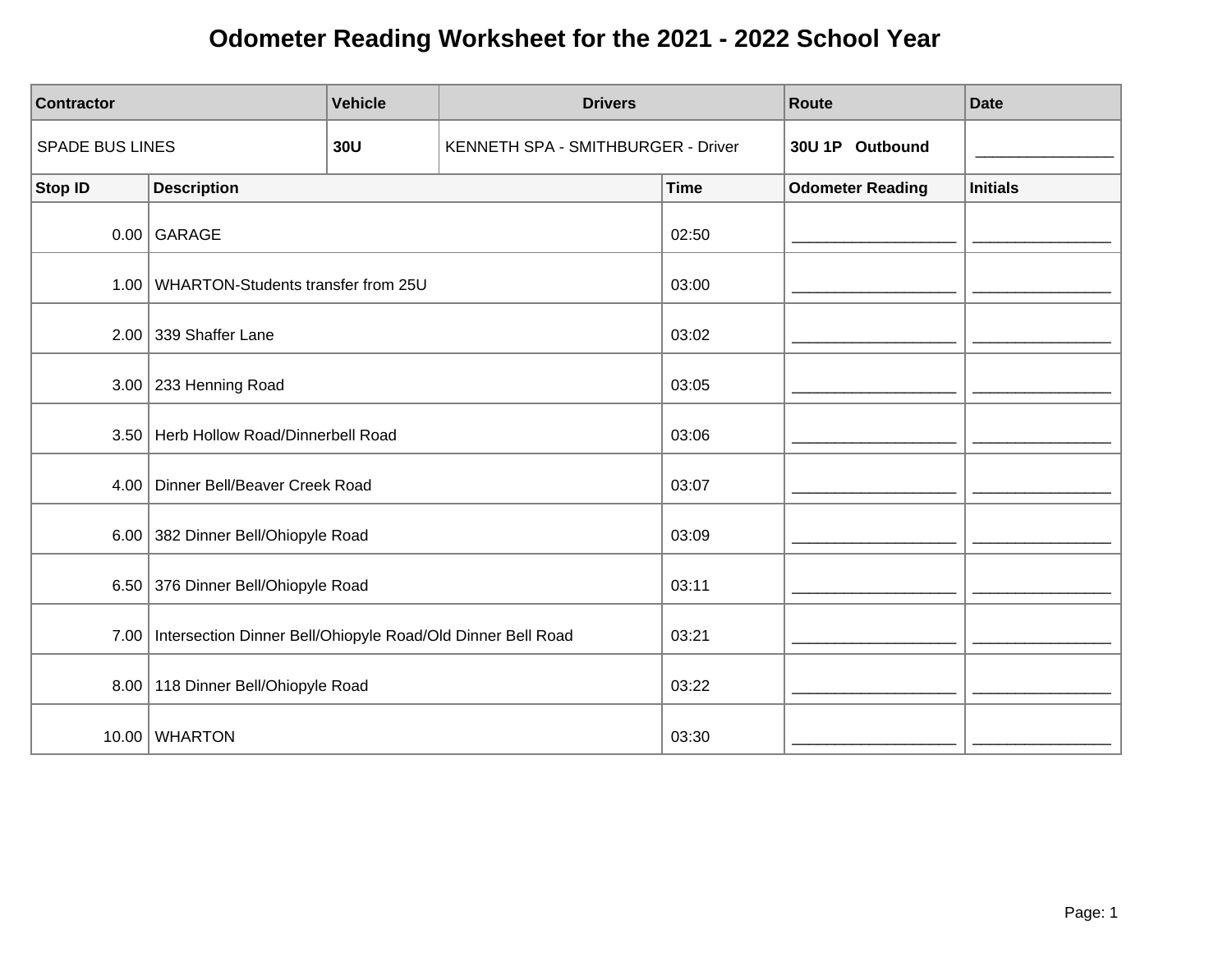# Odometer Reading Worksheet for the 2021 - 2022 School Year

| Contractor | Vehicle | Drivers | Route | Date |
|---|---|---|---|---|
| SPADE BUS LINES | **30U** | KENNETH SPA - SMITHBURGER - Driver | **30U 1P Outbound** | _______________ |

| Stop ID | Description | Time | Odometer Reading | Initials |
|---|---|---|---|---|
| 0.00 | GARAGE | 02:50 | __________________ | _______________ |
| 1.00 | WHARTON-Students transfer from 25U | 03:00 | __________________ | _______________ |
| 2.00 | 339 Shaffer Lane | 03:02 | __________________ | _______________ |
| 3.00 | 233 Henning Road | 03:05 | __________________ | _______________ |
| 3.50 | Herb Hollow Road/Dinnerbell Road | 03:06 | __________________ | _______________ |
| 4.00 | Dinner Bell/Beaver Creek Road | 03:07 | __________________ | _______________ |
| 6.00 | 382 Dinner Bell/Ohiopyle Road | 03:09 | __________________ | _______________ |
| 6.50 | 376 Dinner Bell/Ohiopyle Road | 03:11 | __________________ | _______________ |
| 7.00 | Intersection Dinner Bell/Ohiopyle Road/Old Dinner Bell Road | 03:21 | __________________ | _______________ |
| 8.00 | 118 Dinner Bell/Ohiopyle Road | 03:22 | __________________ | _______________ |
| 10.00 | WHARTON | 03:30 | __________________ | _______________ |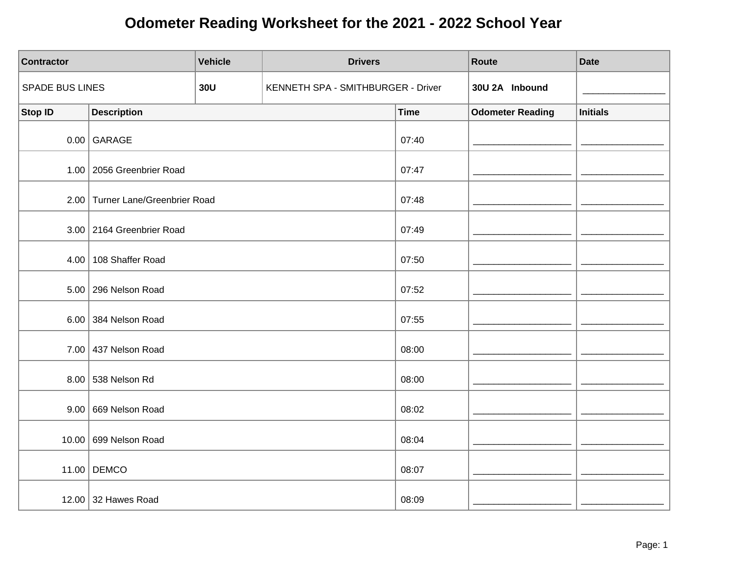# Odometer Reading Worksheet for the 2021 - 2022 School Year

| Contractor | Vehicle | Drivers | Route | Date |
|---|---|---|---|---|
| SPADE BUS LINES | **30U** | KENNETH SPA - SMITHBURGER - Driver | **30U 2A Inbound** | _______________ |

| Stop ID | Description | Time | Odometer Reading | Initials |
|---|---|---|---|---|
| 0.00 | GARAGE | 07:40 | __________________ | _______________ |
| 1.00 | 2056 Greenbrier Road | 07:47 | __________________ | _______________ |
| 2.00 | Turner Lane/Greenbrier Road | 07:48 | __________________ | _______________ |
| 3.00 | 2164 Greenbrier Road | 07:49 | __________________ | _______________ |
| 4.00 | 108 Shaffer Road | 07:50 | __________________ | _______________ |
| 5.00 | 296 Nelson Road | 07:52 | __________________ | _______________ |
| 6.00 | 384 Nelson Road | 07:55 | __________________ | _______________ |
| 7.00 | 437 Nelson Road | 08:00 | __________________ | _______________ |
| 8.00 | 538 Nelson Rd | 08:00 | __________________ | _______________ |
| 9.00 | 669 Nelson Road | 08:02 | __________________ | _______________ |
| 10.00 | 699 Nelson Road | 08:04 | __________________ | _______________ |
| 11.00 | DEMCO | 08:07 | __________________ | _______________ |
| 12.00 | 32 Hawes Road | 08:09 | __________________ | _______________ |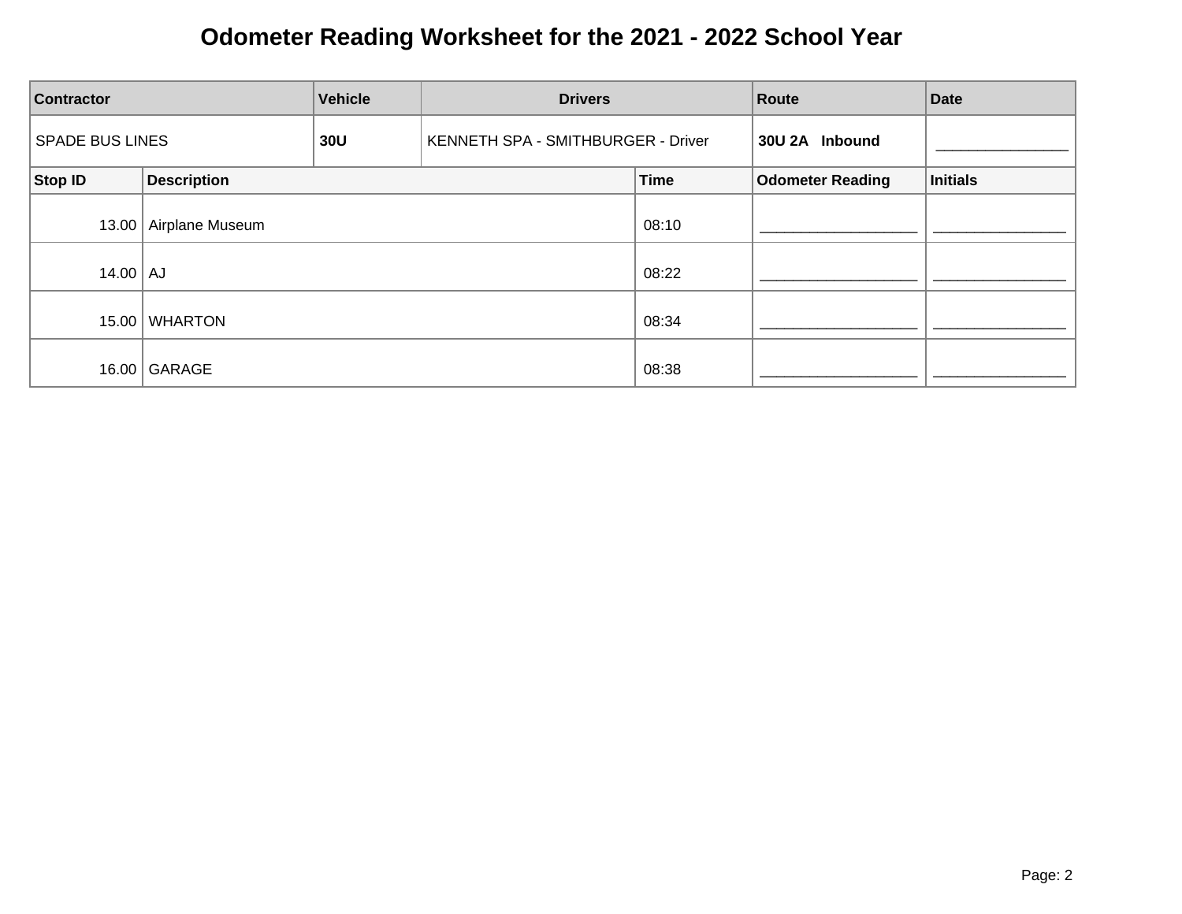# Odometer Reading Worksheet for the 2021 - 2022 School Year

| Contractor | Vehicle | Drivers | Route | Date |
|---|---|---|---|---|
| SPADE BUS LINES | **30U** | KENNETH SPA - SMITHBURGER - Driver | **30U 2A Inbound** | _______________ |

| Stop ID | Description | Time | Odometer Reading | Initials |
|---|---|---|---|---|
| 13.00 | Airplane Museum | 08:10 | __________________ | _______________ |
| 14.00 | AJ | 08:22 | __________________ | _______________ |
| 15.00 | WHARTON | 08:34 | __________________ | _______________ |
| 16.00 | GARAGE | 08:38 | __________________ | _______________ |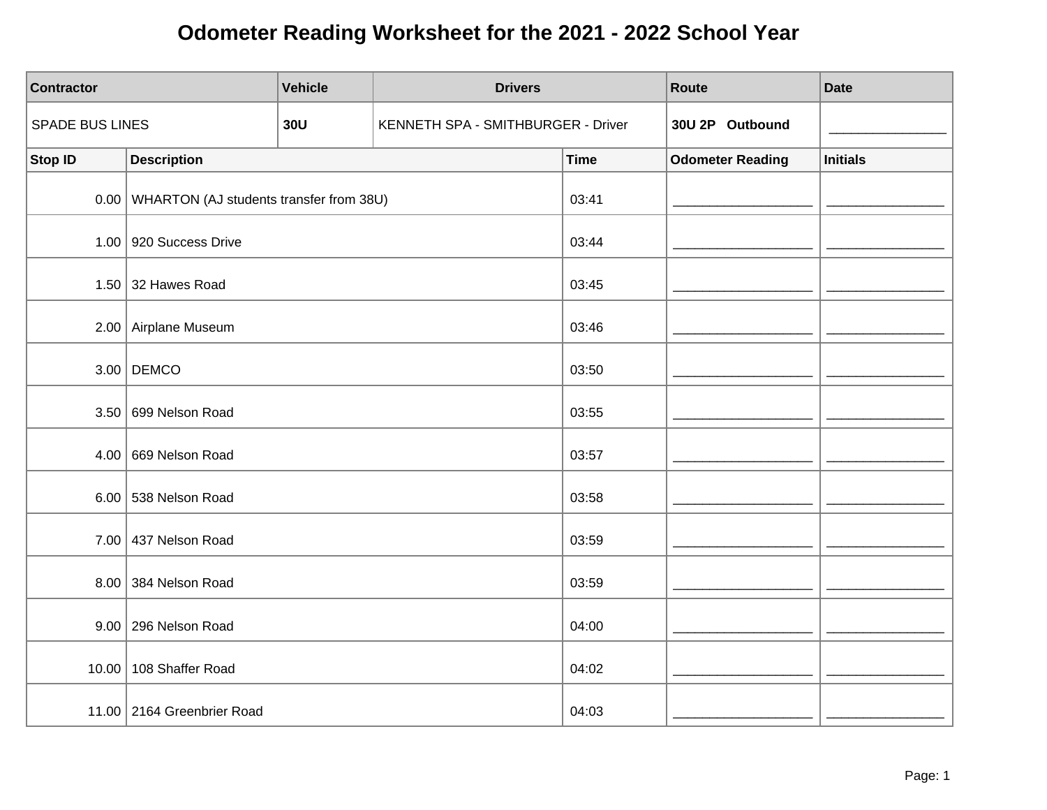# Odometer Reading Worksheet for the 2021 - 2022 School Year

| Contractor | Vehicle | Drivers | Route | Date |
|---|---|---|---|---|
| SPADE BUS LINES | **30U** | KENNETH SPA - SMITHBURGER - Driver | **30U 2P Outbound** | _______________ |

| Stop ID | Description | Time | Odometer Reading | Initials |
|---|---|---|---|---|
| 0.00 | WHARTON (AJ students transfer from 38U) | 03:41 | __________________ | _______________ |
| 1.00 | 920 Success Drive | 03:44 | __________________ | _______________ |
| 1.50 | 32 Hawes Road | 03:45 | __________________ | _______________ |
| 2.00 | Airplane Museum | 03:46 | __________________ | _______________ |
| 3.00 | DEMCO | 03:50 | __________________ | _______________ |
| 3.50 | 699 Nelson Road | 03:55 | __________________ | _______________ |
| 4.00 | 669 Nelson Road | 03:57 | __________________ | _______________ |
| 6.00 | 538 Nelson Road | 03:58 | __________________ | _______________ |
| 7.00 | 437 Nelson Road | 03:59 | __________________ | _______________ |
| 8.00 | 384 Nelson Road | 03:59 | __________________ | _______________ |
| 9.00 | 296 Nelson Road | 04:00 | __________________ | _______________ |
| 10.00 | 108 Shaffer Road | 04:02 | __________________ | _______________ |
| 11.00 | 2164 Greenbrier Road | 04:03 | __________________ | _______________ |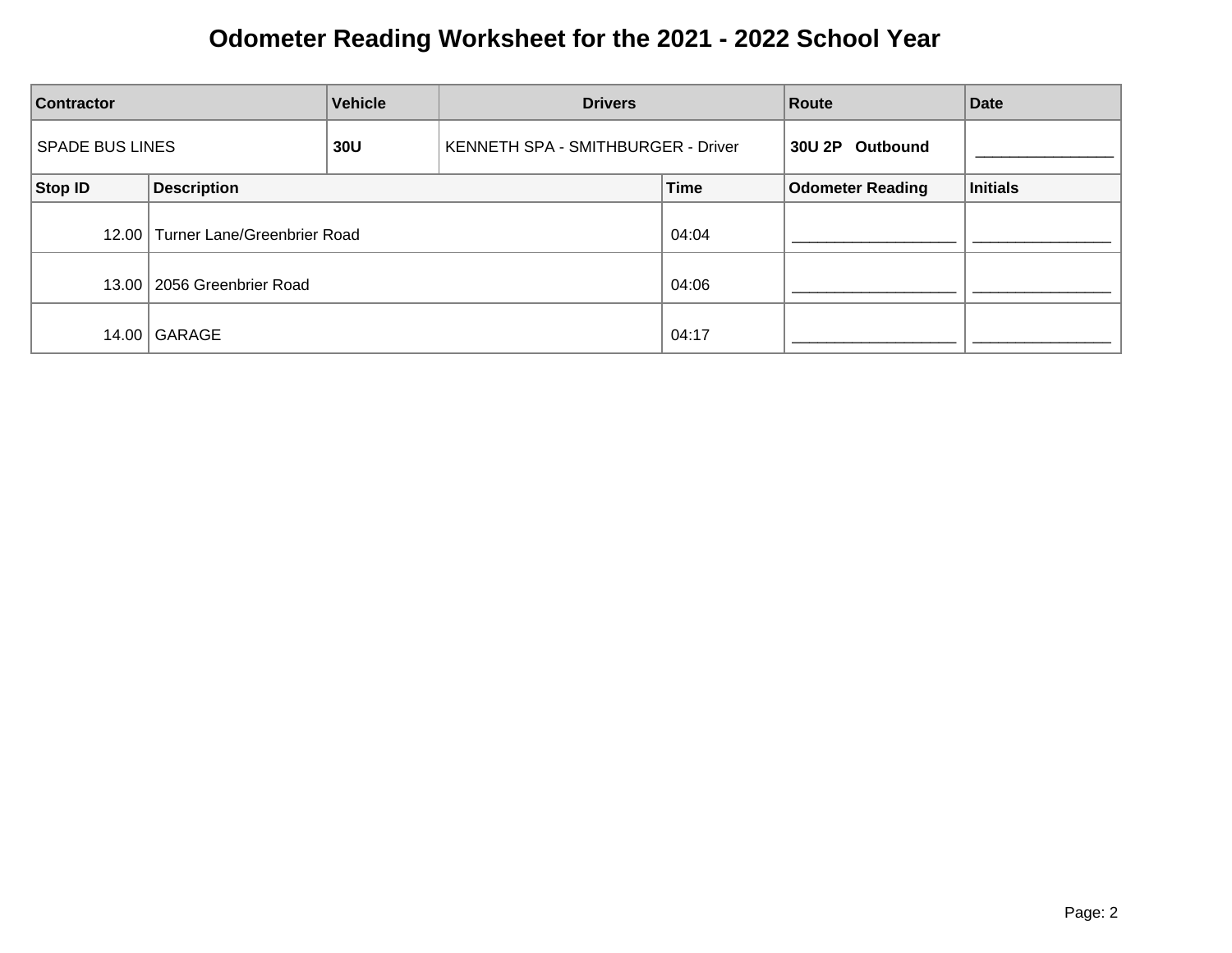# Odometer Reading Worksheet for the 2021 - 2022 School Year

| Contractor | Vehicle | Drivers | Route | Date |
| --- | --- | --- | --- | --- |
| SPADE BUS LINES | **30U** | KENNETH SPA - SMITHBURGER - Driver | **30U 2P Outbound** | _______________ |

| Stop ID | Description | Time | Odometer Reading | Initials |
| --- | --- | --- | --- | --- |
| 12.00 | Turner Lane/Greenbrier Road | 04:04 | __________________ | _______________ |
| 13.00 | 2056 Greenbrier Road | 04:06 | __________________ | _______________ |
| 14.00 | GARAGE | 04:17 | __________________ | _______________ |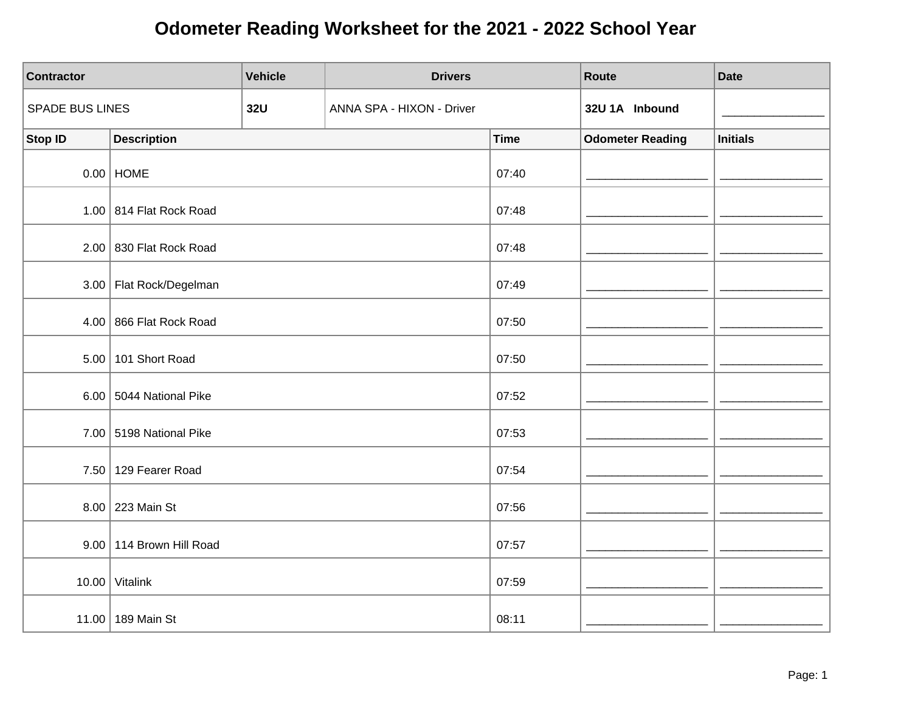# Odometer Reading Worksheet for the 2021 - 2022 School Year

| Contractor | Vehicle | Drivers | Route | Date |
|---|---|---|---|---|
| SPADE BUS LINES | **32U** | ANNA SPA - HIXON - Driver | **32U 1A Inbound** | _______________ |

| Stop ID | Description | Time | Odometer Reading | Initials |
|---|---|---|---|---|
| 0.00 | HOME | 07:40 | _________________ | _______________ |
| 1.00 | 814 Flat Rock Road | 07:48 | _________________ | _______________ |
| 2.00 | 830 Flat Rock Road | 07:48 | _________________ | _______________ |
| 3.00 | Flat Rock/Degelman | 07:49 | _________________ | _______________ |
| 4.00 | 866 Flat Rock Road | 07:50 | _________________ | _______________ |
| 5.00 | 101 Short Road | 07:50 | _________________ | _______________ |
| 6.00 | 5044 National Pike | 07:52 | _________________ | _______________ |
| 7.00 | 5198 National Pike | 07:53 | _________________ | _______________ |
| 7.50 | 129 Fearer Road | 07:54 | _________________ | _______________ |
| 8.00 | 223 Main St | 07:56 | _________________ | _______________ |
| 9.00 | 114 Brown Hill Road | 07:57 | _________________ | _______________ |
| 10.00 | Vitalink | 07:59 | _________________ | _______________ |
| 11.00 | 189 Main St | 08:11 | _________________ | _______________ |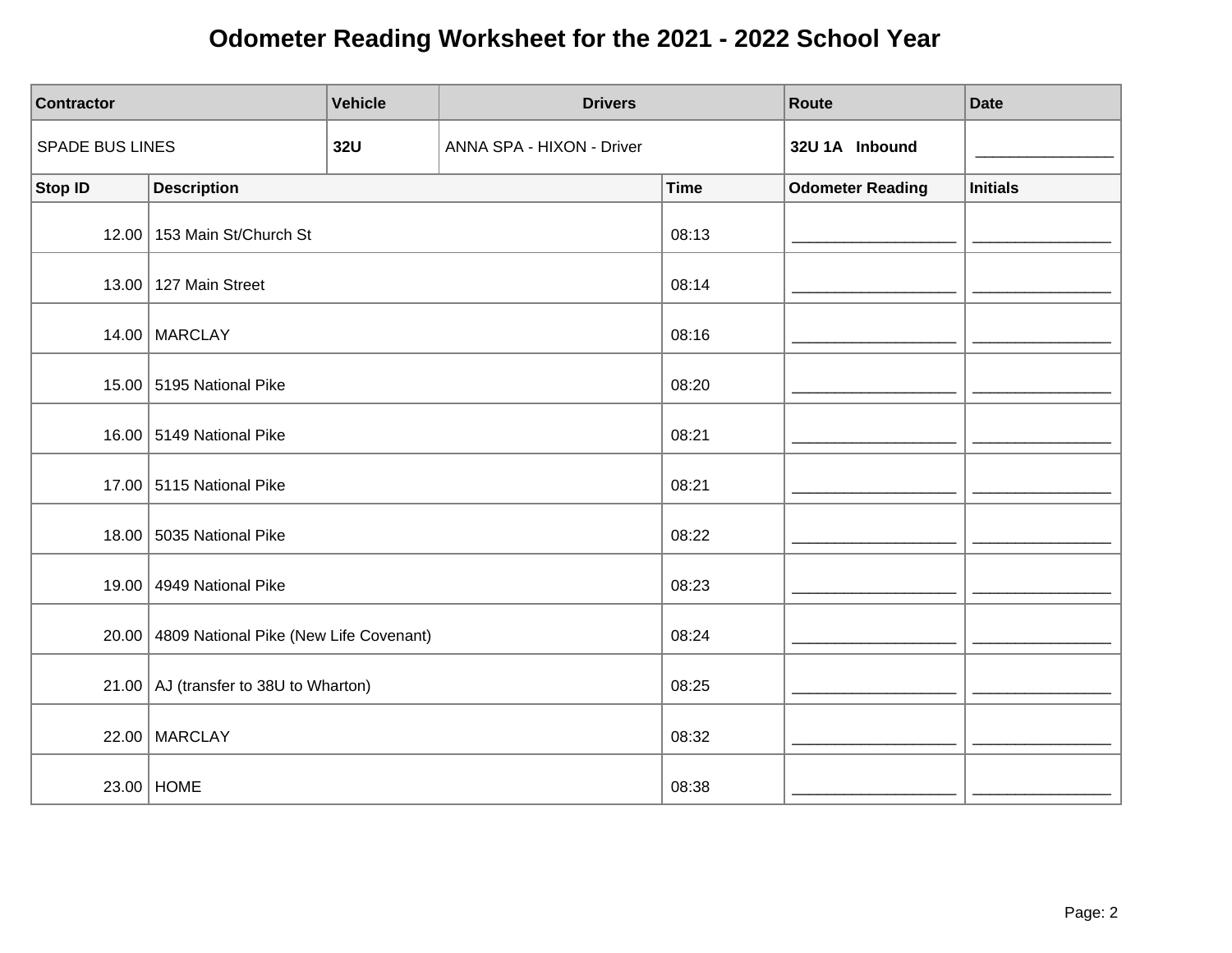# Odometer Reading Worksheet for the 2021 - 2022 School Year

| Contractor | Vehicle | Drivers | Route | Date |
|---|---|---|---|---|
| SPADE BUS LINES | **32U** | ANNA SPA - HIXON - Driver | **32U 1A Inbound** | _______________ |

| Stop ID | Description | Time | Odometer Reading | Initials |
|---|---|---|---|---|
| 12.00 | 153 Main St/Church St | 08:13 | _________________ | _______________ |
| 13.00 | 127 Main Street | 08:14 | _________________ | _______________ |
| 14.00 | MARCLAY | 08:16 | _________________ | _______________ |
| 15.00 | 5195 National Pike | 08:20 | _________________ | _______________ |
| 16.00 | 5149 National Pike | 08:21 | _________________ | _______________ |
| 17.00 | 5115 National Pike | 08:21 | _________________ | _______________ |
| 18.00 | 5035 National Pike | 08:22 | _________________ | _______________ |
| 19.00 | 4949 National Pike | 08:23 | _________________ | _______________ |
| 20.00 | 4809 National Pike (New Life Covenant) | 08:24 | _________________ | _______________ |
| 21.00 | AJ (transfer to 38U to Wharton) | 08:25 | _________________ | _______________ |
| 22.00 | MARCLAY | 08:32 | _________________ | _______________ |
| 23.00 | HOME | 08:38 | _________________ | _______________ |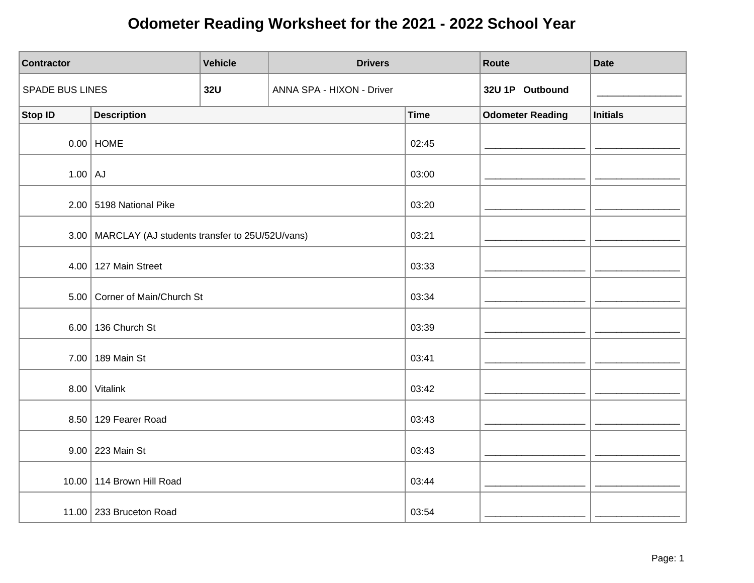# Odometer Reading Worksheet for the 2021 - 2022 School Year

| Contractor | Vehicle | Drivers | Route | Date |
|---|---|---|---|---|
| SPADE BUS LINES | **32U** | ANNA SPA - HIXON - Driver | **32U 1P Outbound** | _______________ |

| Stop ID | Description | Time | Odometer Reading | Initials |
|---|---|---|---|---|
| 0.00 | HOME | 02:45 | _________________ | _______________ |
| 1.00 | AJ | 03:00 | _________________ | _______________ |
| 2.00 | 5198 National Pike | 03:20 | _________________ | _______________ |
| 3.00 | MARCLAY (AJ students transfer to 25U/52U/vans) | 03:21 | _________________ | _______________ |
| 4.00 | 127 Main Street | 03:33 | _________________ | _______________ |
| 5.00 | Corner of Main/Church St | 03:34 | _________________ | _______________ |
| 6.00 | 136 Church St | 03:39 | _________________ | _______________ |
| 7.00 | 189 Main St | 03:41 | _________________ | _______________ |
| 8.00 | Vitalink | 03:42 | _________________ | _______________ |
| 8.50 | 129 Fearer Road | 03:43 | _________________ | _______________ |
| 9.00 | 223 Main St | 03:43 | _________________ | _______________ |
| 10.00 | 114 Brown Hill Road | 03:44 | _________________ | _______________ |
| 11.00 | 233 Bruceton Road | 03:54 | _________________ | _______________ |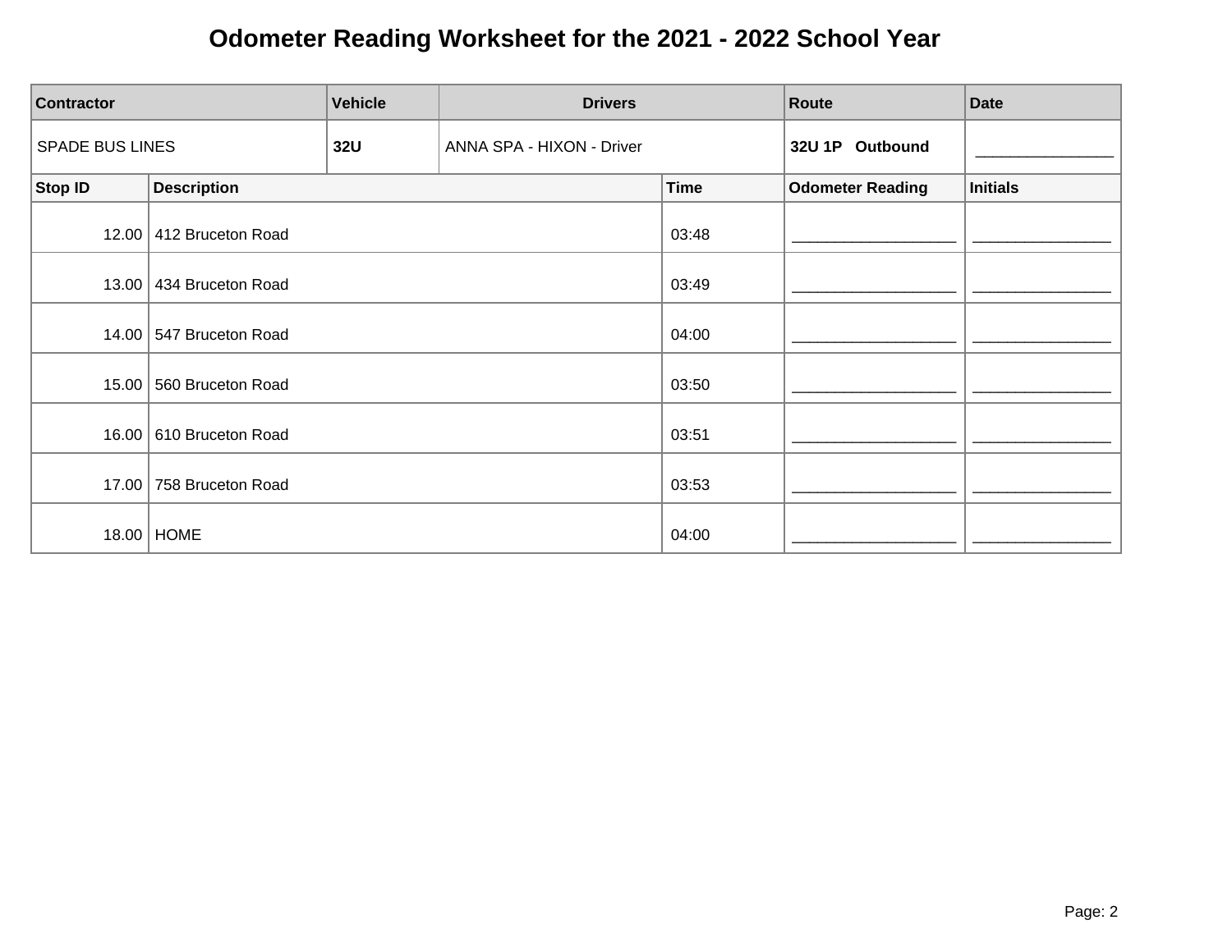# Odometer Reading Worksheet for the 2021 - 2022 School Year

| Contractor | Vehicle | Drivers | Route | Date |
|---|---|---|---|---|
| SPADE BUS LINES | **32U** | ANNA SPA - HIXON - Driver | **32U 1P Outbound** | _______________ |

| Stop ID | Description | Time | Odometer Reading | Initials |
|---|---|---|---|---|
| 12.00 | 412 Bruceton Road | 03:48 | __________________ | _______________ |
| 13.00 | 434 Bruceton Road | 03:49 | __________________ | _______________ |
| 14.00 | 547 Bruceton Road | 04:00 | __________________ | _______________ |
| 15.00 | 560 Bruceton Road | 03:50 | __________________ | _______________ |
| 16.00 | 610 Bruceton Road | 03:51 | __________________ | _______________ |
| 17.00 | 758 Bruceton Road | 03:53 | __________________ | _______________ |
| 18.00 | HOME | 04:00 | __________________ | _______________ |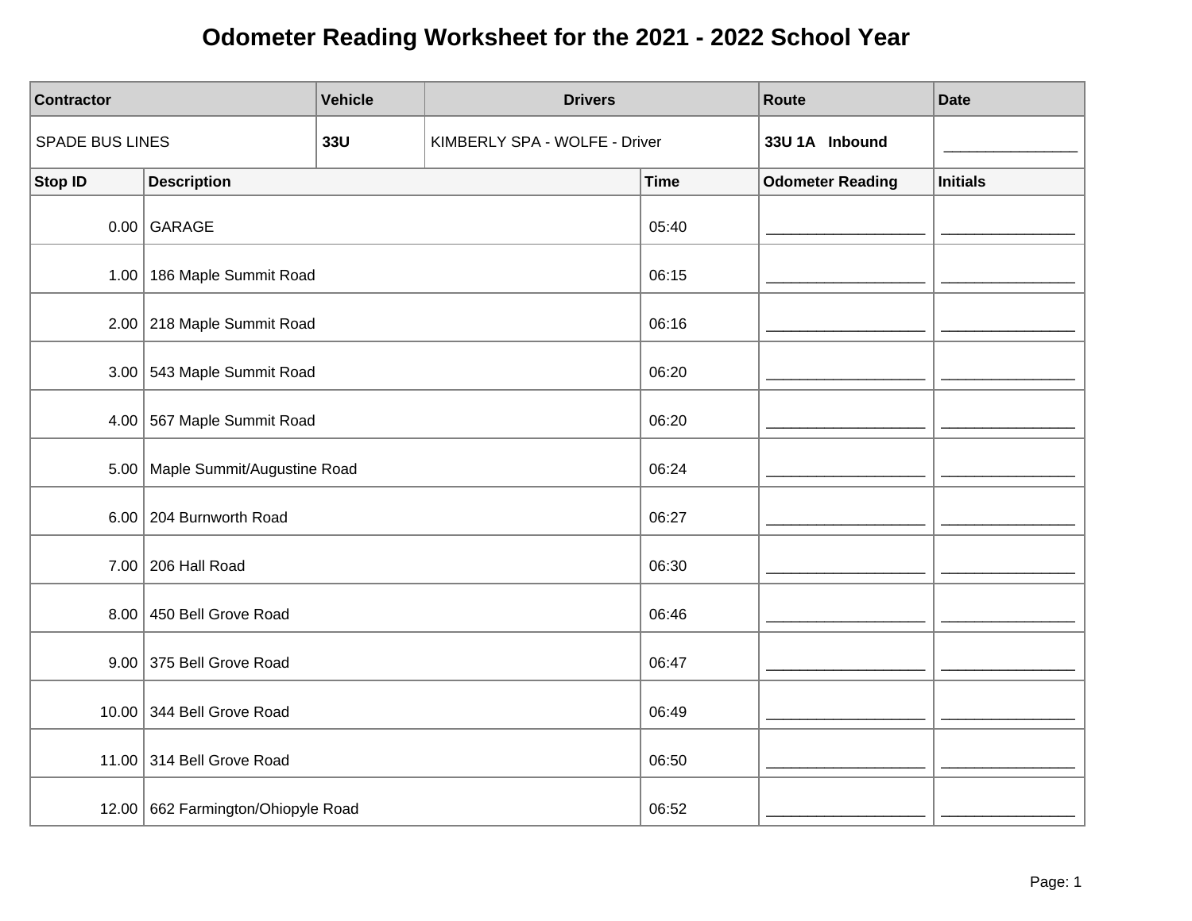# Odometer Reading Worksheet for the 2021 - 2022 School Year

| Contractor | Vehicle | Drivers | Route | Date |
|---|---|---|---|---|
| SPADE BUS LINES | **33U** | KIMBERLY SPA - WOLFE - Driver | **33U 1A Inbound** | _______________ |

| Stop ID | Description | Time | Odometer Reading | Initials |
|---|---|---|---|---|
| 0.00 | GARAGE | 05:40 | __________________ | _______________ |
| 1.00 | 186 Maple Summit Road | 06:15 | __________________ | _______________ |
| 2.00 | 218 Maple Summit Road | 06:16 | __________________ | _______________ |
| 3.00 | 543 Maple Summit Road | 06:20 | __________________ | _______________ |
| 4.00 | 567 Maple Summit Road | 06:20 | __________________ | _______________ |
| 5.00 | Maple Summit/Augustine Road | 06:24 | __________________ | _______________ |
| 6.00 | 204 Burnworth Road | 06:27 | __________________ | _______________ |
| 7.00 | 206 Hall Road | 06:30 | __________________ | _______________ |
| 8.00 | 450 Bell Grove Road | 06:46 | __________________ | _______________ |
| 9.00 | 375 Bell Grove Road | 06:47 | __________________ | _______________ |
| 10.00 | 344 Bell Grove Road | 06:49 | __________________ | _______________ |
| 11.00 | 314 Bell Grove Road | 06:50 | __________________ | _______________ |
| 12.00 | 662 Farmington/Ohiopyle Road | 06:52 | __________________ | _______________ |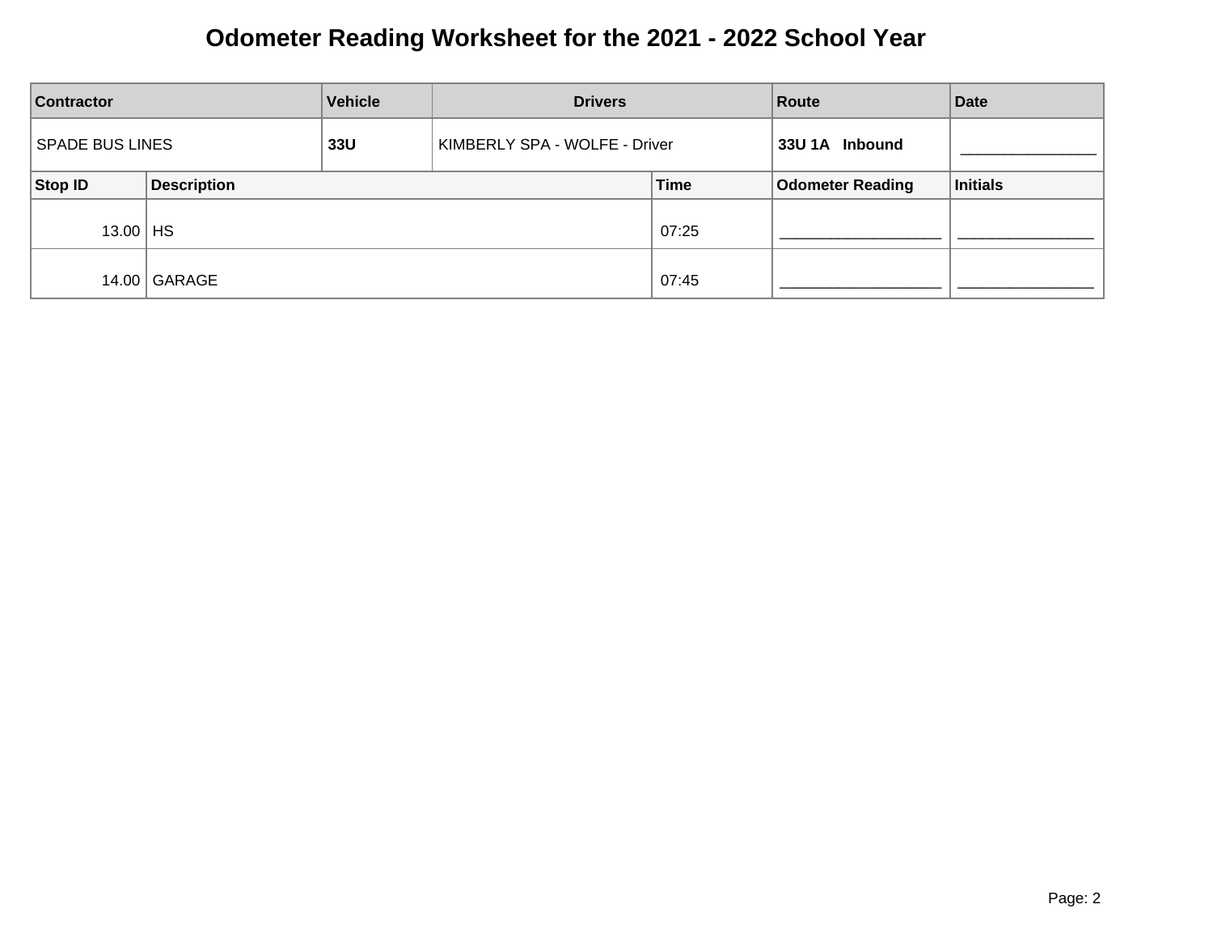# Odometer Reading Worksheet for the 2021 - 2022 School Year

| Contractor | Vehicle | Drivers | Route | Date |
|---|---|---|---|---|
| SPADE BUS LINES | **33U** | KIMBERLY SPA - WOLFE - Driver | **33U 1A Inbound** | _______________ |

| Stop ID | Description | Time | Odometer Reading | Initials |
|---|---|---|---|---|
| 13.00 | HS | 07:25 | __________________ | _______________ |
| 14.00 | GARAGE | 07:45 | __________________ | _______________ |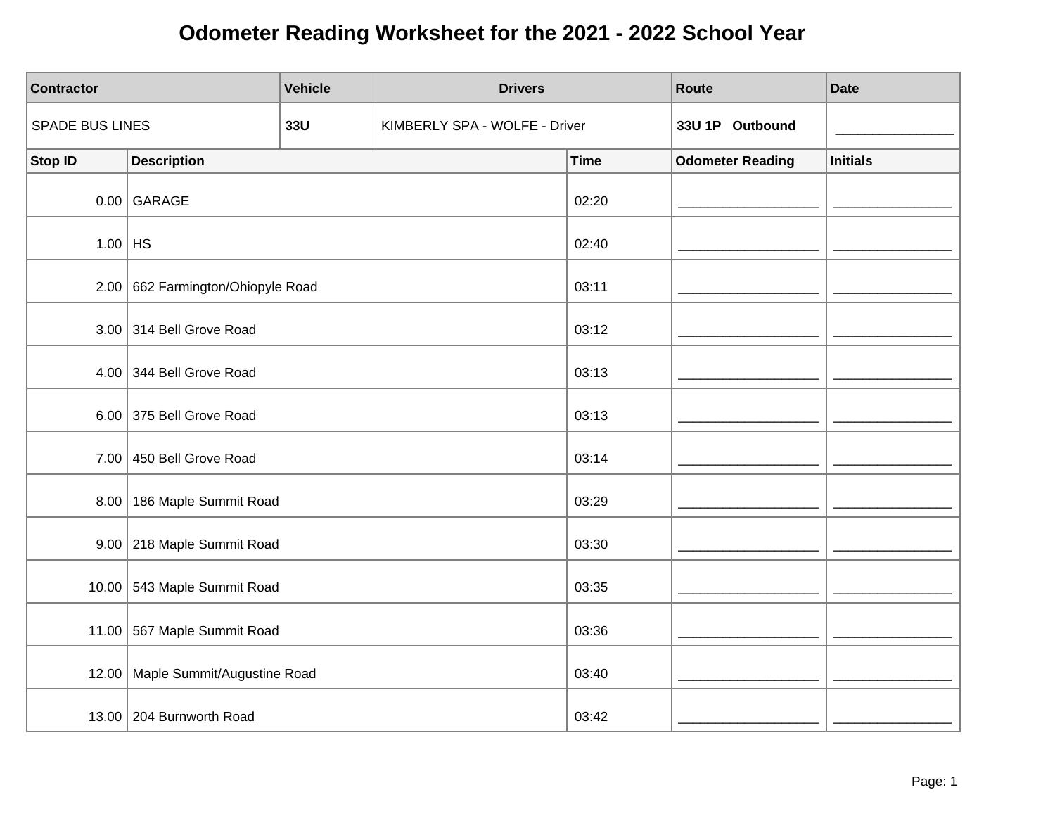# Odometer Reading Worksheet for the 2021 - 2022 School Year

| Contractor | Vehicle | Drivers | Route | Date |
|---|---|---|---|---|
| SPADE BUS LINES | **33U** | KIMBERLY SPA - WOLFE - Driver | **33U 1P Outbound** | _______________ |

| Stop ID | Description | Time | Odometer Reading | Initials |
|---|---|---|---|---|
| 0.00 | GARAGE | 02:20 | __________________ | _______________ |
| 1.00 | HS | 02:40 | __________________ | _______________ |
| 2.00 | 662 Farmington/Ohiopyle Road | 03:11 | __________________ | _______________ |
| 3.00 | 314 Bell Grove Road | 03:12 | __________________ | _______________ |
| 4.00 | 344 Bell Grove Road | 03:13 | __________________ | _______________ |
| 6.00 | 375 Bell Grove Road | 03:13 | __________________ | _______________ |
| 7.00 | 450 Bell Grove Road | 03:14 | __________________ | _______________ |
| 8.00 | 186 Maple Summit Road | 03:29 | __________________ | _______________ |
| 9.00 | 218 Maple Summit Road | 03:30 | __________________ | _______________ |
| 10.00 | 543 Maple Summit Road | 03:35 | __________________ | _______________ |
| 11.00 | 567 Maple Summit Road | 03:36 | __________________ | _______________ |
| 12.00 | Maple Summit/Augustine Road | 03:40 | __________________ | _______________ |
| 13.00 | 204 Burnworth Road | 03:42 | __________________ | _______________ |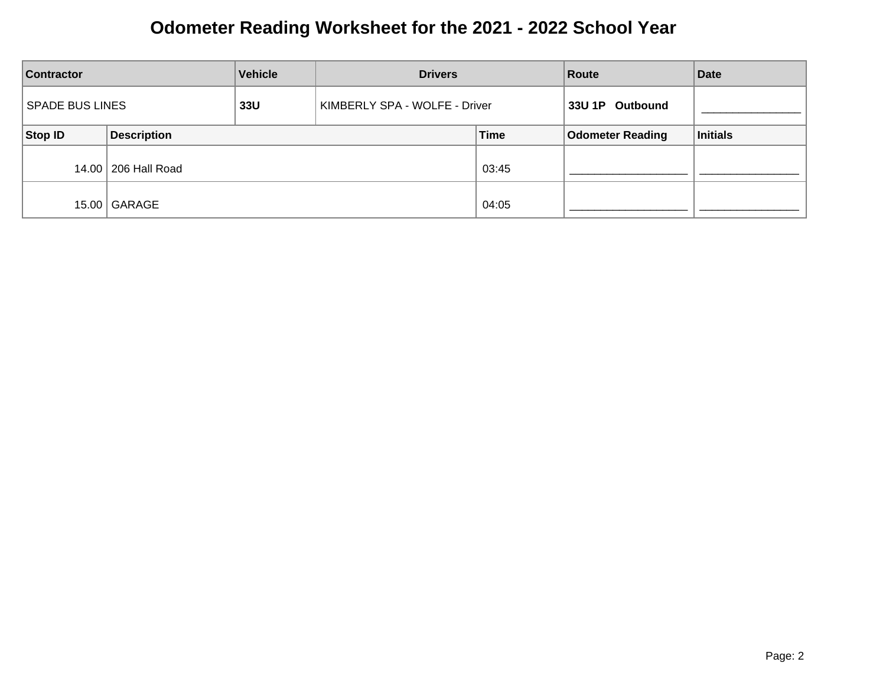# Odometer Reading Worksheet for the 2021 - 2022 School Year

| Contractor | Vehicle | Drivers | Route | Date |
|---|---|---|---|---|
| SPADE BUS LINES | **33U** | KIMBERLY SPA - WOLFE - Driver | **33U 1P Outbound** | _______________ |

| Stop ID | Description | Time | Odometer Reading | Initials |
|---|---|---|---|---|
| 14.00 | 206 Hall Road | 03:45 | __________________ | _______________ |
| 15.00 | GARAGE | 04:05 | __________________ | _______________ |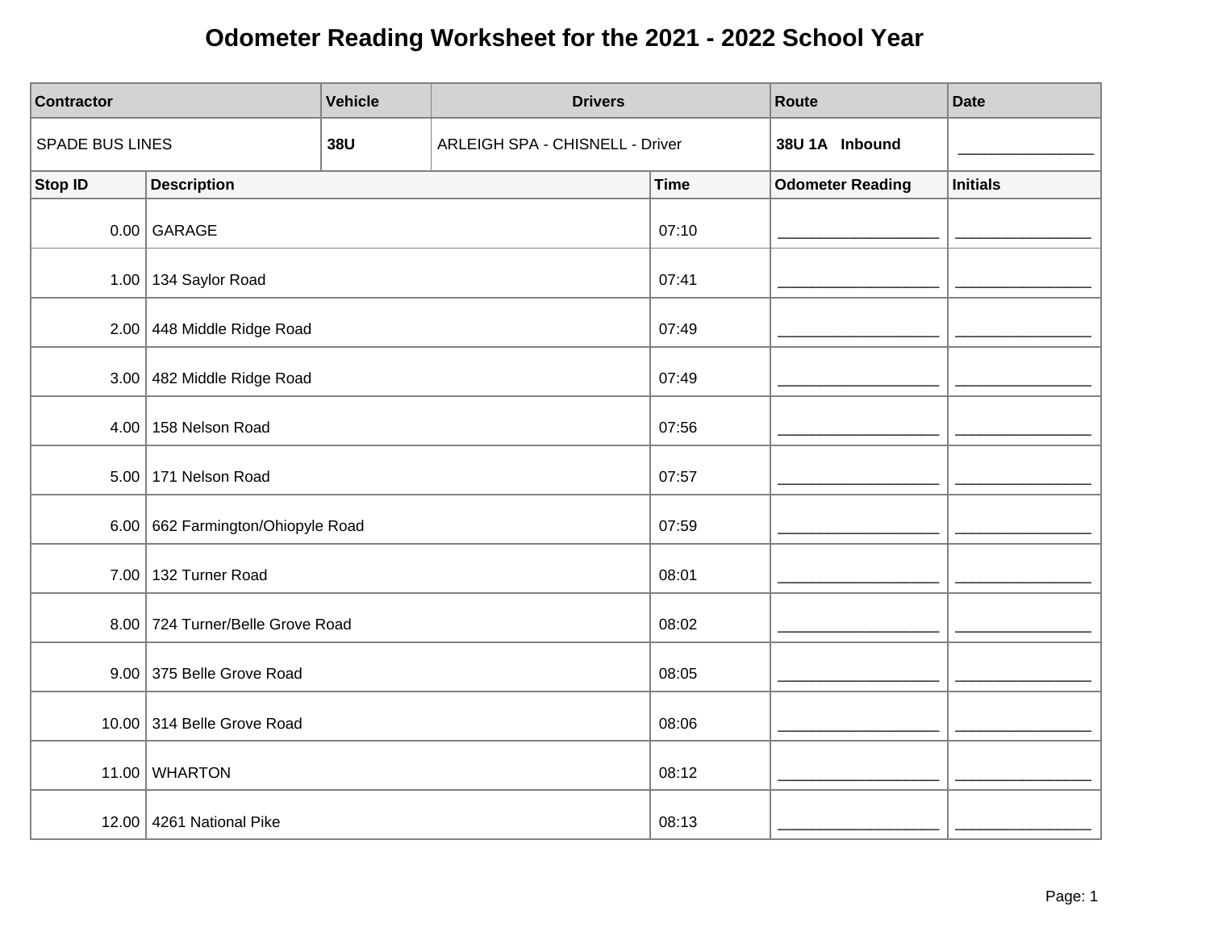# Odometer Reading Worksheet for the 2021 - 2022 School Year

| Contractor | Vehicle | Drivers | Route | Date |
|---|---|---|---|---|
| SPADE BUS LINES | **38U** | ARLEIGH SPA - CHISNELL - Driver | **38U 1A Inbound** | _______________ |

| Stop ID | Description | Time | Odometer Reading | Initials |
|---|---|---|---|---|
| 0.00 | GARAGE | 07:10 | __________________ | _______________ |
| 1.00 | 134 Saylor Road | 07:41 | __________________ | _______________ |
| 2.00 | 448 Middle Ridge Road | 07:49 | __________________ | _______________ |
| 3.00 | 482 Middle Ridge Road | 07:49 | __________________ | _______________ |
| 4.00 | 158 Nelson Road | 07:56 | __________________ | _______________ |
| 5.00 | 171 Nelson Road | 07:57 | __________________ | _______________ |
| 6.00 | 662 Farmington/Ohiopyle Road | 07:59 | __________________ | _______________ |
| 7.00 | 132 Turner Road | 08:01 | __________________ | _______________ |
| 8.00 | 724 Turner/Belle Grove Road | 08:02 | __________________ | _______________ |
| 9.00 | 375 Belle Grove Road | 08:05 | __________________ | _______________ |
| 10.00 | 314 Belle Grove Road | 08:06 | __________________ | _______________ |
| 11.00 | WHARTON | 08:12 | __________________ | _______________ |
| 12.00 | 4261 National Pike | 08:13 | __________________ | _______________ |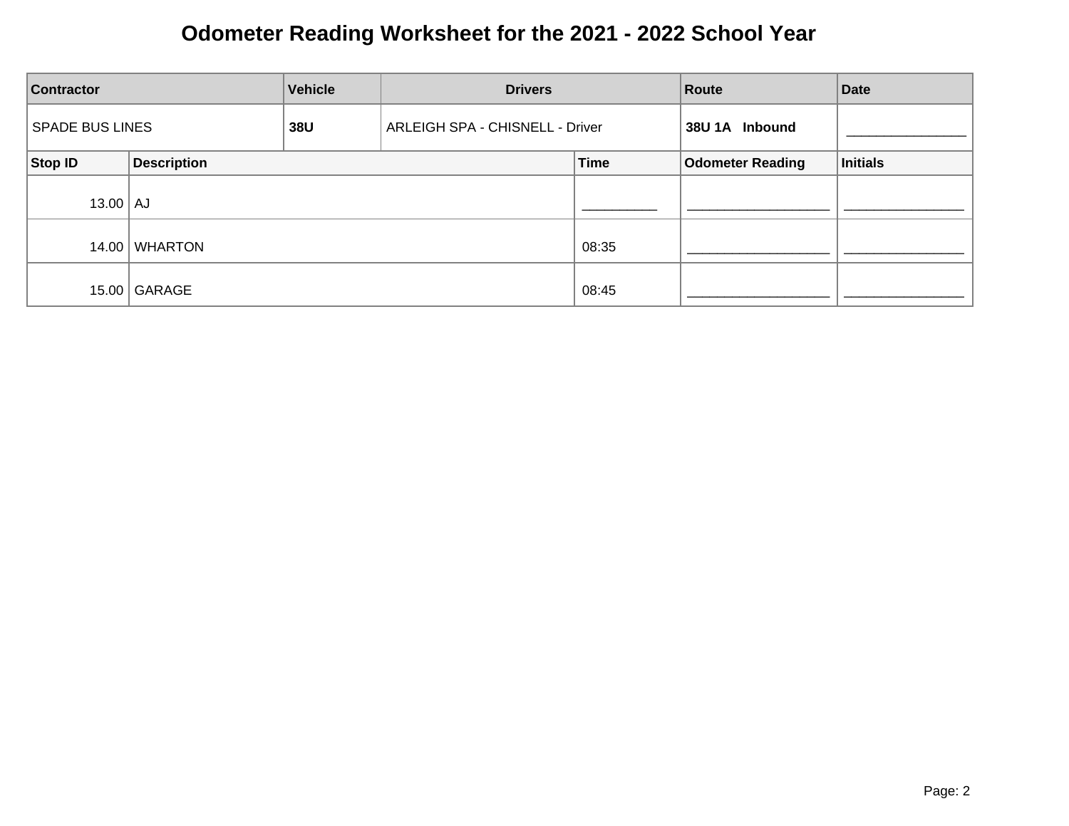# Odometer Reading Worksheet for the 2021 - 2022 School Year

| Contractor | Vehicle | Drivers | Route | Date |
|---|---|---|---|---|
| SPADE BUS LINES | **38U** | ARLEIGH SPA - CHISNELL - Driver | **38U 1A Inbound** | _______________ |

| Stop ID | Description | Time | Odometer Reading | Initials |
|---|---|---|---|---|
| 13.00 | AJ | _________ | __________________ | _______________ |
| 14.00 | WHARTON | 08:35 | __________________ | _______________ |
| 15.00 | GARAGE | 08:45 | __________________ | _______________ |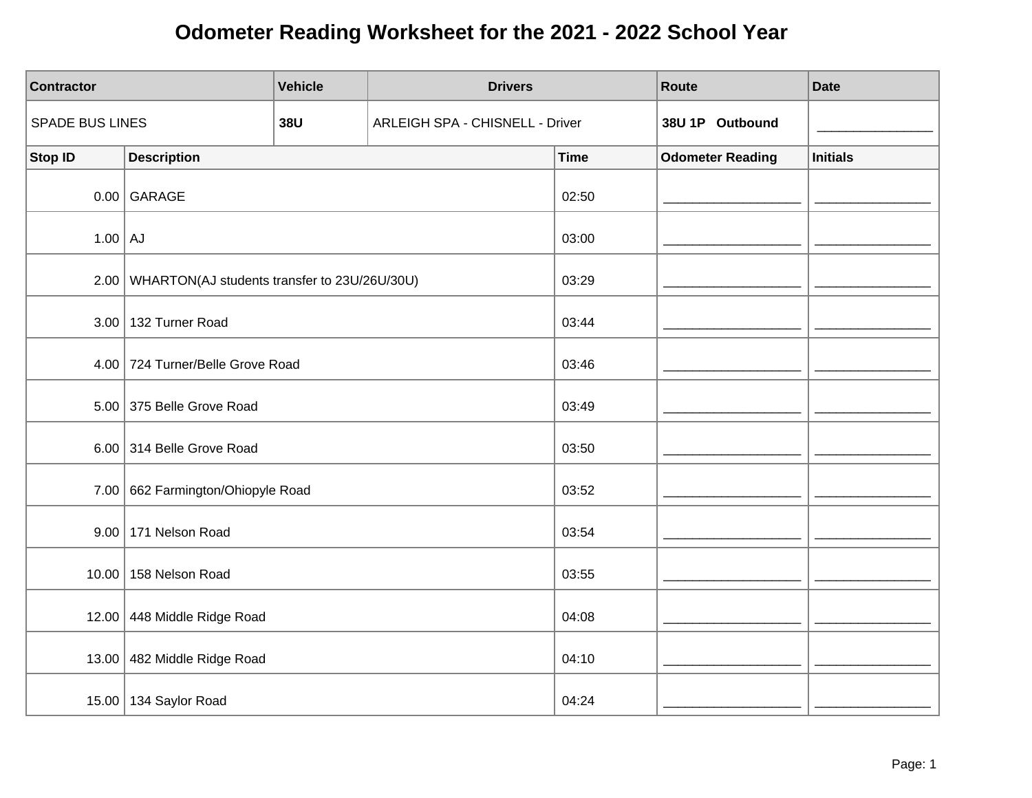# Odometer Reading Worksheet for the 2021 - 2022 School Year

| Contractor | Vehicle | Drivers | Route | Date |
| --- | --- | --- | --- | --- |
| SPADE BUS LINES | **38U** | ARLEIGH SPA - CHISNELL - Driver | **38U 1P Outbound** | _______________ |

| Stop ID | Description | Time | Odometer Reading | Initials |
| --- | --- | --- | --- | --- |
| 0.00 | GARAGE | 02:50 | __________________ | _______________ |
| 1.00 | AJ | 03:00 | __________________ | _______________ |
| 2.00 | WHARTON(AJ students transfer to 23U/26U/30U) | 03:29 | __________________ | _______________ |
| 3.00 | 132 Turner Road | 03:44 | __________________ | _______________ |
| 4.00 | 724 Turner/Belle Grove Road | 03:46 | __________________ | _______________ |
| 5.00 | 375 Belle Grove Road | 03:49 | __________________ | _______________ |
| 6.00 | 314 Belle Grove Road | 03:50 | __________________ | _______________ |
| 7.00 | 662 Farmington/Ohiopyle Road | 03:52 | __________________ | _______________ |
| 9.00 | 171 Nelson Road | 03:54 | __________________ | _______________ |
| 10.00 | 158 Nelson Road | 03:55 | __________________ | _______________ |
| 12.00 | 448 Middle Ridge Road | 04:08 | __________________ | _______________ |
| 13.00 | 482 Middle Ridge Road | 04:10 | __________________ | _______________ |
| 15.00 | 134 Saylor Road | 04:24 | __________________ | _______________ |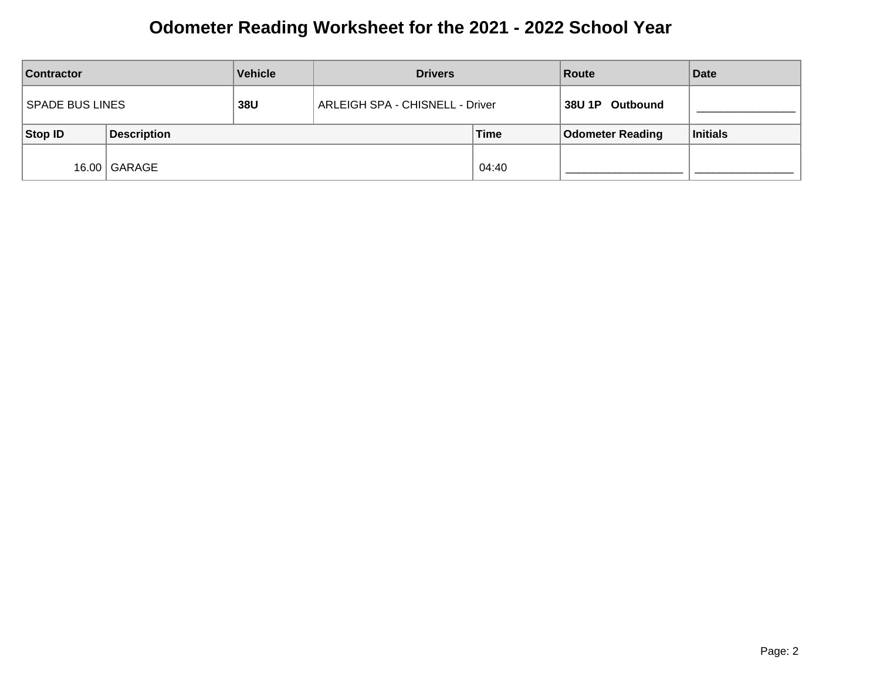# Odometer Reading Worksheet for the 2021 - 2022 School Year

| Contractor | Vehicle | Drivers | Route | Date |
|---|---|---|---|---|
| SPADE BUS LINES | **38U** | ARLEIGH SPA - CHISNELL - Driver | **38U 1P Outbound** | _______________ |

| Stop ID | Description | Time | Odometer Reading | Initials |
|---|---|---|---|---|
| 16.00 | GARAGE | 04:40 | __________________ | _______________ |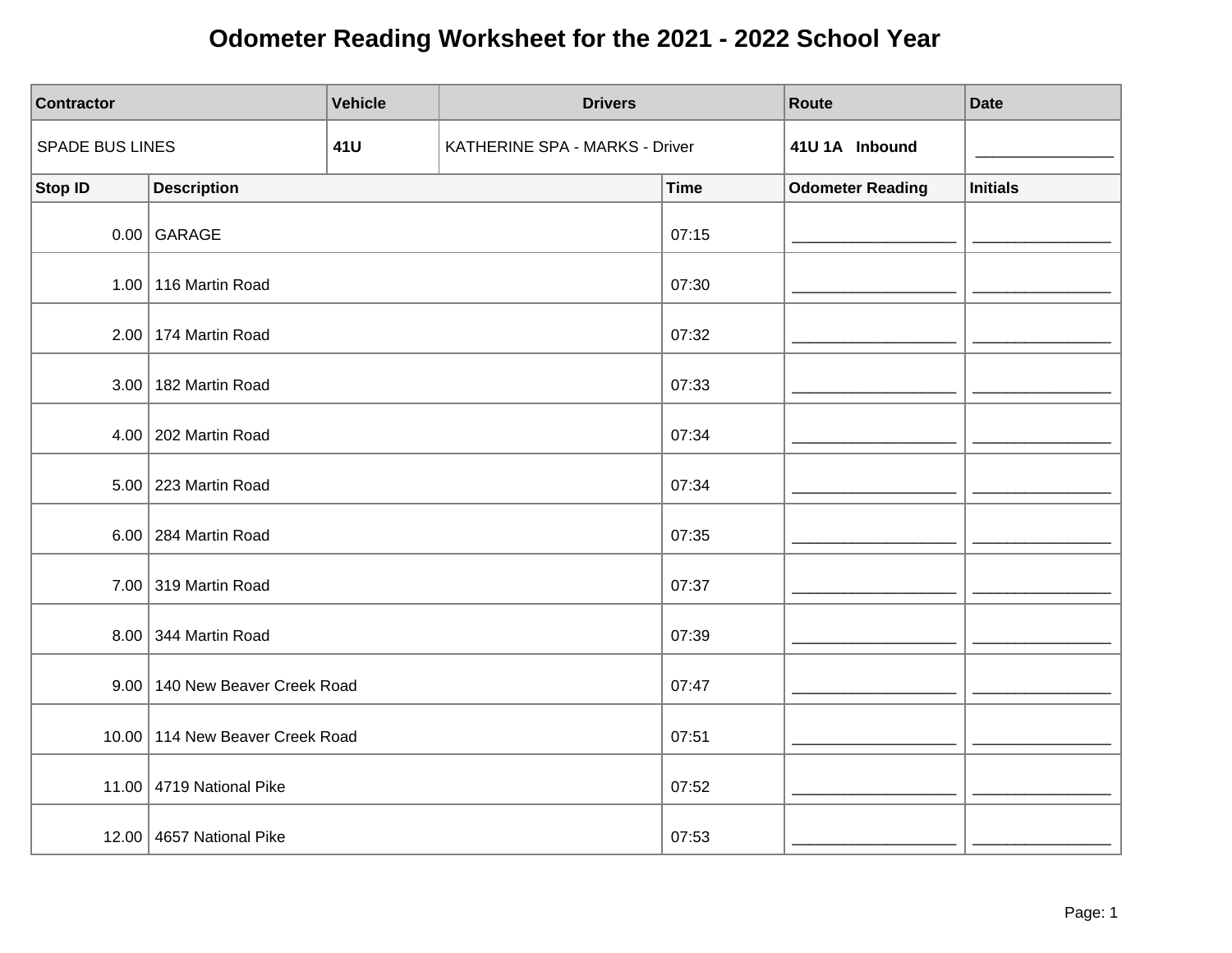# Odometer Reading Worksheet for the 2021 - 2022 School Year

| Contractor | Vehicle | Drivers | Route | Date |
|---|---|---|---|---|
| SPADE BUS LINES | **41U** | KATHERINE SPA - MARKS - Driver | **41U 1A Inbound** | _______________ |

| Stop ID | Description | Time | Odometer Reading | Initials |
|---|---|---|---|---|
| 0.00 | GARAGE | 07:15 | __________________ | _______________ |
| 1.00 | 116 Martin Road | 07:30 | __________________ | _______________ |
| 2.00 | 174 Martin Road | 07:32 | __________________ | _______________ |
| 3.00 | 182 Martin Road | 07:33 | __________________ | _______________ |
| 4.00 | 202 Martin Road | 07:34 | __________________ | _______________ |
| 5.00 | 223 Martin Road | 07:34 | __________________ | _______________ |
| 6.00 | 284 Martin Road | 07:35 | __________________ | _______________ |
| 7.00 | 319 Martin Road | 07:37 | __________________ | _______________ |
| 8.00 | 344 Martin Road | 07:39 | __________________ | _______________ |
| 9.00 | 140 New Beaver Creek Road | 07:47 | __________________ | _______________ |
| 10.00 | 114 New Beaver Creek Road | 07:51 | __________________ | _______________ |
| 11.00 | 4719 National Pike | 07:52 | __________________ | _______________ |
| 12.00 | 4657 National Pike | 07:53 | __________________ | _______________ |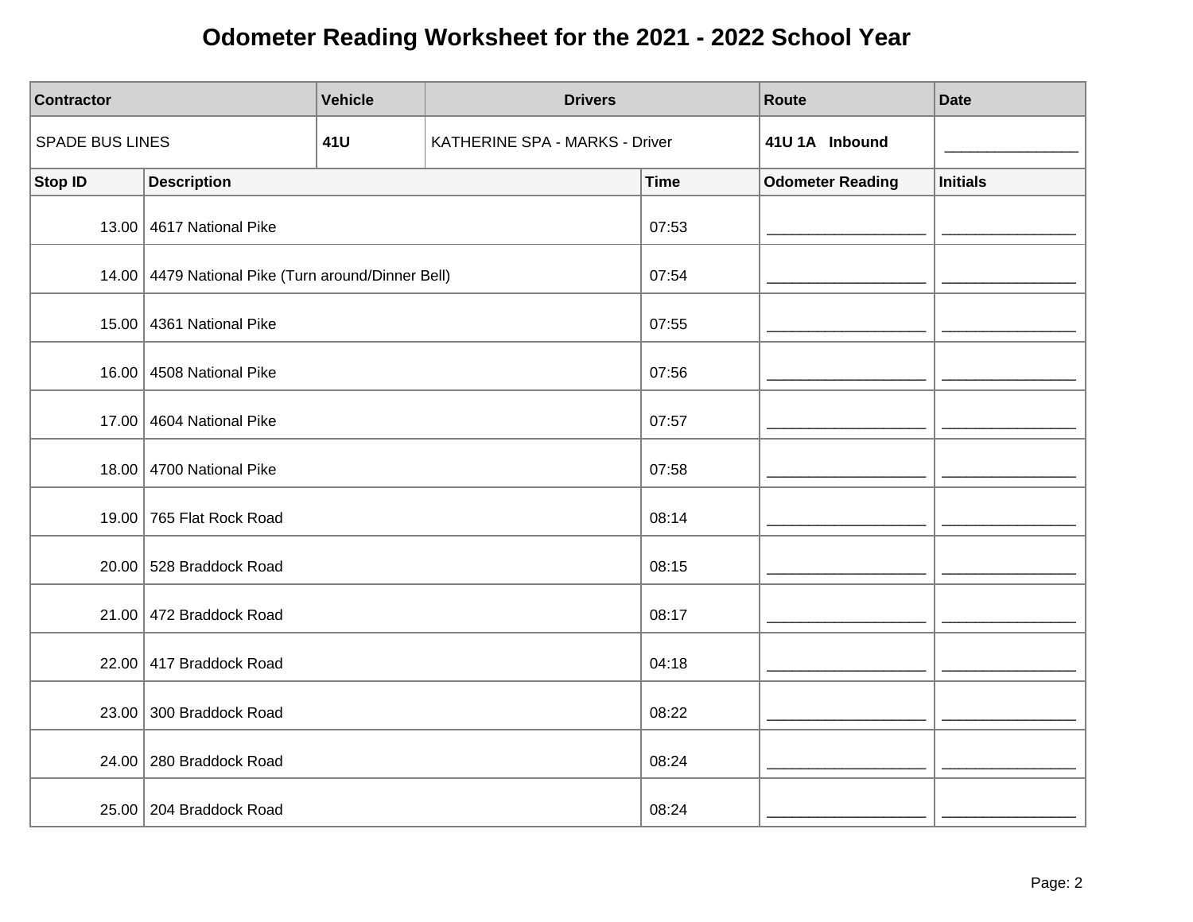# Odometer Reading Worksheet for the 2021 - 2022 School Year

| Contractor | Vehicle | Drivers | Route | Date |
|---|---|---|---|---|
| SPADE BUS LINES | **41U** | KATHERINE SPA - MARKS - Driver | **41U 1A Inbound** | _______________ |

| Stop ID | Description | Time | Odometer Reading | Initials |
|---|---|---|---|---|
| 13.00 | 4617 National Pike | 07:53 | __________________ | _______________ |
| 14.00 | 4479 National Pike (Turn around/Dinner Bell) | 07:54 | __________________ | _______________ |
| 15.00 | 4361 National Pike | 07:55 | __________________ | _______________ |
| 16.00 | 4508 National Pike | 07:56 | __________________ | _______________ |
| 17.00 | 4604 National Pike | 07:57 | __________________ | _______________ |
| 18.00 | 4700 National Pike | 07:58 | __________________ | _______________ |
| 19.00 | 765 Flat Rock Road | 08:14 | __________________ | _______________ |
| 20.00 | 528 Braddock Road | 08:15 | __________________ | _______________ |
| 21.00 | 472 Braddock Road | 08:17 | __________________ | _______________ |
| 22.00 | 417 Braddock Road | 04:18 | __________________ | _______________ |
| 23.00 | 300 Braddock Road | 08:22 | __________________ | _______________ |
| 24.00 | 280 Braddock Road | 08:24 | __________________ | _______________ |
| 25.00 | 204 Braddock Road | 08:24 | __________________ | _______________ |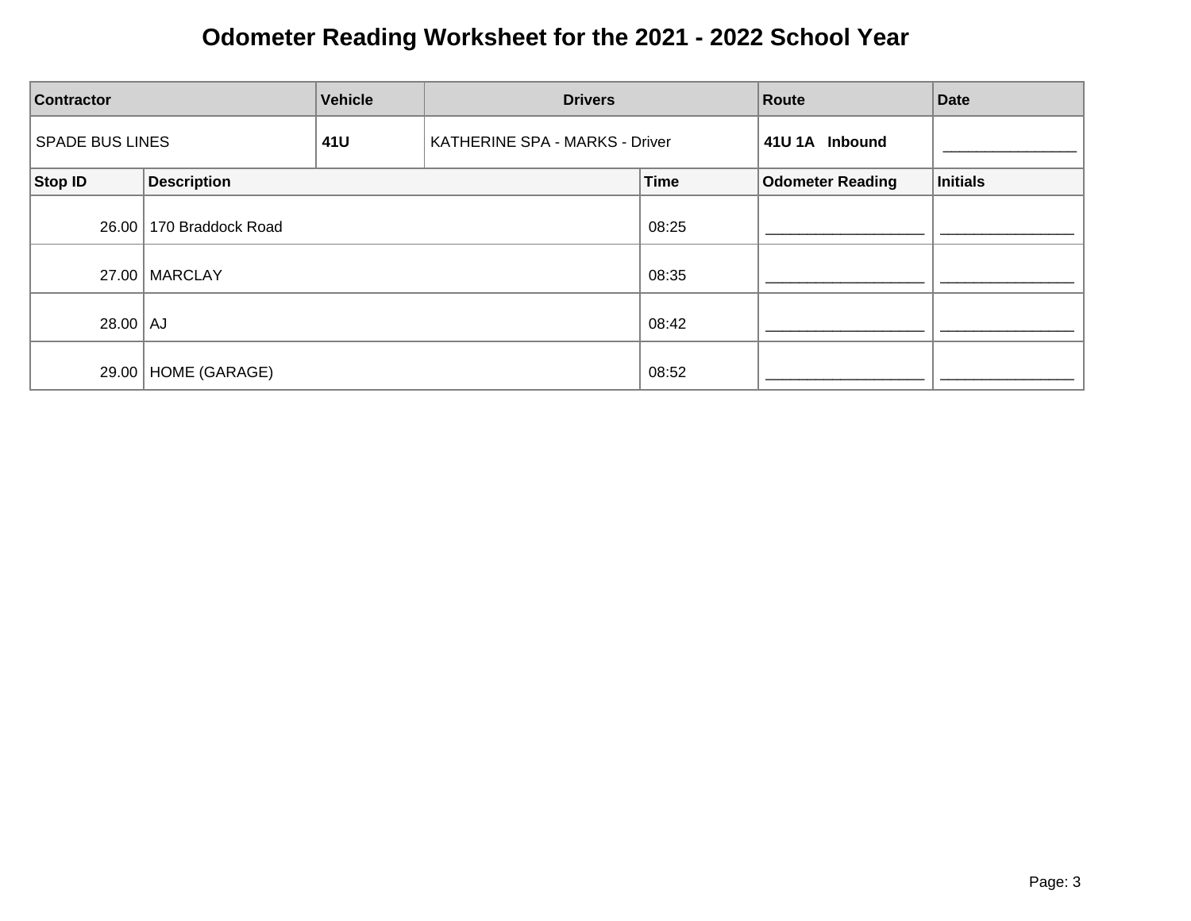# Odometer Reading Worksheet for the 2021 - 2022 School Year

| Contractor | Vehicle | Drivers | Route | Date |
|---|---|---|---|---|
| SPADE BUS LINES | **41U** | KATHERINE SPA - MARKS - Driver | **41U 1A Inbound** | _______________ |

| Stop ID | Description | Time | Odometer Reading | Initials |
|---|---|---|---|---|
| 26.00 | 170 Braddock Road | 08:25 | ___________________ | ________________ |
| 27.00 | MARCLAY | 08:35 | ___________________ | ________________ |
| 28.00 | AJ | 08:42 | ___________________ | ________________ |
| 29.00 | HOME (GARAGE) | 08:52 | ___________________ | ________________ |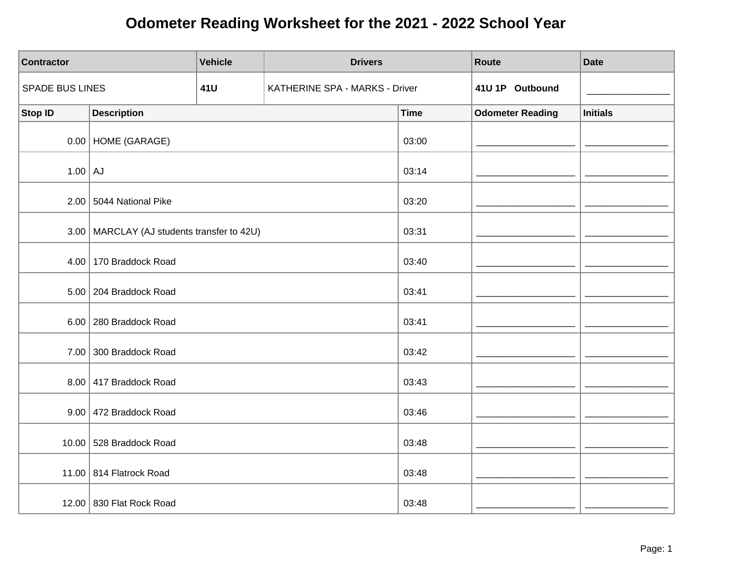# Odometer Reading Worksheet for the 2021 - 2022 School Year

| Contractor | | Vehicle | Drivers | | Route | Date |
|---|---|---|---|---|---|---|
| SPADE BUS LINES | | **41U** | KATHERINE SPA - MARKS - Driver | | **41U 1P Outbound** | _______________ |
| **Stop ID** | **Description** | | | **Time** | **Odometer Reading** | **Initials** |
| 0.00 | HOME (GARAGE) | | | 03:00 | __________________ | _______________ |
| 1.00 | AJ | | | 03:14 | __________________ | _______________ |
| 2.00 | 5044 National Pike | | | 03:20 | __________________ | _______________ |
| 3.00 | MARCLAY (AJ students transfer to 42U) | | | 03:31 | __________________ | _______________ |
| 4.00 | 170 Braddock Road | | | 03:40 | __________________ | _______________ |
| 5.00 | 204 Braddock Road | | | 03:41 | __________________ | _______________ |
| 6.00 | 280 Braddock Road | | | 03:41 | __________________ | _______________ |
| 7.00 | 300 Braddock Road | | | 03:42 | __________________ | _______________ |
| 8.00 | 417 Braddock Road | | | 03:43 | __________________ | _______________ |
| 9.00 | 472 Braddock Road | | | 03:46 | __________________ | _______________ |
| 10.00 | 528 Braddock Road | | | 03:48 | __________________ | _______________ |
| 11.00 | 814 Flatrock Road | | | 03:48 | __________________ | _______________ |
| 12.00 | 830 Flat Rock Road | | | 03:48 | __________________ | _______________ |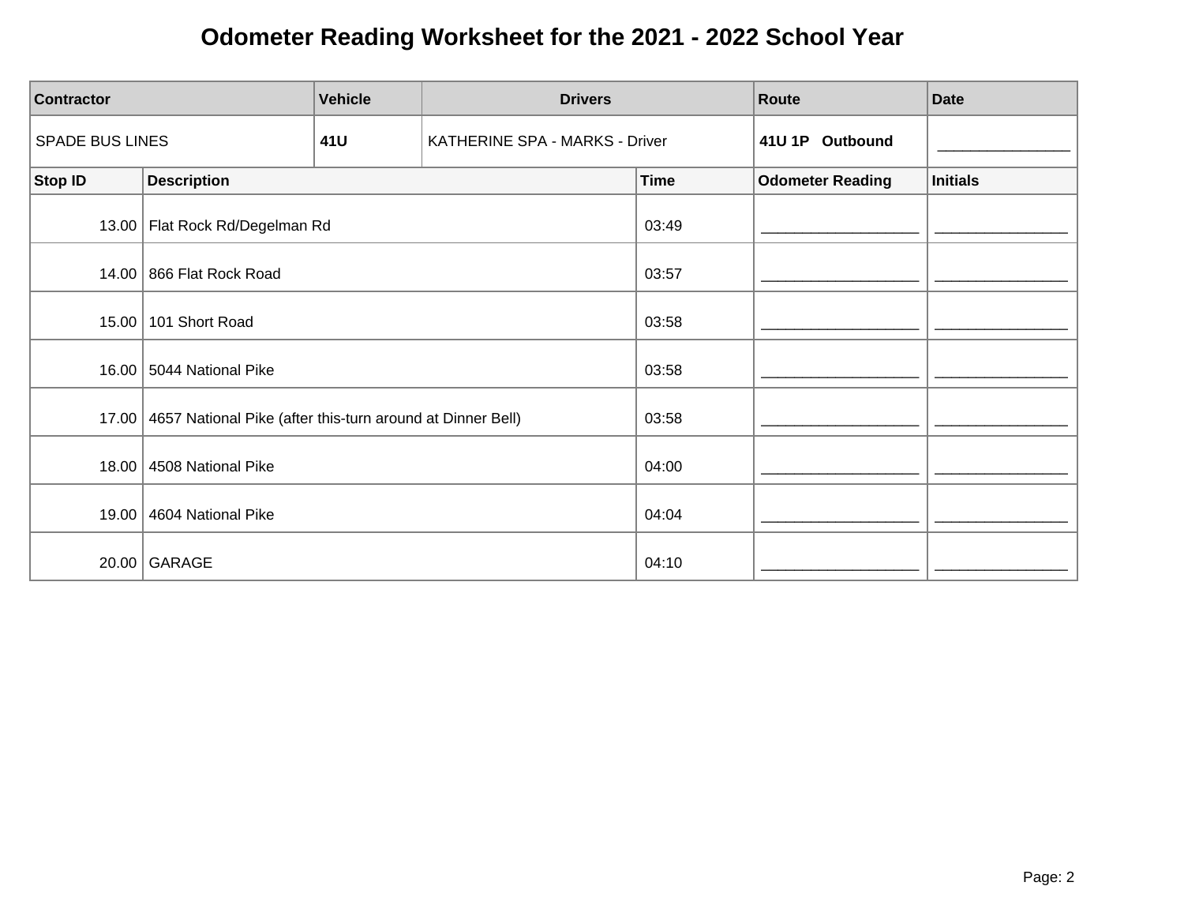# Odometer Reading Worksheet for the 2021 - 2022 School Year

| Contractor | Vehicle | Drivers | Route | Date |
|---|---|---|---|---|
| SPADE BUS LINES | **41U** | KATHERINE SPA - MARKS - Driver | **41U 1P Outbound** | _______________ |

| Stop ID | Description | Time | Odometer Reading | Initials |
|---|---|---|---|---|
| 13.00 | Flat Rock Rd/Degelman Rd | 03:49 | __________________ | _______________ |
| 14.00 | 866 Flat Rock Road | 03:57 | __________________ | _______________ |
| 15.00 | 101 Short Road | 03:58 | __________________ | _______________ |
| 16.00 | 5044 National Pike | 03:58 | __________________ | _______________ |
| 17.00 | 4657 National Pike (after this-turn around at Dinner Bell) | 03:58 | __________________ | _______________ |
| 18.00 | 4508 National Pike | 04:00 | __________________ | _______________ |
| 19.00 | 4604 National Pike | 04:04 | __________________ | _______________ |
| 20.00 | GARAGE | 04:10 | __________________ | _______________ |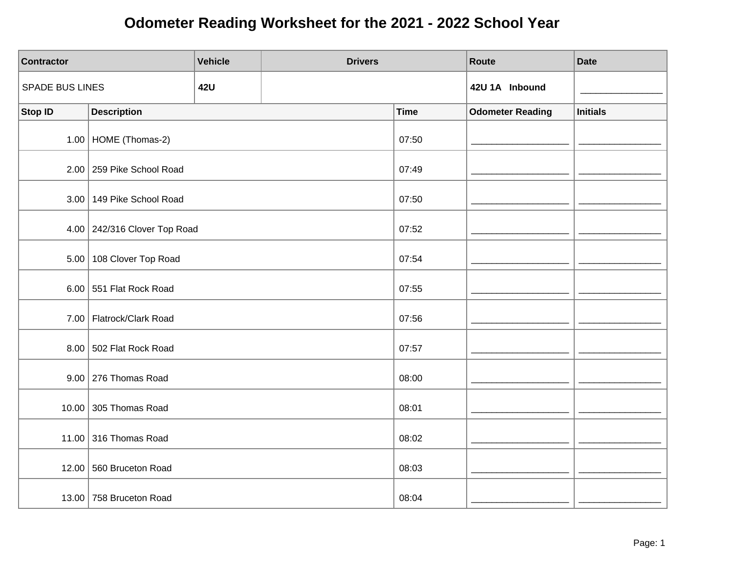# Odometer Reading Worksheet for the 2021 - 2022 School Year

| Contractor | Vehicle | Drivers | Route | Date |
|---|---|---|---|---|
| SPADE BUS LINES | **42U** | | **42U 1A Inbound** | _______________ |

| Stop ID | Description | Time | Odometer Reading | Initials |
|---|---|---|---|---|
| 1.00 | HOME (Thomas-2) | 07:50 | __________________ | _______________ |
| 2.00 | 259 Pike School Road | 07:49 | __________________ | _______________ |
| 3.00 | 149 Pike School Road | 07:50 | __________________ | _______________ |
| 4.00 | 242/316 Clover Top Road | 07:52 | __________________ | _______________ |
| 5.00 | 108 Clover Top Road | 07:54 | __________________ | _______________ |
| 6.00 | 551 Flat Rock Road | 07:55 | __________________ | _______________ |
| 7.00 | Flatrock/Clark Road | 07:56 | __________________ | _______________ |
| 8.00 | 502 Flat Rock Road | 07:57 | __________________ | _______________ |
| 9.00 | 276 Thomas Road | 08:00 | __________________ | _______________ |
| 10.00 | 305 Thomas Road | 08:01 | __________________ | _______________ |
| 11.00 | 316 Thomas Road | 08:02 | __________________ | _______________ |
| 12.00 | 560 Bruceton Road | 08:03 | __________________ | _______________ |
| 13.00 | 758 Bruceton Road | 08:04 | __________________ | _______________ |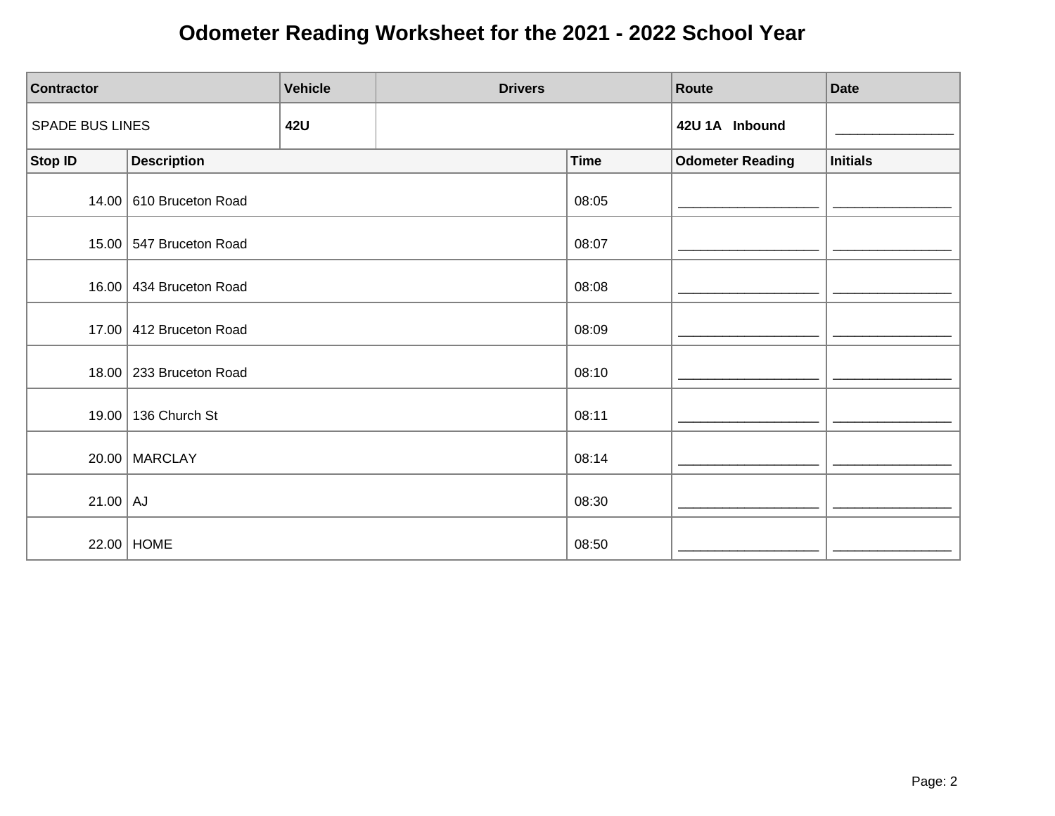# Odometer Reading Worksheet for the 2021 - 2022 School Year

| Contractor | Vehicle | Drivers | Route | Date |
|---|---|---|---|---|
| SPADE BUS LINES | **42U** | | **42U 1A Inbound** | ______________ |

| Stop ID | Description | Time | Odometer Reading | Initials |
|---|---|---|---|---|
| 14.00 | 610 Bruceton Road | 08:05 | ________________ | ______________ |
| 15.00 | 547 Bruceton Road | 08:07 | ________________ | ______________ |
| 16.00 | 434 Bruceton Road | 08:08 | ________________ | ______________ |
| 17.00 | 412 Bruceton Road | 08:09 | ________________ | ______________ |
| 18.00 | 233 Bruceton Road | 08:10 | ________________ | ______________ |
| 19.00 | 136 Church St | 08:11 | ________________ | ______________ |
| 20.00 | MARCLAY | 08:14 | ________________ | ______________ |
| 21.00 | AJ | 08:30 | ________________ | ______________ |
| 22.00 | HOME | 08:50 | ________________ | ______________ |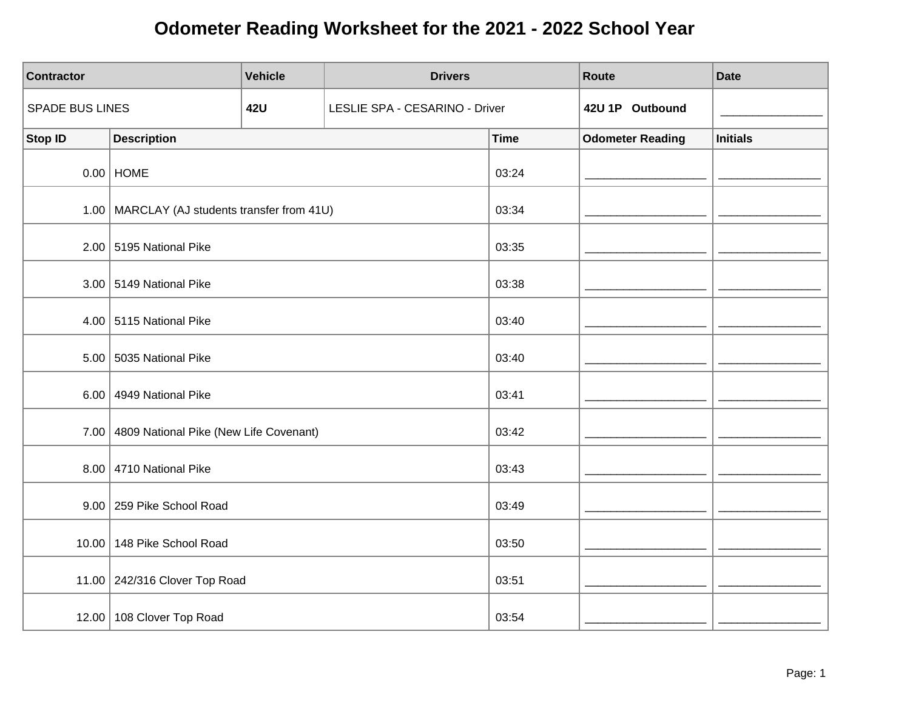# Odometer Reading Worksheet for the 2021 - 2022 School Year

| Contractor | Vehicle | Drivers | Route | Date |
|---|---|---|---|---|
| SPADE BUS LINES | **42U** | LESLIE SPA - CESARINO - Driver | **42U 1P Outbound** | _______________ |

| Stop ID | Description | Time | Odometer Reading | Initials |
|---|---|---|---|---|
| 0.00 | HOME | 03:24 | __________________ | _______________ |
| 1.00 | MARCLAY (AJ students transfer from 41U) | 03:34 | __________________ | _______________ |
| 2.00 | 5195 National Pike | 03:35 | __________________ | _______________ |
| 3.00 | 5149 National Pike | 03:38 | __________________ | _______________ |
| 4.00 | 5115 National Pike | 03:40 | __________________ | _______________ |
| 5.00 | 5035 National Pike | 03:40 | __________________ | _______________ |
| 6.00 | 4949 National Pike | 03:41 | __________________ | _______________ |
| 7.00 | 4809 National Pike (New Life Covenant) | 03:42 | __________________ | _______________ |
| 8.00 | 4710 National Pike | 03:43 | __________________ | _______________ |
| 9.00 | 259 Pike School Road | 03:49 | __________________ | _______________ |
| 10.00 | 148 Pike School Road | 03:50 | __________________ | _______________ |
| 11.00 | 242/316 Clover Top Road | 03:51 | __________________ | _______________ |
| 12.00 | 108 Clover Top Road | 03:54 | __________________ | _______________ |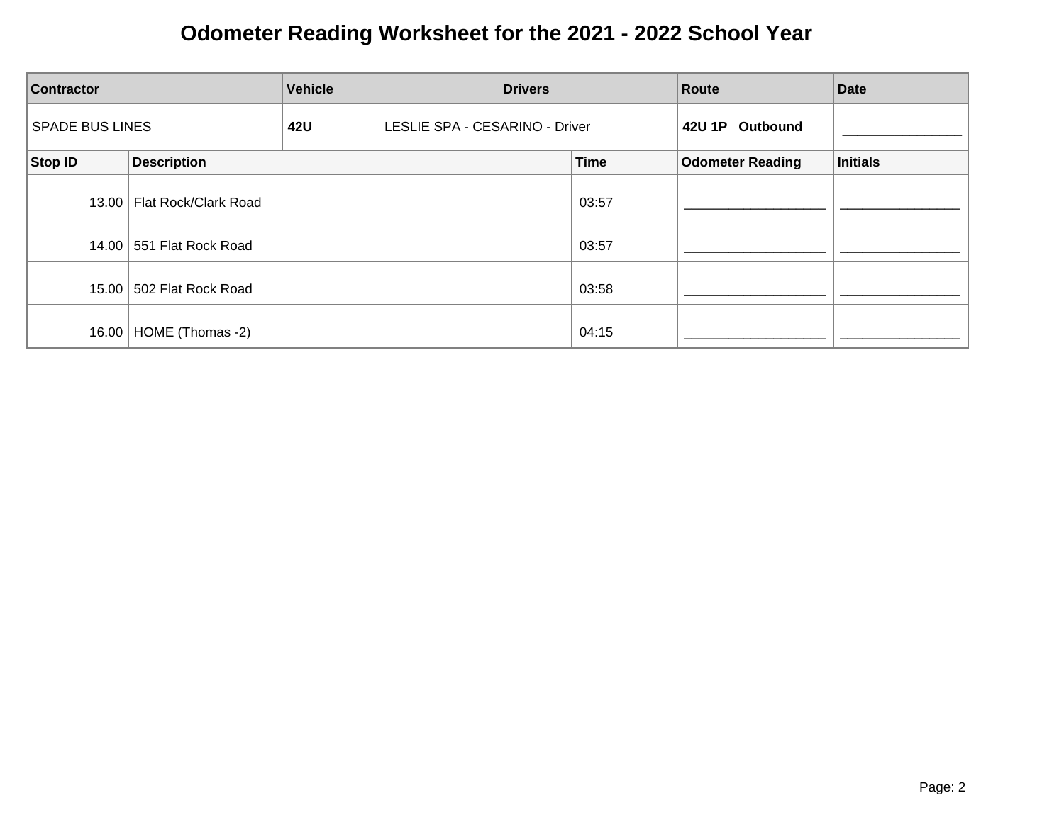# Odometer Reading Worksheet for the 2021 - 2022 School Year

| Contractor | Vehicle | Drivers | Route | Date |
|---|---|---|---|---|
| SPADE BUS LINES | **42U** | LESLIE SPA - CESARINO - Driver | **42U 1P Outbound** | _______________ |

| Stop ID | Description | Time | Odometer Reading | Initials |
|---|---|---|---|---|
| 13.00 | Flat Rock/Clark Road | 03:57 | __________________ | _______________ |
| 14.00 | 551 Flat Rock Road | 03:57 | __________________ | _______________ |
| 15.00 | 502 Flat Rock Road | 03:58 | __________________ | _______________ |
| 16.00 | HOME (Thomas -2) | 04:15 | __________________ | _______________ |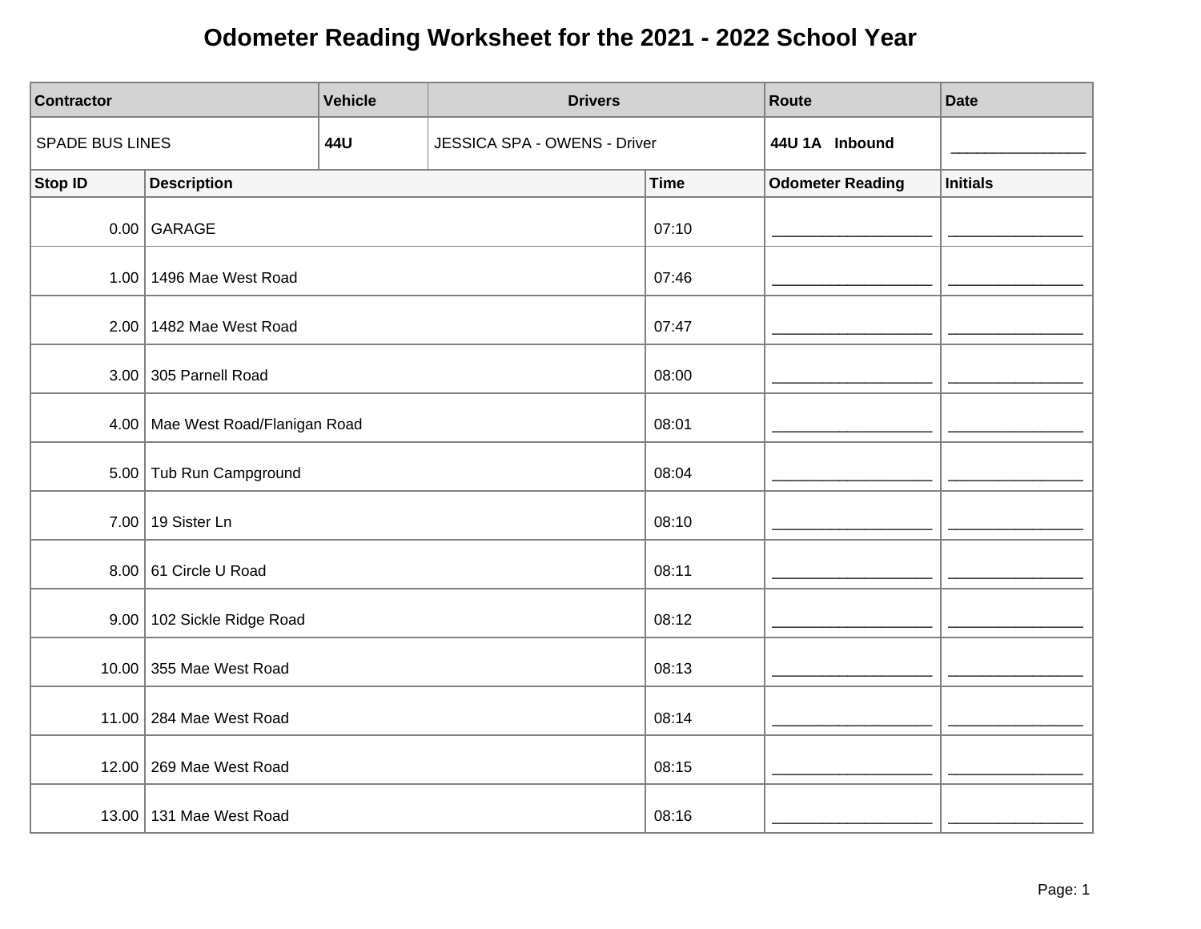# Odometer Reading Worksheet for the 2021 - 2022 School Year

| Contractor | Vehicle | Drivers | Route | Date |
|---|---|---|---|---|
| SPADE BUS LINES | **44U** | JESSICA SPA - OWENS - Driver | **44U 1A Inbound** | _______________ |

| Stop ID | Description | Time | Odometer Reading | Initials |
|---|---|---|---|---|
| 0.00 | GARAGE | 07:10 | __________________ | _______________ |
| 1.00 | 1496 Mae West Road | 07:46 | __________________ | _______________ |
| 2.00 | 1482 Mae West Road | 07:47 | __________________ | _______________ |
| 3.00 | 305 Parnell Road | 08:00 | __________________ | _______________ |
| 4.00 | Mae West Road/Flanigan Road | 08:01 | __________________ | _______________ |
| 5.00 | Tub Run Campground | 08:04 | __________________ | _______________ |
| 7.00 | 19 Sister Ln | 08:10 | __________________ | _______________ |
| 8.00 | 61 Circle U Road | 08:11 | __________________ | _______________ |
| 9.00 | 102 Sickle Ridge Road | 08:12 | __________________ | _______________ |
| 10.00 | 355 Mae West Road | 08:13 | __________________ | _______________ |
| 11.00 | 284 Mae West Road | 08:14 | __________________ | _______________ |
| 12.00 | 269 Mae West Road | 08:15 | __________________ | _______________ |
| 13.00 | 131 Mae West Road | 08:16 | __________________ | _______________ |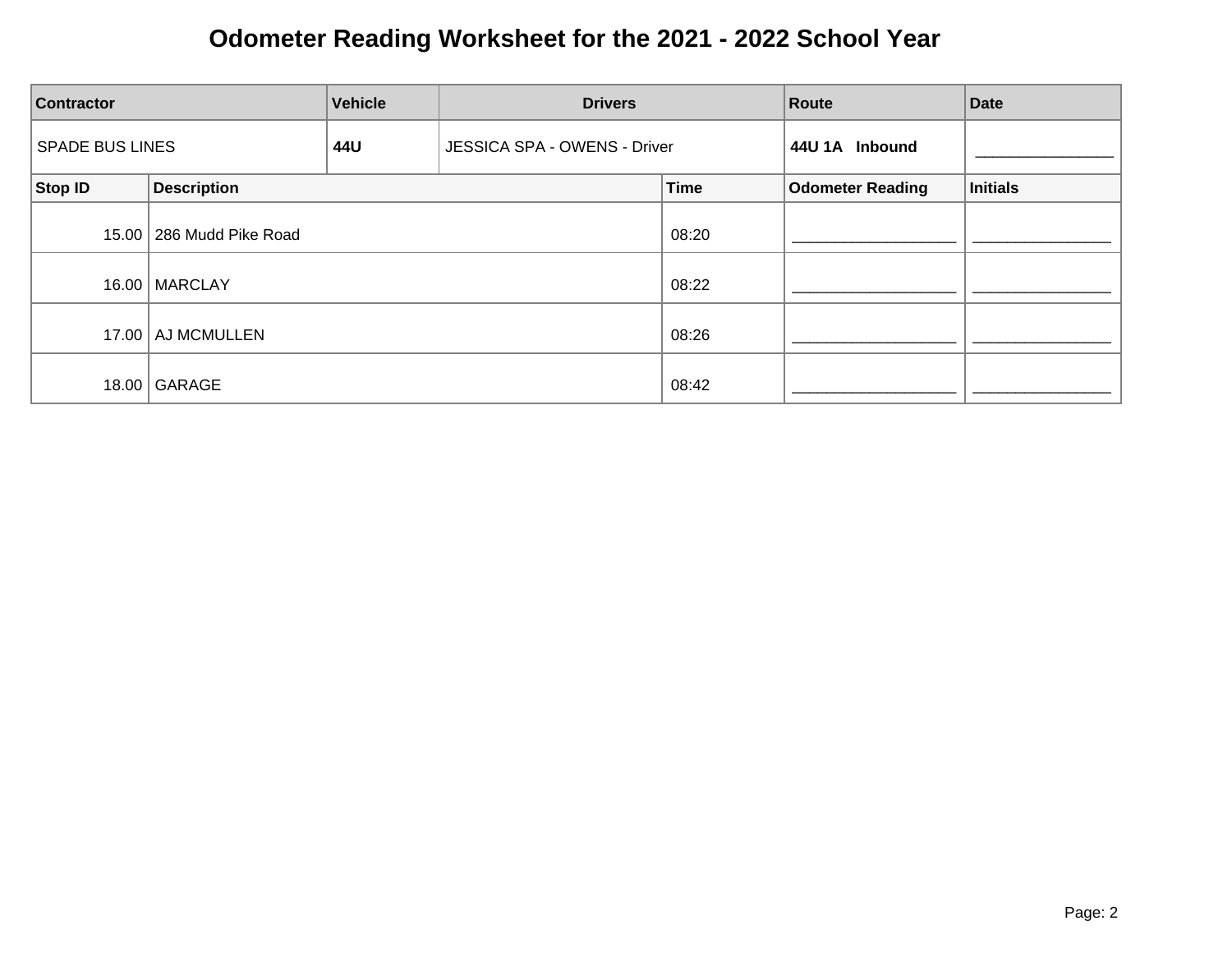# Odometer Reading Worksheet for the 2021 - 2022 School Year

| Contractor | Vehicle | Drivers | Route | Date |
|---|---|---|---|---|
| SPADE BUS LINES | 44U | JESSICA SPA - OWENS - Driver | 44U 1A Inbound | _______________ |

| Stop ID | Description | Time | Odometer Reading | Initials |
|---|---|---|---|---|
| 15.00 | 286 Mudd Pike Road | 08:20 | __________________ | _______________ |
| 16.00 | MARCLAY | 08:22 | __________________ | _______________ |
| 17.00 | AJ MCMULLEN | 08:26 | __________________ | _______________ |
| 18.00 | GARAGE | 08:42 | __________________ | _______________ |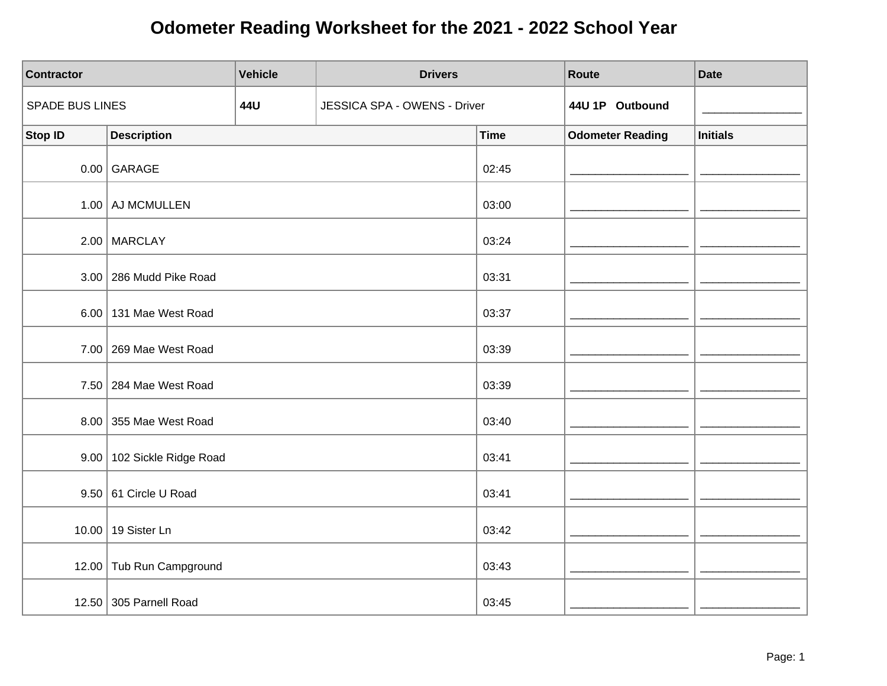# Odometer Reading Worksheet for the 2021 - 2022 School Year

| Contractor | Vehicle | Drivers | Route | Date |
|---|---|---|---|---|
| SPADE BUS LINES | **44U** | JESSICA SPA - OWENS - Driver | **44U 1P Outbound** | _______________ |

| Stop ID | Description | Time | Odometer Reading | Initials |
|---|---|---|---|---|
| 0.00 | GARAGE | 02:45 | __________________ | _______________ |
| 1.00 | AJ MCMULLEN | 03:00 | __________________ | _______________ |
| 2.00 | MARCLAY | 03:24 | __________________ | _______________ |
| 3.00 | 286 Mudd Pike Road | 03:31 | __________________ | _______________ |
| 6.00 | 131 Mae West Road | 03:37 | __________________ | _______________ |
| 7.00 | 269 Mae West Road | 03:39 | __________________ | _______________ |
| 7.50 | 284 Mae West Road | 03:39 | __________________ | _______________ |
| 8.00 | 355 Mae West Road | 03:40 | __________________ | _______________ |
| 9.00 | 102 Sickle Ridge Road | 03:41 | __________________ | _______________ |
| 9.50 | 61 Circle U Road | 03:41 | __________________ | _______________ |
| 10.00 | 19 Sister Ln | 03:42 | __________________ | _______________ |
| 12.00 | Tub Run Campground | 03:43 | __________________ | _______________ |
| 12.50 | 305 Parnell Road | 03:45 | __________________ | _______________ |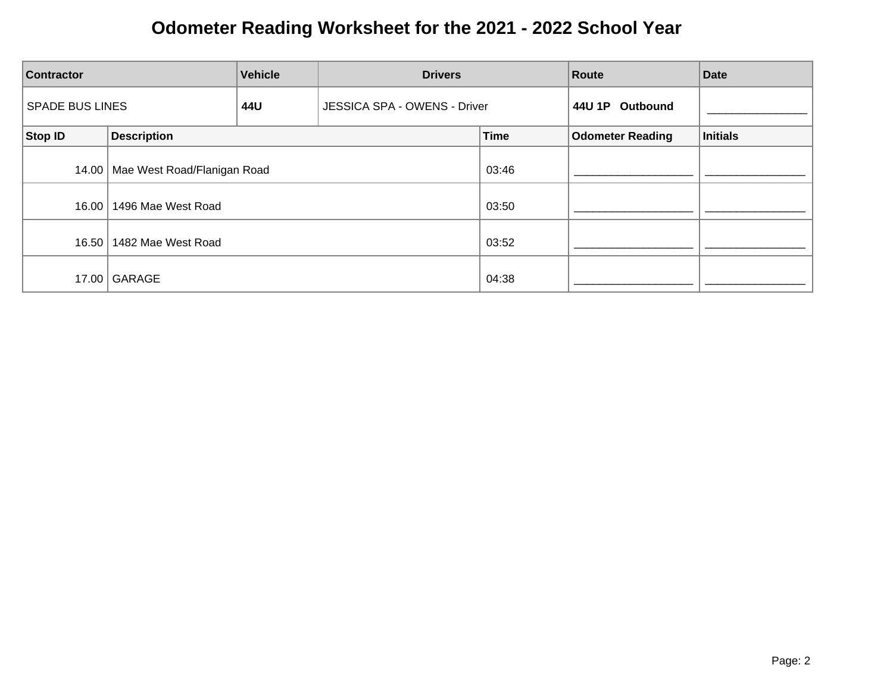# Odometer Reading Worksheet for the 2021 - 2022 School Year

| Contractor | Vehicle | Drivers | Route | Date |
|---|---|---|---|---|
| SPADE BUS LINES | **44U** | JESSICA SPA - OWENS - Driver | **44U 1P Outbound** | _______________ |

| Stop ID | Description | Time | Odometer Reading | Initials |
|---|---|---|---|---|
| 14.00 | Mae West Road/Flanigan Road | 03:46 | __________________ | _______________ |
| 16.00 | 1496 Mae West Road | 03:50 | __________________ | _______________ |
| 16.50 | 1482 Mae West Road | 03:52 | __________________ | _______________ |
| 17.00 | GARAGE | 04:38 | __________________ | _______________ |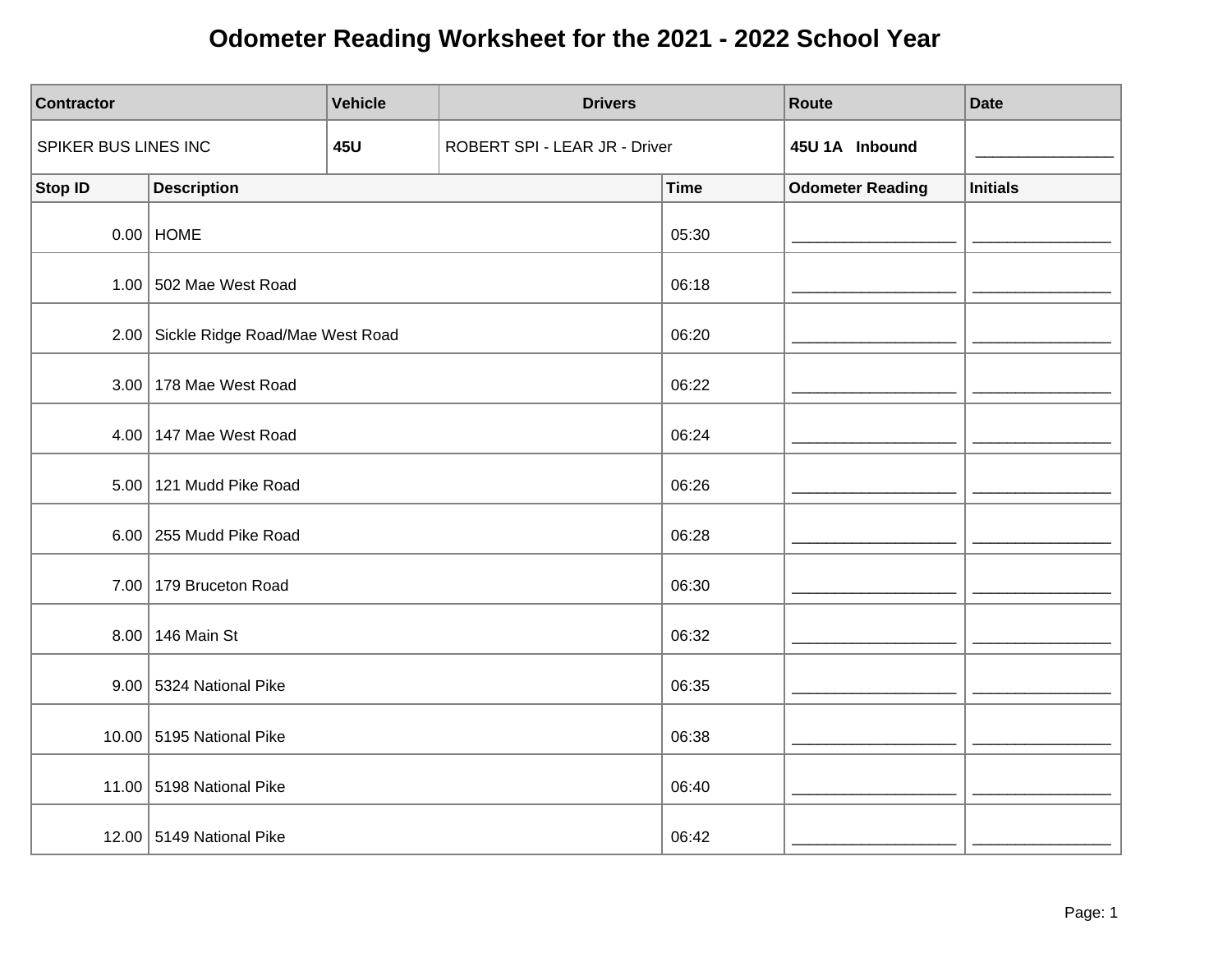# Odometer Reading Worksheet for the 2021 - 2022 School Year

| Contractor | Vehicle | Drivers | Route | Date |
|---|---|---|---|---|
| SPIKER BUS LINES INC | **45U** | ROBERT SPI - LEAR JR - Driver | **45U 1A Inbound** | _______________ |

| Stop ID | Description | Time | Odometer Reading | Initials |
|---|---|---|---|---|
| 0.00 | HOME | 05:30 | _________________ | _______________ |
| 1.00 | 502 Mae West Road | 06:18 | _________________ | _______________ |
| 2.00 | Sickle Ridge Road/Mae West Road | 06:20 | _________________ | _______________ |
| 3.00 | 178 Mae West Road | 06:22 | _________________ | _______________ |
| 4.00 | 147 Mae West Road | 06:24 | _________________ | _______________ |
| 5.00 | 121 Mudd Pike Road | 06:26 | _________________ | _______________ |
| 6.00 | 255 Mudd Pike Road | 06:28 | _________________ | _______________ |
| 7.00 | 179 Bruceton Road | 06:30 | _________________ | _______________ |
| 8.00 | 146 Main St | 06:32 | _________________ | _______________ |
| 9.00 | 5324 National Pike | 06:35 | _________________ | _______________ |
| 10.00 | 5195 National Pike | 06:38 | _________________ | _______________ |
| 11.00 | 5198 National Pike | 06:40 | _________________ | _______________ |
| 12.00 | 5149 National Pike | 06:42 | _________________ | _______________ |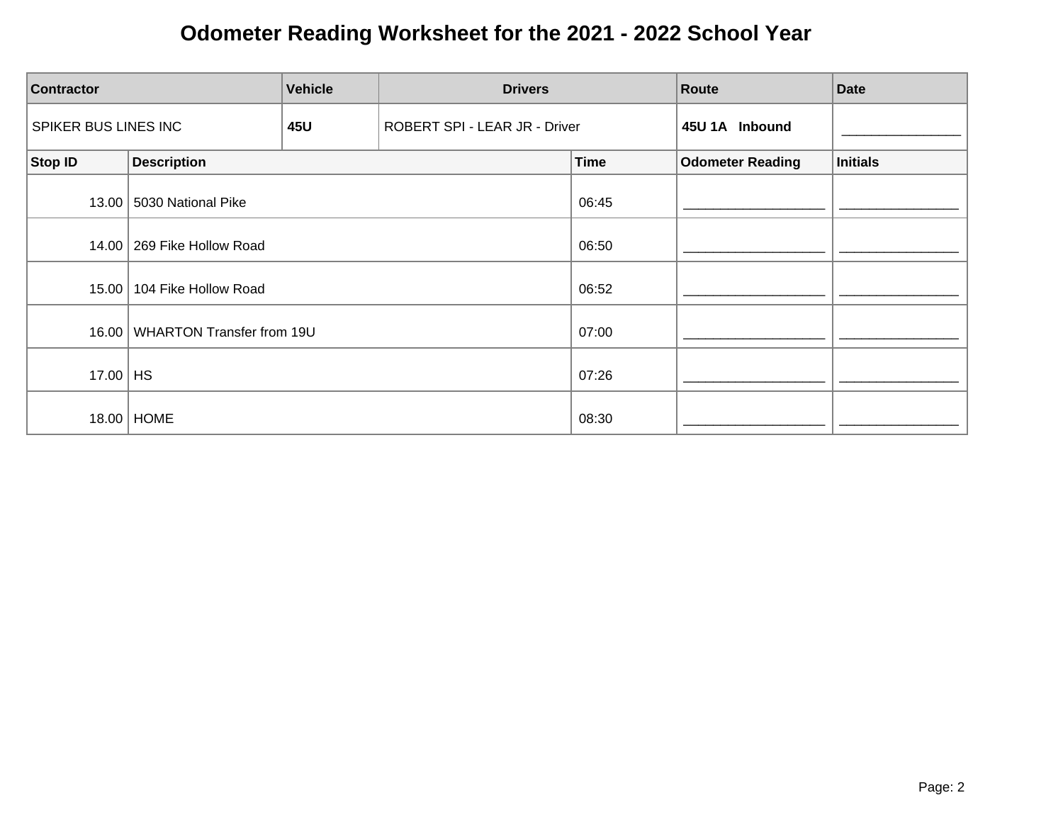# Odometer Reading Worksheet for the 2021 - 2022 School Year

| Contractor | Vehicle | Drivers | Route | Date |
|---|---|---|---|---|
| SPIKER BUS LINES INC | **45U** | ROBERT SPI - LEAR JR - Driver | **45U 1A Inbound** | _______________ |

| Stop ID | Description | Time | Odometer Reading | Initials |
|---|---|---|---|---|
| 13.00 | 5030 National Pike | 06:45 | __________________ | _______________ |
| 14.00 | 269 Fike Hollow Road | 06:50 | __________________ | _______________ |
| 15.00 | 104 Fike Hollow Road | 06:52 | __________________ | _______________ |
| 16.00 | WHARTON Transfer from 19U | 07:00 | __________________ | _______________ |
| 17.00 | HS | 07:26 | __________________ | _______________ |
| 18.00 | HOME | 08:30 | __________________ | _______________ |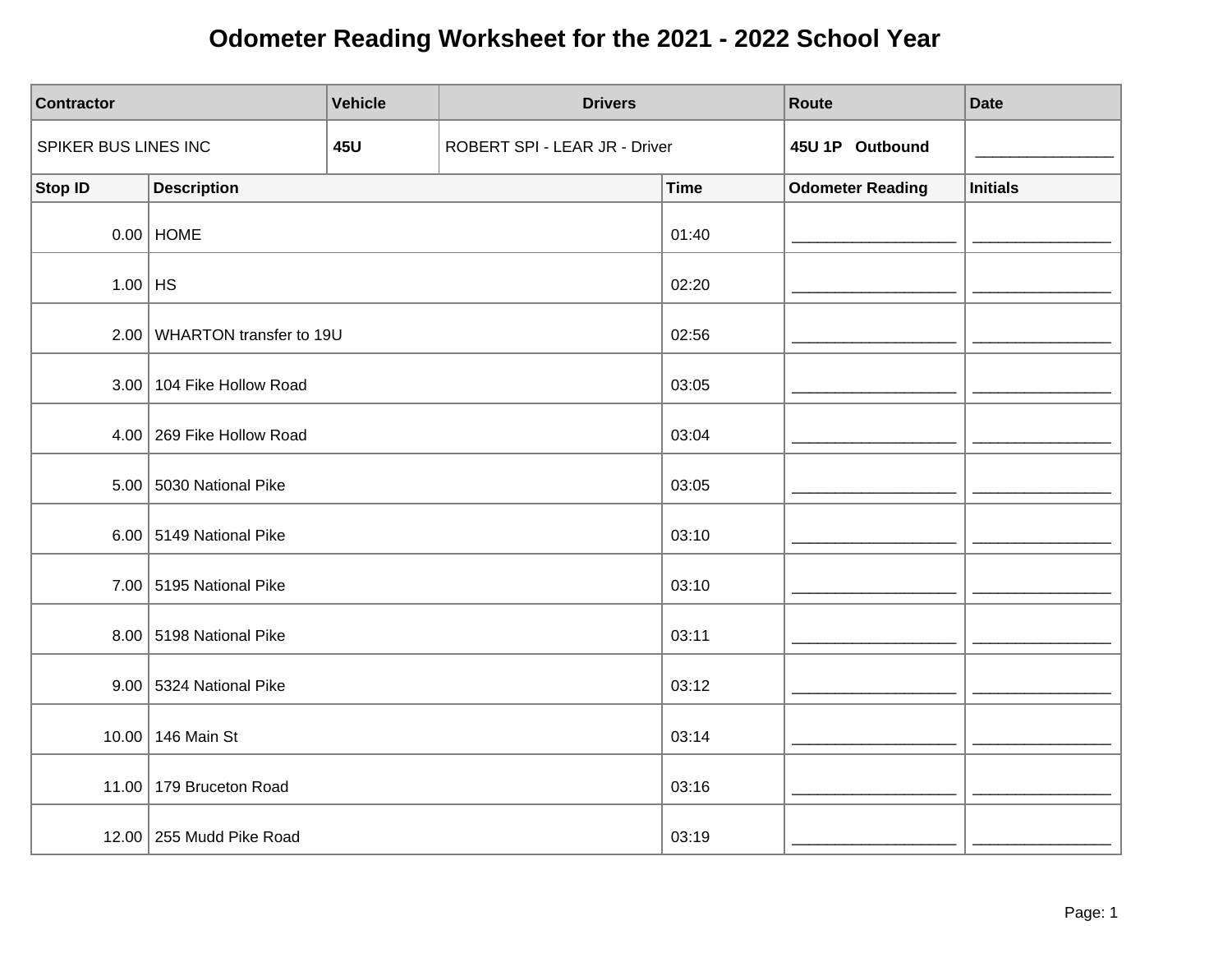# Odometer Reading Worksheet for the 2021 - 2022 School Year

| Contractor | Vehicle | Drivers | Route | Date |
|---|---|---|---|---|
| SPIKER BUS LINES INC | **45U** | ROBERT SPI - LEAR JR - Driver | **45U 1P Outbound** | _______________ |

| Stop ID | Description | Time | Odometer Reading | Initials |
|---|---|---|---|---|
| 0.00 | HOME | 01:40 | __________________ | _______________ |
| 1.00 | HS | 02:20 | __________________ | _______________ |
| 2.00 | WHARTON transfer to 19U | 02:56 | __________________ | _______________ |
| 3.00 | 104 Fike Hollow Road | 03:05 | __________________ | _______________ |
| 4.00 | 269 Fike Hollow Road | 03:04 | __________________ | _______________ |
| 5.00 | 5030 National Pike | 03:05 | __________________ | _______________ |
| 6.00 | 5149 National Pike | 03:10 | __________________ | _______________ |
| 7.00 | 5195 National Pike | 03:10 | __________________ | _______________ |
| 8.00 | 5198 National Pike | 03:11 | __________________ | _______________ |
| 9.00 | 5324 National Pike | 03:12 | __________________ | _______________ |
| 10.00 | 146 Main St | 03:14 | __________________ | _______________ |
| 11.00 | 179 Bruceton Road | 03:16 | __________________ | _______________ |
| 12.00 | 255 Mudd Pike Road | 03:19 | __________________ | _______________ |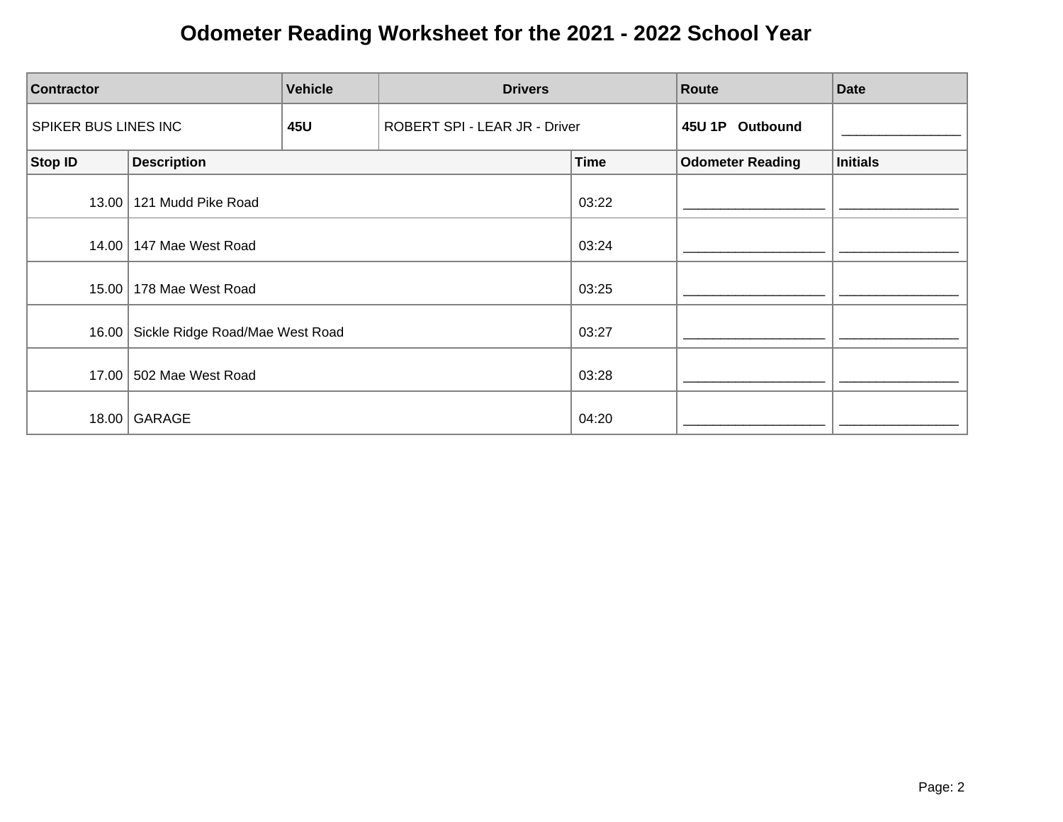# Odometer Reading Worksheet for the 2021 - 2022 School Year

| Contractor | Vehicle | Drivers | Route | Date |
|---|---|---|---|---|
| SPIKER BUS LINES INC | **45U** | ROBERT SPI - LEAR JR - Driver | **45U 1P Outbound** | _______________ |

| Stop ID | Description | Time | Odometer Reading | Initials |
|---|---|---|---|---|
| 13.00 | 121 Mudd Pike Road | 03:22 | __________________ | _______________ |
| 14.00 | 147 Mae West Road | 03:24 | __________________ | _______________ |
| 15.00 | 178 Mae West Road | 03:25 | __________________ | _______________ |
| 16.00 | Sickle Ridge Road/Mae West Road | 03:27 | __________________ | _______________ |
| 17.00 | 502 Mae West Road | 03:28 | __________________ | _______________ |
| 18.00 | GARAGE | 04:20 | __________________ | _______________ |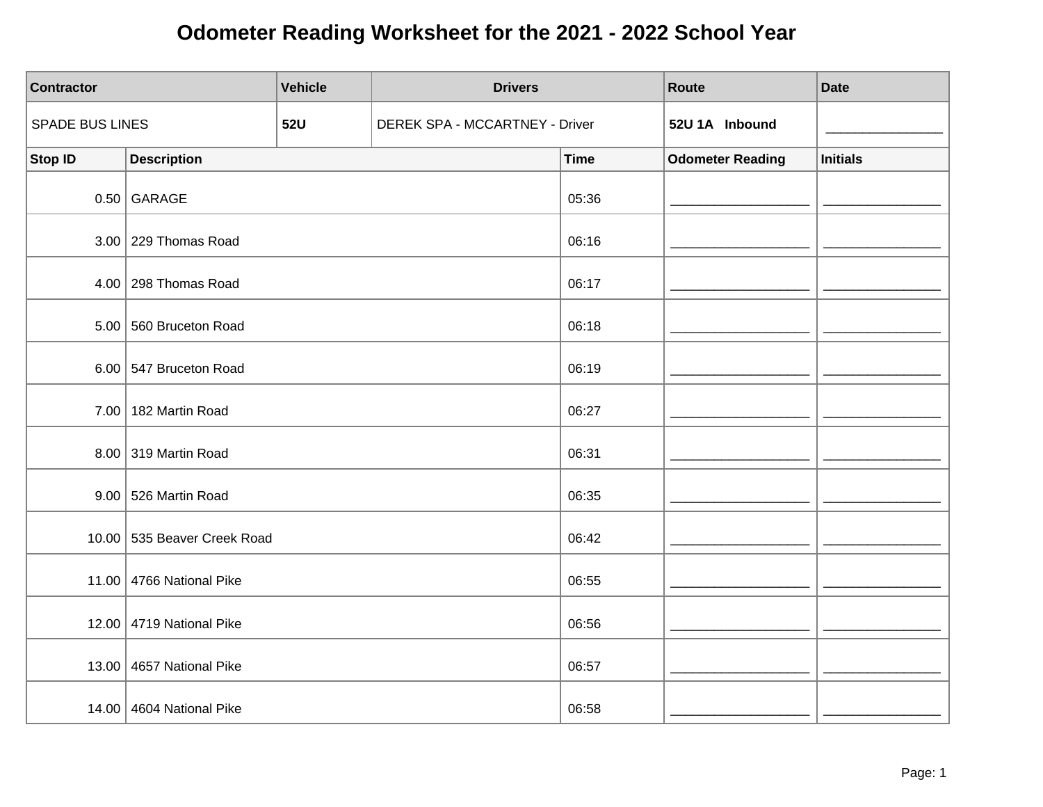# Odometer Reading Worksheet for the 2021 - 2022 School Year

| Contractor | Vehicle | Drivers | Route | Date |
|---|---|---|---|---|
| SPADE BUS LINES | **52U** | DEREK SPA - MCCARTNEY - Driver | **52U 1A Inbound** | _______________ |

| Stop ID | Description | Time | Odometer Reading | Initials |
|---|---|---|---|---|
| 0.50 | GARAGE | 05:36 | __________________ | _______________ |
| 3.00 | 229 Thomas Road | 06:16 | __________________ | _______________ |
| 4.00 | 298 Thomas Road | 06:17 | __________________ | _______________ |
| 5.00 | 560 Bruceton Road | 06:18 | __________________ | _______________ |
| 6.00 | 547 Bruceton Road | 06:19 | __________________ | _______________ |
| 7.00 | 182 Martin Road | 06:27 | __________________ | _______________ |
| 8.00 | 319 Martin Road | 06:31 | __________________ | _______________ |
| 9.00 | 526 Martin Road | 06:35 | __________________ | _______________ |
| 10.00 | 535 Beaver Creek Road | 06:42 | __________________ | _______________ |
| 11.00 | 4766 National Pike | 06:55 | __________________ | _______________ |
| 12.00 | 4719 National Pike | 06:56 | __________________ | _______________ |
| 13.00 | 4657 National Pike | 06:57 | __________________ | _______________ |
| 14.00 | 4604 National Pike | 06:58 | __________________ | _______________ |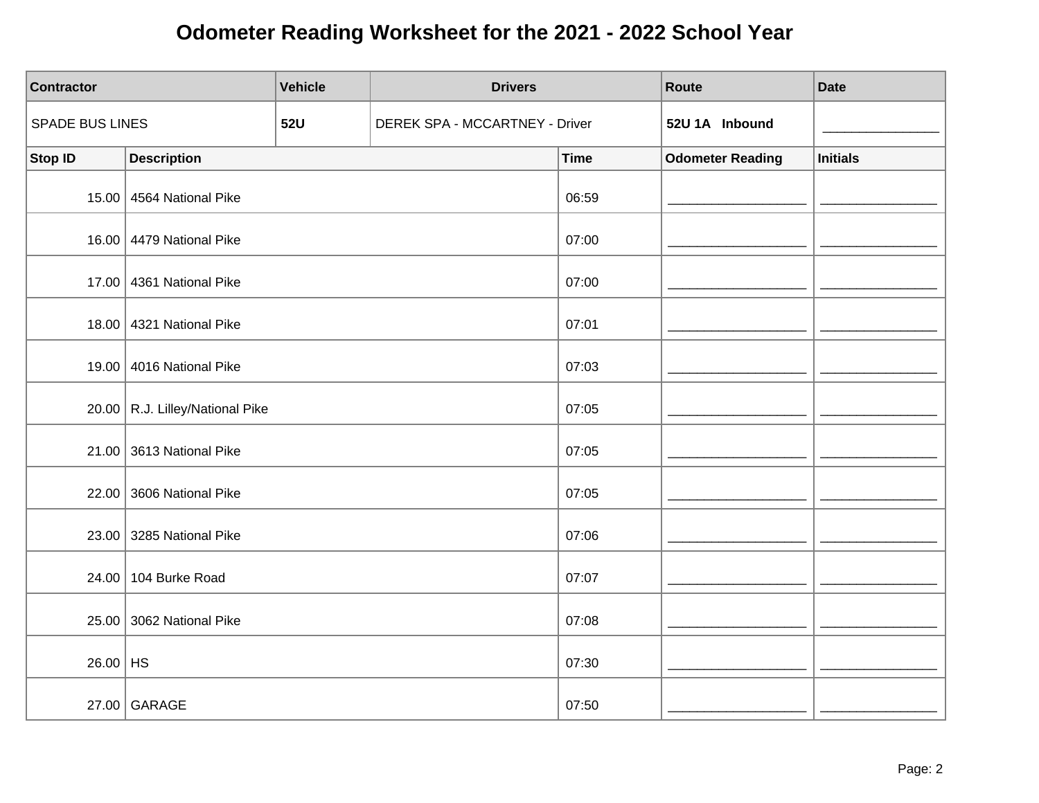# Odometer Reading Worksheet for the 2021 - 2022 School Year

| Contractor | Vehicle | Drivers | Route | Date |
|---|---|---|---|---|
| SPADE BUS LINES | **52U** | DEREK SPA - MCCARTNEY - Driver | **52U 1A Inbound** | _______________ |

| Stop ID | Description | Time | Odometer Reading | Initials |
|---|---|---|---|---|
| 15.00 | 4564 National Pike | 06:59 | __________________ | _______________ |
| 16.00 | 4479 National Pike | 07:00 | __________________ | _______________ |
| 17.00 | 4361 National Pike | 07:00 | __________________ | _______________ |
| 18.00 | 4321 National Pike | 07:01 | __________________ | _______________ |
| 19.00 | 4016 National Pike | 07:03 | __________________ | _______________ |
| 20.00 | R.J. Lilley/National Pike | 07:05 | __________________ | _______________ |
| 21.00 | 3613 National Pike | 07:05 | __________________ | _______________ |
| 22.00 | 3606 National Pike | 07:05 | __________________ | _______________ |
| 23.00 | 3285 National Pike | 07:06 | __________________ | _______________ |
| 24.00 | 104 Burke Road | 07:07 | __________________ | _______________ |
| 25.00 | 3062 National Pike | 07:08 | __________________ | _______________ |
| 26.00 | HS | 07:30 | __________________ | _______________ |
| 27.00 | GARAGE | 07:50 | __________________ | _______________ |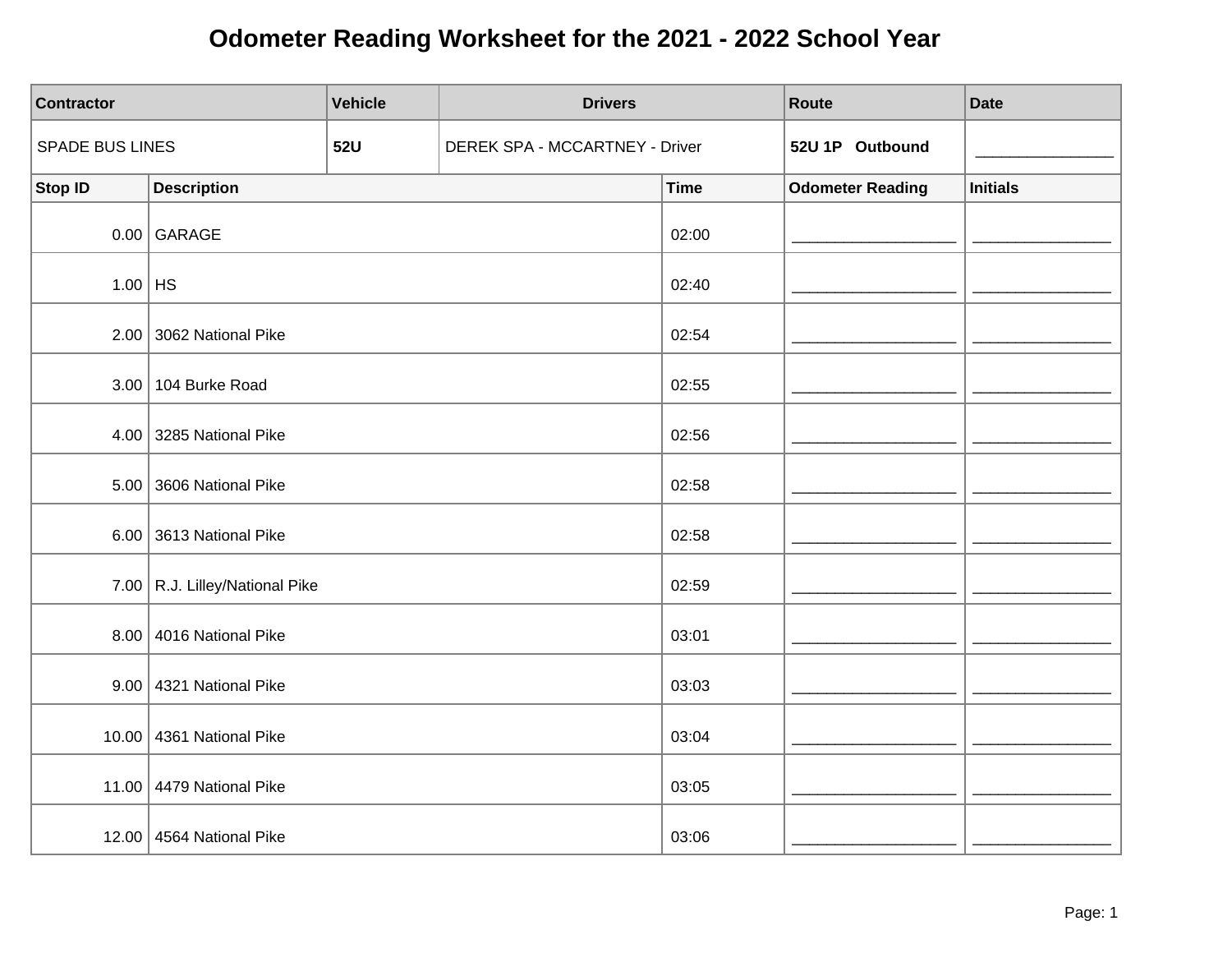# Odometer Reading Worksheet for the 2021 - 2022 School Year

| Contractor | Vehicle | Drivers | Route | Date |
| --- | --- | --- | --- | --- |
| SPADE BUS LINES | 52U | DEREK SPA - MCCARTNEY - Driver | 52U 1P Outbound | _______________ |

| Stop ID | Description | Time | Odometer Reading | Initials |
| --- | --- | --- | --- | --- |
| 0.00 | GARAGE | 02:00 | __________________ | _______________ |
| 1.00 | HS | 02:40 | __________________ | _______________ |
| 2.00 | 3062 National Pike | 02:54 | __________________ | _______________ |
| 3.00 | 104 Burke Road | 02:55 | __________________ | _______________ |
| 4.00 | 3285 National Pike | 02:56 | __________________ | _______________ |
| 5.00 | 3606 National Pike | 02:58 | __________________ | _______________ |
| 6.00 | 3613 National Pike | 02:58 | __________________ | _______________ |
| 7.00 | R.J. Lilley/National Pike | 02:59 | __________________ | _______________ |
| 8.00 | 4016 National Pike | 03:01 | __________________ | _______________ |
| 9.00 | 4321 National Pike | 03:03 | __________________ | _______________ |
| 10.00 | 4361 National Pike | 03:04 | __________________ | _______________ |
| 11.00 | 4479 National Pike | 03:05 | __________________ | _______________ |
| 12.00 | 4564 National Pike | 03:06 | __________________ | _______________ |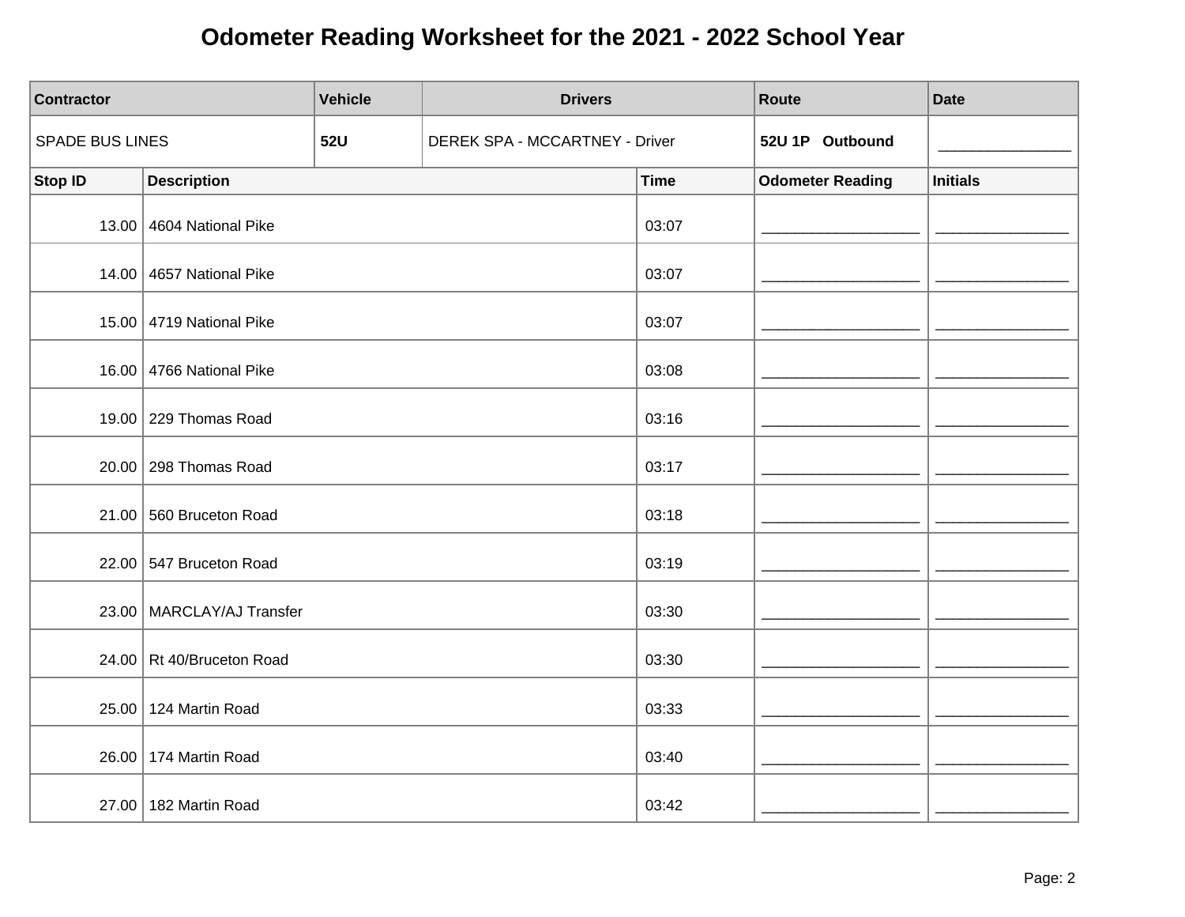# Odometer Reading Worksheet for the 2021 - 2022 School Year

| Contractor | Vehicle | Drivers | Route | Date |
| --- | --- | --- | --- | --- |
| SPADE BUS LINES | **52U** | DEREK SPA - MCCARTNEY - Driver | **52U 1P Outbound** | _______________ |

| Stop ID | Description | Time | Odometer Reading | Initials |
| --- | --- | --- | --- | --- |
| 13.00 | 4604 National Pike | 03:07 | __________________ | _______________ |
| 14.00 | 4657 National Pike | 03:07 | __________________ | _______________ |
| 15.00 | 4719 National Pike | 03:07 | __________________ | _______________ |
| 16.00 | 4766 National Pike | 03:08 | __________________ | _______________ |
| 19.00 | 229 Thomas Road | 03:16 | __________________ | _______________ |
| 20.00 | 298 Thomas Road | 03:17 | __________________ | _______________ |
| 21.00 | 560 Bruceton Road | 03:18 | __________________ | _______________ |
| 22.00 | 547 Bruceton Road | 03:19 | __________________ | _______________ |
| 23.00 | MARCLAY/AJ Transfer | 03:30 | __________________ | _______________ |
| 24.00 | Rt 40/Bruceton Road | 03:30 | __________________ | _______________ |
| 25.00 | 124 Martin Road | 03:33 | __________________ | _______________ |
| 26.00 | 174 Martin Road | 03:40 | __________________ | _______________ |
| 27.00 | 182 Martin Road | 03:42 | __________________ | _______________ |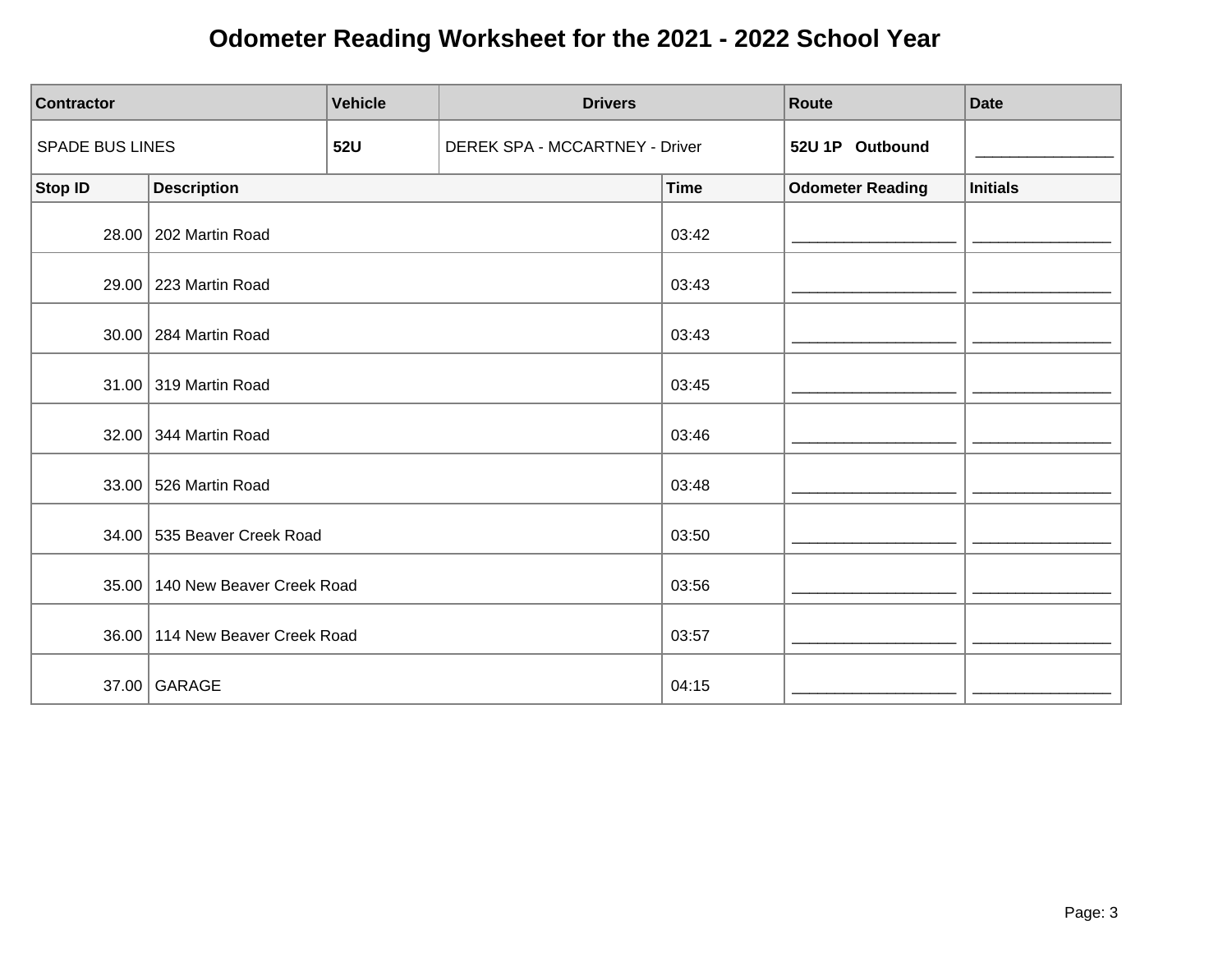# Odometer Reading Worksheet for the 2021 - 2022 School Year

| Contractor | Vehicle | Drivers | Route | Date |
|---|---|---|---|---|
| SPADE BUS LINES | **52U** | DEREK SPA - MCCARTNEY - Driver | **52U 1P Outbound** | _______________ |

| Stop ID | Description | Time | Odometer Reading | Initials |
|---|---|---|---|---|
| 28.00 | 202 Martin Road | 03:42 | __________________ | _______________ |
| 29.00 | 223 Martin Road | 03:43 | __________________ | _______________ |
| 30.00 | 284 Martin Road | 03:43 | __________________ | _______________ |
| 31.00 | 319 Martin Road | 03:45 | __________________ | _______________ |
| 32.00 | 344 Martin Road | 03:46 | __________________ | _______________ |
| 33.00 | 526 Martin Road | 03:48 | __________________ | _______________ |
| 34.00 | 535 Beaver Creek Road | 03:50 | __________________ | _______________ |
| 35.00 | 140 New Beaver Creek Road | 03:56 | __________________ | _______________ |
| 36.00 | 114 New Beaver Creek Road | 03:57 | __________________ | _______________ |
| 37.00 | GARAGE | 04:15 | __________________ | _______________ |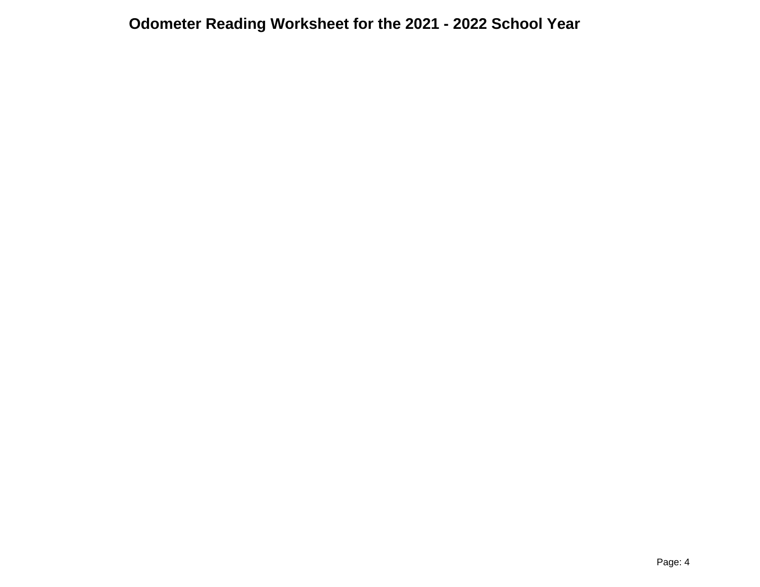# Odometer Reading Worksheet for the 2021 - 2022 School Year